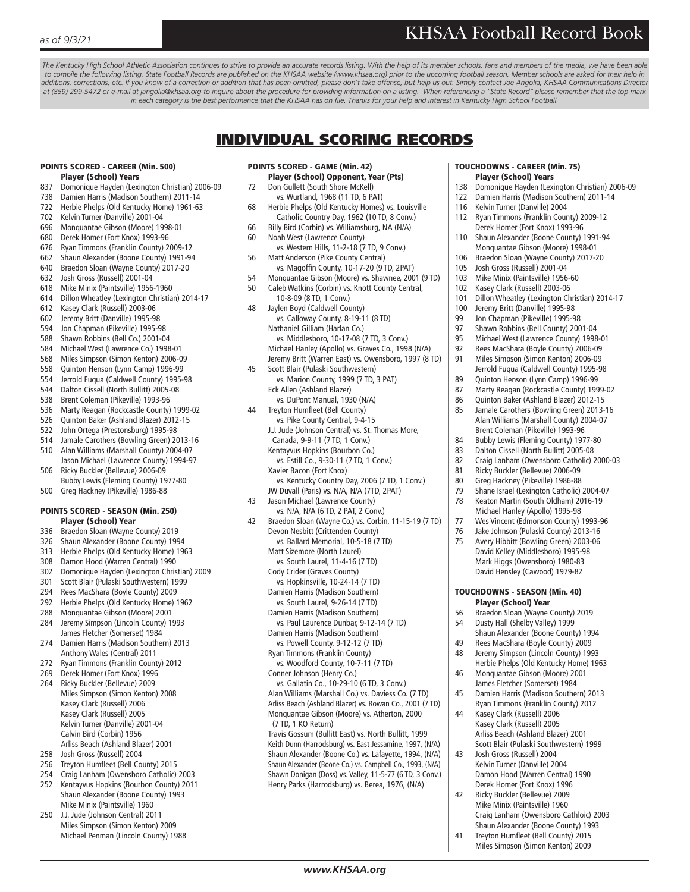*as of 9/3/21*

# KHSAA Football Record Book

*The Kentucky High School Athletic Association continues to strive to provide an accurate records listing. With the help of its member schools, fans and members of the media, we have been able to compile the following listing. State Football Records are published on the KHSAA website (www.khsaa.org) prior to the upcoming football season. Member schools are asked for their help in additions, corrections, etc. If you know of a correction or addition that has been omitted, please don't take offense, but help us out. Simply contact Joe Angolia, KHSAA Communications Director at (859) 299-5472 or e-mail at jangolia@khsaa.org to inquire about the procedure for providing information on a listing. When referencing a "State Record" please remember that the top mark in each category is the best performance that the KHSAA has on file. Thanks for your help and interest in Kentucky High School Football.*

## INDIVIDUAL SCORING RECORDS

### POINTS SCORED - CAREER (Min. 500)

**Player (School) Years**

- 837 Domonique Hayden (Lexington Christian) 2006-09
- 738 Damien Harris (Madison Southern) 2011-14
- 722 Herbie Phelps (Old Kentucky Home) 1961-63
- 702 Kelvin Turner (Danville) 2001-04
- 696 Monquantae Gibson (Moore) 1998-01
- 680 Derek Homer (Fort Knox) 1993-96
- 676 Ryan Timmons (Franklin County) 2009-12
- 662 Shaun Alexander (Boone County) 1991-94
- 640 Braedon Sloan (Wayne County) 2017-20
- 632 Josh Gross (Russell) 2001-04
- 618 Mike Minix (Paintsville) 1956-1960
- 614 Dillon Wheatley (Lexington Christian) 2014-17
- 612 Kasey Clark (Russell) 2003-06
- 602 Jeremy Britt (Danville) 1995-98
- 594 Jon Chapman (Pikeville) 1995-98
- 588 Shawn Robbins (Bell Co.) 2001-04
- 584 Michael West (Lawrence Co.) 1998-01
- 568 Miles Simpson (Simon Kenton) 2006-09
- 558 Quinton Henson (Lynn Camp) 1996-99
- 554 Jerrold Fuqua (Caldwell County) 1995-98
- 544 Dalton Cissell (North Bullitt) 2005-08
- 538 Brent Coleman (Pikeville) 1993-96
- 536 Marty Reagan (Rockcastle County) 1999-02
- 526 Quinton Baker (Ashland Blazer) 2012-15
- 522 John Ortega (Prestonsburg) 1995-98
- 514 Jamale Carothers (Bowling Green) 2013-16
- 510 Alan Williams (Marshall County) 2004-07
  Jason Michael (Lawrence County) 1994-97
- 506 Ricky Buckler (Bellevue) 2006-09
  Bubby Lewis (Fleming County) 1977-80
- 500 Greg Hackney (Pikeville) 1986-88

### POINTS SCORED - SEASON (Min. 250)

**Player (School) Year**

- 336 Braedon Sloan (Wayne County) 2019
- 326 Shaun Alexander (Boone County) 1994
- 313 Herbie Phelps (Old Kentucky Home) 1963
- 308 Damon Hood (Warren Central) 1990
- 302 Domonique Hayden (Lexington Christian) 2009
- 301 Scott Blair (Pulaski Southwestern) 1999
- 294 Rees MacShara (Boyle County) 2009
- 292 Herbie Phelps (Old Kentucky Home) 1962
- 288 Monquantae Gibson (Moore) 2001
- 284 Jeremy Simpson (Lincoln County) 1993
  James Fletcher (Somerset) 1984
- 274 Damien Harris (Madison Southern) 2013
  Anthony Wales (Central) 2011
- 272 Ryan Timmons (Franklin County) 2012
- 269 Derek Homer (Fort Knox) 1996
- 264 Ricky Buckler (Bellevue) 2009
  Miles Simpson (Simon Kenton) 2008
  Kasey Clark (Russell) 2006
  Kasey Clark (Russell) 2005
  Kelvin Turner (Danville) 2001-04
  Calvin Bird (Corbin) 1956
  Arliss Beach (Ashland Blazer) 2001
- 258 Josh Gross (Russell) 2004
- 256 Treyton Humfleet (Bell County) 2015
- 254 Craig Lanham (Owensboro Catholic) 2003
- 252 Kentayvus Hopkins (Bourbon County) 2011
  Shaun Alexander (Boone County) 1993
  Mike Minix (Paintsville) 1960
- 250 J.J. Jude (Johnson Central) 2011
  Miles Simpson (Simon Kenton) 2009
  Michael Penman (Lincoln County) 1988

### POINTS SCORED - GAME (Min. 42)

**Player (School) Opponent, Year (Pts)**

- 72 Don Gullett (South Shore McKell) vs. Wurtland, 1968 (11 TD, 6 PAT)
- 68 Herbie Phelps (Old Kentucky Homes) vs. Louisville Catholic Country Day, 1962 (10 TD, 8 Conv.)
- 66 Billy Bird (Corbin) vs. Williamsburg, NA (N/A)
- 60 Noah West (Lawrence County) vs. Western Hills, 11-2-18 (7 TD, 9 Conv.)
- 56 Matt Anderson (Pike County Central) vs. Magoffin County, 10-17-20 (9 TD, 2PAT)
- 54 Monquantae Gibson (Moore) vs. Shawnee, 2001 (9 TD)
- 50 Caleb Watkins (Corbin) vs. Knott County Central, 10-8-09 (8 TD, 1 Conv.)
- 48 Jaylen Boyd (Caldwell County) vs. Calloway County, 8-19-11 (8 TD)
  Nathaniel Gilliam (Harlan Co.) vs. Middlesboro, 10-17-08 (7 TD, 3 Conv.)
  Michael Hanley (Apollo) vs. Graves Co., 1998 (N/A)
  Jeremy Britt (Warren East) vs. Owensboro, 1997 (8 TD)
- 45 Scott Blair (Pulaski Southwestern) vs. Marion County, 1999 (7 TD, 3 PAT)
  Eck Allen (Ashland Blazer) vs. DuPont Manual, 1930 (N/A)
- 44 Treyton Humfleet (Bell County) vs. Pike County Central, 9-4-15
  J.J. Jude (Johnson Central) vs. St. Thomas More, Canada, 9-9-11 (7 TD, 1 Conv.)
  Kentayvus Hopkins (Bourbon Co.) vs. Estill Co., 9-30-11 (7 TD, 1 Conv.)
  Xavier Bacon (Fort Knox) vs. Kentucky Country Day, 2006 (7 TD, 1 Conv.)
  JW Duvall (Paris) vs. N/A, N/A (7TD, 2PAT)
- 43 Jason Michael (Lawrence County) vs. N/A, N/A (6 TD, 2 PAT, 2 Conv.)
- 42 Braedon Sloan (Wayne Co.) vs. Corbin, 11-15-19 (7 TD)
  Devon Nesbitt (Crittenden County) vs. Ballard Memorial, 10-5-18 (7 TD)
  Matt Sizemore (North Laurel) vs. South Laurel, 11-4-16 (7 TD)
  Cody Crider (Graves County) vs. Hopkinsville, 10-24-14 (7 TD)
  Damien Harris (Madison Southern) vs. South Laurel, 9-26-14 (7 TD)
  Damien Harris (Madison Southern) vs. Paul Laurence Dunbar, 9-12-14 (7 TD)
  Damien Harris (Madison Southern) vs. Powell County, 9-12-12 (7 TD)
  Ryan Timmons (Franklin County) vs. Woodford County, 10-7-11 (7 TD)
  Conner Johnson (Henry Co.) vs. Gallatin Co., 10-29-10 (6 TD, 3 Conv.)
  Alan Williams (Marshall Co.) vs. Daviess Co. (7 TD)
  Arliss Beach (Ashland Blazer) vs. Rowan Co., 2001 (7 TD)
  Monquantae Gibson (Moore) vs. Atherton, 2000 (7 TD, 1 KO Return)
  Travis Gossum (Bullitt East) vs. North Bullitt, 1999
  Keith Dunn (Harrodsburg) vs. East Jessamine, 1997, (N/A)
  Shaun Alexander (Boone Co.) vs. Lafayette, 1994, (N/A)
  Shaun Alexander (Boone Co.) vs. Campbell Co., 1993, (N/A)
  Shawn Donigan (Doss) vs. Valley, 11-5-77 (6 TD, 3 Conv.)
  Henry Parks (Harrodsburg) vs. Berea, 1976, (N/A)

### TOUCHDOWNS - CAREER (Min. 75)

**Player (School) Years**

- 138 Domonique Hayden (Lexington Christian) 2006-09
- 122 Damien Harris (Madison Southern) 2011-14
- 116 Kelvin Turner (Danville) 2004
- 112 Ryan Timmons (Franklin County) 2009-12
  Derek Homer (Fort Knox) 1993-96
- 110 Shaun Alexander (Boone County) 1991-94
  Monquantae Gibson (Moore) 1998-01
- 106 Braedon Sloan (Wayne County) 2017-20
- 105 Josh Gross (Russell) 2001-04
- 103 Mike Minix (Paintsville) 1956-60
- 102 Kasey Clark (Russell) 2003-06
- 101 Dillon Wheatley (Lexington Christian) 2014-17
- 100 Jeremy Britt (Danville) 1995-98
- 99 Jon Chapman (Pikeville) 1995-98
- 97 Shawn Robbins (Bell County) 2001-04
- 95 Michael West (Lawrence County) 1998-01
- 92 Rees MacShara (Boyle County) 2006-09
- 91 Miles Simpson (Simon Kenton) 2006-09
  Jerrold Fuqua (Caldwell County) 1995-98
- 89 Quinton Henson (Lynn Camp) 1996-99
- 87 Marty Reagan (Rockcastle County) 1999-02
- 86 Quinton Baker (Ashland Blazer) 2012-15
- 85 Jamale Carothers (Bowling Green) 2013-16
  Alan Williams (Marshall County) 2004-07
  Brent Coleman (Pikeville) 1993-96
- 84 Bubby Lewis (Fleming County) 1977-80
- 83 Dalton Cissell (North Bullitt) 2005-08
- 82 Craig Lanham (Owensboro Catholic) 2000-03
- 81 Ricky Buckler (Bellevue) 2006-09
- 80 Greg Hackney (Pikeville) 1986-88
- 79 Shane Israel (Lexington Catholic) 2004-07
- 78 Keaton Martin (South Oldham) 2016-19
  Michael Hanley (Apollo) 1995-98
- 77 Wes Vincent (Edmonson County) 1993-96
- 76 Jake Johnson (Pulaski County) 2013-16
- 75 Avery Hibbitt (Bowling Green) 2003-06
  David Kelley (Middlesboro) 1995-98
  Mark Higgs (Owensboro) 1980-83
  David Hensley (Cawood) 1979-82

### TOUCHDOWNS - SEASON (Min. 40)

**Player (School) Year**

- 56 Braedon Sloan (Wayne County) 2019
- 54 Dusty Hall (Shelby Valley) 1999
  Shaun Alexander (Boone County) 1994
- 49 Rees MacShara (Boyle County) 2009
- 48 Jeremy Simpson (Lincoln County) 1993
  Herbie Phelps (Old Kentucky Home) 1963
- 46 Monquantae Gibson (Moore) 2001
  James Fletcher (Somerset) 1984
- 45 Damien Harris (Madison Southern) 2013
  Ryan Timmons (Franklin County) 2012
- 44 Kasey Clark (Russell) 2006
  Kasey Clark (Russell) 2005
  Arliss Beach (Ashland Blazer) 2001
  Scott Blair (Pulaski Southwestern) 1999
- 43 Josh Gross (Russell) 2004
  Kelvin Turner (Danville) 2004
  Damon Hood (Warren Central) 1990
  Derek Homer (Fort Knox) 1996
- 42 Ricky Buckler (Bellevue) 2009
  Mike Minix (Paintsville) 1960
  Craig Lanham (Owensboro Cathloic) 2003
  Shaun Alexander (Boone County) 1993
- 41 Treyton Humfleet (Bell County) 2015
  Miles Simpson (Simon Kenton) 2009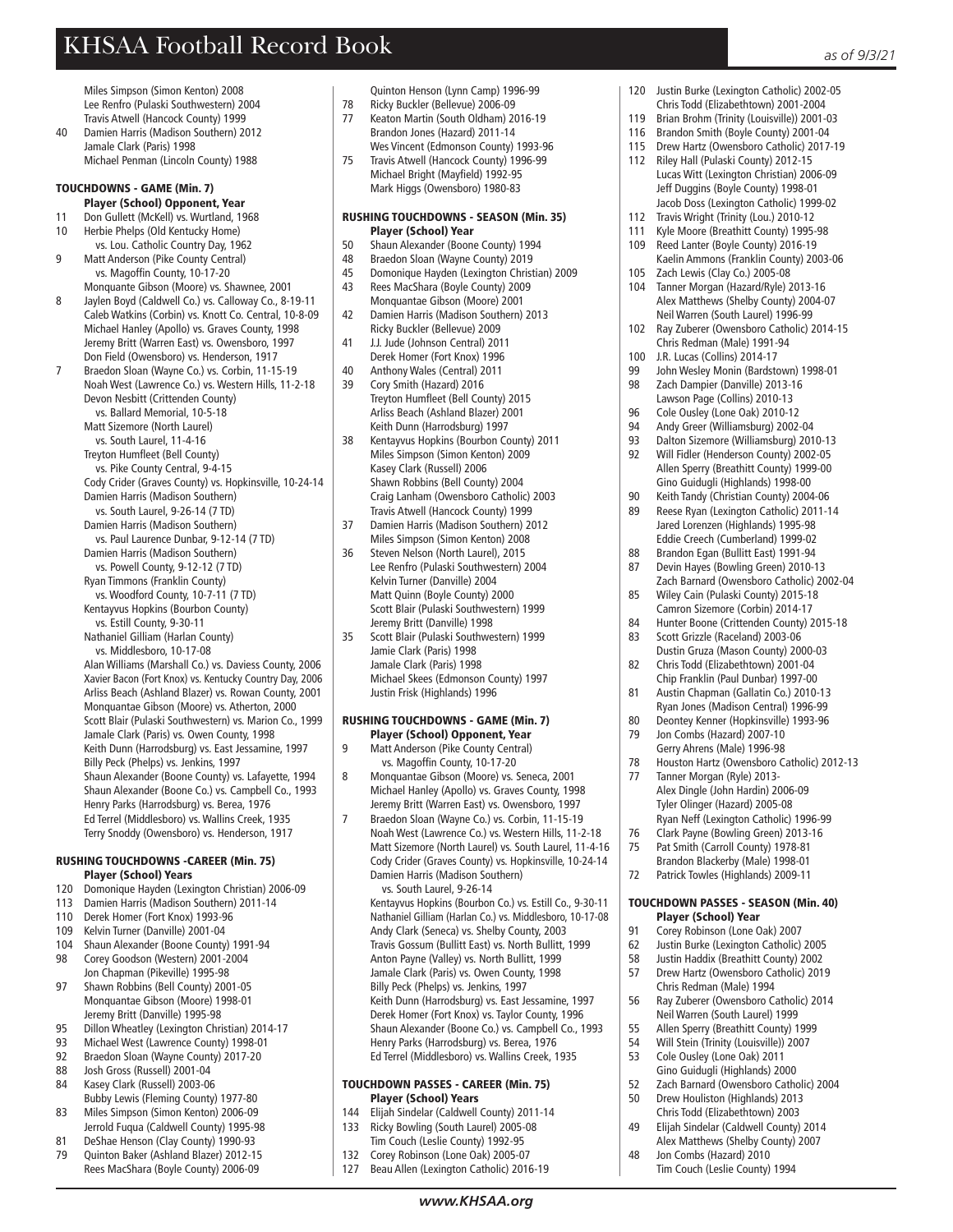Miles Simpson (Simon Kenton) 2008
Lee Renfro (Pulaski Southwestern) 2004
Travis Atwell (Hancock County) 1999

40 Damien Harris (Madison Southern) 2012
Jamale Clark (Paris) 1998
Michael Penman (Lincoln County) 1988

### TOUCHDOWNS - GAME (Min. 7)

**Player (School) Opponent, Year**

11 Don Gullett (McKell) vs. Wurtland, 1968

10 Herbie Phelps (Old Kentucky Home) vs. Lou. Catholic Country Day, 1962

9 Matt Anderson (Pike County Central) vs. Magoffin County, 10-17-20
Monquante Gibson (Moore) vs. Shawnee, 2001

8 Jaylen Boyd (Caldwell Co.) vs. Calloway Co., 8-19-11
Caleb Watkins (Corbin) vs. Knott Co. Central, 10-8-09
Michael Hanley (Apollo) vs. Graves County, 1998
Jeremy Britt (Warren East) vs. Owensboro, 1997
Don Field (Owensboro) vs. Henderson, 1917

7 Braedon Sloan (Wayne Co.) vs. Corbin, 11-15-19
Noah West (Lawrence Co.) vs. Western Hills, 11-2-18
Devon Nesbitt (Crittenden County) vs. Ballard Memorial, 10-5-18
Matt Sizemore (North Laurel) vs. South Laurel, 11-4-16
Treyton Humfleet (Bell County) vs. Pike County Central, 9-4-15
Cody Crider (Graves County) vs. Hopkinsville, 10-24-14
Damien Harris (Madison Southern) vs. South Laurel, 9-26-14 (7 TD)
Damien Harris (Madison Southern) vs. Paul Laurence Dunbar, 9-12-14 (7 TD)
Damien Harris (Madison Southern) vs. Powell County, 9-12-12 (7 TD)
Ryan Timmons (Franklin County) vs. Woodford County, 10-7-11 (7 TD)
Kentayvus Hopkins (Bourbon County) vs. Estill County, 9-30-11
Nathaniel Gilliam (Harlan County) vs. Middlesboro, 10-17-08
Alan Williams (Marshall Co.) vs. Daviess County, 2006
Xavier Bacon (Fort Knox) vs. Kentucky Country Day, 2006
Arliss Beach (Ashland Blazer) vs. Rowan County, 2001
Monquantae Gibson (Moore) vs. Atherton, 2000
Scott Blair (Pulaski Southwestern) vs. Marion Co., 1999
Jamale Clark (Paris) vs. Owen County, 1998
Keith Dunn (Harrodsburg) vs. East Jessamine, 1997
Billy Peck (Phelps) vs. Jenkins, 1997
Shaun Alexander (Boone County) vs. Lafayette, 1994
Shaun Alexander (Boone Co.) vs. Campbell Co., 1993
Henry Parks (Harrodsburg) vs. Berea, 1976
Ed Terrel (Middlesboro) vs. Wallins Creek, 1935
Terry Snoddy (Owensboro) vs. Henderson, 1917

### RUSHING TOUCHDOWNS -CAREER (Min. 75)

**Player (School) Years**

120 Domonique Hayden (Lexington Christian) 2006-09

113 Damien Harris (Madison Southern) 2011-14

110 Derek Homer (Fort Knox) 1993-96

109 Kelvin Turner (Danville) 2001-04

104 Shaun Alexander (Boone County) 1991-94

98 Corey Goodson (Western) 2001-2004
Jon Chapman (Pikeville) 1995-98

97 Shawn Robbins (Bell County) 2001-05
Monquantae Gibson (Moore) 1998-01
Jeremy Britt (Danville) 1995-98

95 Dillon Wheatley (Lexington Christian) 2014-17

93 Michael West (Lawrence County) 1998-01

92 Braedon Sloan (Wayne County) 2017-20

88 Josh Gross (Russell) 2001-04

84 Kasey Clark (Russell) 2003-06
Bubby Lewis (Fleming County) 1977-80

83 Miles Simpson (Simon Kenton) 2006-09
Jerrold Fuqua (Caldwell County) 1995-98

81 DeShae Henson (Clay County) 1990-93

79 Quinton Baker (Ashland Blazer) 2012-15
Rees MacShara (Boyle County) 2006-09
Quinton Henson (Lynn Camp) 1996-99

78 Ricky Buckler (Bellevue) 2006-09

77 Keaton Martin (South Oldham) 2016-19
Brandon Jones (Hazard) 2011-14
Wes Vincent (Edmonson County) 1993-96

75 Travis Atwell (Hancock County) 1996-99
Michael Bright (Mayfield) 1992-95
Mark Higgs (Owensboro) 1980-83

### RUSHING TOUCHDOWNS - SEASON (Min. 35)

**Player (School) Year**

50 Shaun Alexander (Boone County) 1994

48 Braedon Sloan (Wayne County) 2019

45 Domonique Hayden (Lexington Christian) 2009

43 Rees MacShara (Boyle County) 2009
Monquantae Gibson (Moore) 2001

42 Damien Harris (Madison Southern) 2013
Ricky Buckler (Bellevue) 2009

41 J.J. Jude (Johnson Central) 2011
Derek Homer (Fort Knox) 1996

40 Anthony Wales (Central) 2011

39 Cory Smith (Hazard) 2016
Treyton Humfleet (Bell County) 2015
Arliss Beach (Ashland Blazer) 2001
Keith Dunn (Harrodsburg) 1997

38 Kentayvus Hopkins (Bourbon County) 2011
Miles Simpson (Simon Kenton) 2009
Kasey Clark (Russell) 2006
Shawn Robbins (Bell County) 2004
Craig Lanham (Owensboro Catholic) 2003
Travis Atwell (Hancock County) 1999

37 Damien Harris (Madison Southern) 2012
Miles Simpson (Simon Kenton) 2008

36 Steven Nelson (North Laurel), 2015
Lee Renfro (Pulaski Southwestern) 2004
Kelvin Turner (Danville) 2004
Matt Quinn (Boyle County) 2000
Scott Blair (Pulaski Southwestern) 1999
Jeremy Britt (Danville) 1998

35 Scott Blair (Pulaski Southwestern) 1999
Jamie Clark (Paris) 1998
Jamale Clark (Paris) 1998
Michael Skees (Edmonson County) 1997
Justin Frisk (Highlands) 1996

### RUSHING TOUCHDOWNS - GAME (Min. 7)

**Player (School) Opponent, Year**

9 Matt Anderson (Pike County Central) vs. Magoffin County, 10-17-20

8 Monquantae Gibson (Moore) vs. Seneca, 2001
Michael Hanley (Apollo) vs. Graves County, 1998
Jeremy Britt (Warren East) vs. Owensboro, 1997

7 Braedon Sloan (Wayne Co.) vs. Corbin, 11-15-19
Noah West (Lawrence Co.) vs. Western Hills, 11-2-18
Matt Sizemore (North Laurel) vs. South Laurel, 11-4-16
Cody Crider (Graves County) vs. Hopkinsville, 10-24-14
Damien Harris (Madison Southern) vs. South Laurel, 9-26-14
Kentayvus Hopkins (Bourbon Co.) vs. Estill Co., 9-30-11
Nathaniel Gilliam (Harlan Co.) vs. Middlesboro, 10-17-08
Andy Clark (Seneca) vs. Shelby County, 2003
Travis Gossum (Bullitt East) vs. North Bullitt, 1999
Anton Payne (Valley) vs. North Bullitt, 1999
Jamale Clark (Paris) vs. Owen County, 1998
Billy Peck (Phelps) vs. Jenkins, 1997
Keith Dunn (Harrodsburg) vs. East Jessamine, 1997
Derek Homer (Fort Knox) vs. Taylor County, 1996
Shaun Alexander (Boone Co.) vs. Campbell Co., 1993
Henry Parks (Harrodsburg) vs. Berea, 1976
Ed Terrel (Middlesboro) vs. Wallins Creek, 1935

### TOUCHDOWN PASSES - CAREER (Min. 75)

**Player (School) Years**

144 Elijah Sindelar (Caldwell County) 2011-14

133 Ricky Bowling (South Laurel) 2005-08
Tim Couch (Leslie County) 1992-95

132 Corey Robinson (Lone Oak) 2005-07

127 Beau Allen (Lexington Catholic) 2016-19

120 Justin Burke (Lexington Catholic) 2002-05
Chris Todd (Elizabethtown) 2001-2004

119 Brian Brohm (Trinity (Louisville)) 2001-03

116 Brandon Smith (Boyle County) 2001-04

115 Drew Hartz (Owensboro Catholic) 2017-19

112 Riley Hall (Pulaski County) 2012-15
Lucas Witt (Lexington Christian) 2006-09
Jeff Duggins (Boyle County) 1998-01
Jacob Doss (Lexington Catholic) 1999-02

112 Travis Wright (Trinity (Lou.) 2010-12

111 Kyle Moore (Breathitt County) 1995-98

109 Reed Lanter (Boyle County) 2016-19
Kaelin Ammons (Franklin County) 2003-06

105 Zach Lewis (Clay Co.) 2005-08

104 Tanner Morgan (Hazard/Ryle) 2013-16
Alex Matthews (Shelby County) 2004-07
Neil Warren (South Laurel) 1996-99

102 Ray Zuberer (Owensboro Catholic) 2014-15
Chris Redman (Male) 1991-94

100 J.R. Lucas (Collins) 2014-17

99 John Wesley Monin (Bardstown) 1998-01

98 Zach Dampier (Danville) 2013-16
Lawson Page (Collins) 2010-13

96 Cole Ousley (Lone Oak) 2010-12

94 Andy Greer (Williamsburg) 2002-04

93 Dalton Sizemore (Williamsburg) 2010-13

92 Will Fidler (Henderson County) 2002-05
Allen Sperry (Breathitt County) 1999-00
Gino Guidugli (Highlands) 1998-00

90 Keith Tandy (Christian County) 2004-06

89 Reese Ryan (Lexington Catholic) 2011-14
Jared Lorenzen (Highlands) 1995-98
Eddie Creech (Cumberland) 1999-02

88 Brandon Egan (Bullitt East) 1991-94

87 Devin Hayes (Bowling Green) 2010-13
Zach Barnard (Owensboro Catholic) 2002-04

85 Wiley Cain (Pulaski County) 2015-18
Camron Sizemore (Corbin) 2014-17

84 Hunter Boone (Crittenden County) 2015-18

83 Scott Grizzle (Raceland) 2003-06
Dustin Gruza (Mason County) 2000-03

82 Chris Todd (Elizabethtown) 2001-04
Chip Franklin (Paul Dunbar) 1997-00

81 Austin Chapman (Gallatin Co.) 2010-13
Ryan Jones (Madison Central) 1996-99

80 Deontey Kenner (Hopkinsville) 1993-96

79 Jon Combs (Hazard) 2007-10
Gerry Ahrens (Male) 1996-98

78 Houston Hartz (Owensboro Catholic) 2012-13

77 Tanner Morgan (Ryle) 2013-
Alex Dingle (John Hardin) 2006-09
Tyler Olinger (Hazard) 2005-08
Ryan Neff (Lexington Catholic) 1996-99

76 Clark Payne (Bowling Green) 2013-16

75 Pat Smith (Carroll County) 1978-81
Brandon Blackerby (Male) 1998-01

72 Patrick Towles (Highlands) 2009-11

### TOUCHDOWN PASSES - SEASON (Min. 40)

**Player (School) Year**

91 Corey Robinson (Lone Oak) 2007

62 Justin Burke (Lexington Catholic) 2005

58 Justin Haddix (Breathitt County) 2002

57 Drew Hartz (Owensboro Catholic) 2019
Chris Redman (Male) 1994

56 Ray Zuberer (Owensboro Catholic) 2014
Neil Warren (South Laurel) 1999

55 Allen Sperry (Breathitt County) 1999

54 Will Stein (Trinity (Louisville)) 2007

53 Cole Ousley (Lone Oak) 2011
Gino Guidugli (Highlands) 2000

52 Zach Barnard (Owensboro Catholic) 2004

50 Drew Houliston (Highlands) 2013
Chris Todd (Elizabethtown) 2003

49 Elijah Sindelar (Caldwell County) 2014
Alex Matthews (Shelby County) 2007

48 Jon Combs (Hazard) 2010
Tim Couch (Leslie County) 1994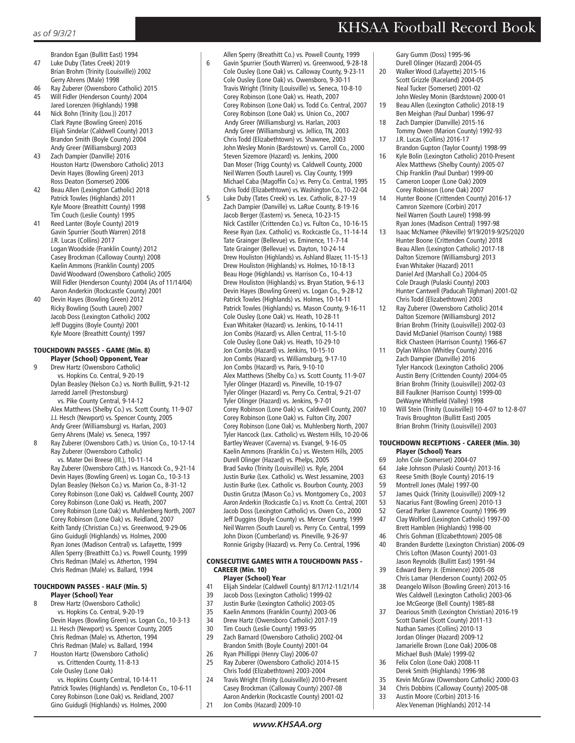Brandon Egan (Bullitt East) 1994

47 Luke Duby (Tates Creek) 2019
Brian Brohm (Trinity (Louisville)) 2002
Gerry Ahrens (Male) 1998

46 Ray Zuberer (Owensboro Catholic) 2015

45 Will Fidler (Henderson County) 2004
Jared Lorenzen (Highlands) 1998

44 Nick Bohn (Trinity (Lou.)) 2017
Clark Payne (Bowling Green) 2016
Elijah Sindelar (Caldwell County) 2013
Brandon Smith (Boyle County) 2004
Andy Greer (Williamsburg) 2003

43 Zach Dampier (Danville) 2016
Houston Hartz (Owensboro Catholic) 2013
Devin Hayes (Bowling Green) 2013
Ross Deaton (Somerset) 2006

42 Beau Allen (Lexington Catholic) 2018
Patrick Towles (Highlands) 2011
Kyle Moore (Breathitt County) 1998
Tim Couch (Leslie County) 1995

41 Reed Lanter (Boyle County) 2019
Gavin Spurrier (South Warren) 2018
J.R. Lucas (Collins) 2017
Logan Woodside (Franklin County) 2012
Casey Brockman (Calloway County) 2008
Kaelin Ammons (Franklin County) 2005
David Woodward (Owensboro Catholic) 2005
Will Fidler (Henderson County) 2004 (As of 11/14/04)
Aaron Anderkin (Rockcastle County) 2001

40 Devin Hayes (Bowling Green) 2012
Ricky Bowling (South Laurel) 2007
Jacob Doss (Lexington Catholic) 2002
Jeff Duggins (Boyle County) 2001
Kyle Moore (Breathitt County) 1997

### TOUCHDOWN PASSES - GAME (Min. 8)

**Player (School) Opponent, Year**

9 Drew Hartz (Owensboro Catholic) vs. Hopkins Co. Central, 9-20-19
Dylan Beasley (Nelson Co.) vs. North Bullitt, 9-21-12
Jarredd Jarrell (Prestonsburg) vs. Pike County Central, 9-14-12
Alex Matthews (Shelby Co.) vs. Scott County, 11-9-07
J.J. Hesch (Newport) vs. Spencer County, 2005
Andy Greer (Williamsburg) vs. Harlan, 2003
Gerry Ahrens (Male) vs. Seneca, 1997

8 Ray Zuberer (Owensboro Cath.) vs. Union Co., 10-17-14
Ray Zuberer (Owensboro Catholic) vs. Mater Dei Breese (Ill.), 10-11-14
Ray Zuberer (Owensboro Cath.) vs. Hancock Co., 9-21-14
Devin Hayes (Bowling Green) vs. Logan Co., 10-3-13
Dylan Beasley (Nelson Co.) vs. Marion Co., 8-31-12
Corey Robinson (Lone Oak) vs. Caldwell County, 2007
Corey Robinson (Lone Oak) vs. Heath, 2007
Corey Robinson (Lone Oak) vs. Muhlenberg North, 2007
Corey Robinson (Lone Oak) vs. Reidland, 2007
Keith Tandy (Christian Co.) vs. Greenwood, 9-29-06
Gino Guidugli (Highlands) vs. Holmes, 2000
Ryan Jones (Madison Central) vs. Lafayette, 1999
Allen Sperry (Breathitt Co.) vs. Powell County, 1999
Chris Redman (Male) vs. Atherton, 1994
Chris Redman (Male) vs. Ballard, 1994

### TOUCHDOWN PASSES - HALF (Min. 5)

**Player (School) Year**

8 Drew Hartz (Owensboro Catholic) vs. Hopkins Co. Central, 9-20-19
Devin Hayes (Bowling Green) vs. Logan Co., 10-3-13
J.J. Hesch (Newport) vs. Spencer County, 2005
Chris Redman (Male) vs. Atherton, 1994
Chris Redman (Male) vs. Ballard, 1994

7 Houston Hartz (Owensboro Catholic) vs. Crittenden County, 11-8-13
Cole Ousley (Lone Oak) vs. Hopkins County Central, 10-14-11
Patrick Towles (Highlands) vs. Pendleton Co., 10-6-11
Corey Robinson (Lone Oak) vs. Reidland, 2007
Gino Guidugli (Highlands) vs. Holmes, 2000
Allen Sperry (Breathitt Co.) vs. Powell County, 1999

6 Gavin Spurrier (South Warren) vs. Greenwood, 9-28-18
Cole Ousley (Lone Oak) vs. Calloway County, 9-23-11
Cole Ousley (Lone Oak) vs. Owensboro, 9-30-11
Travis Wright (Trinity (Louisville)) vs. Seneca, 10-8-10
Corey Robinson (Lone Oak) vs. Heath, 2007
Corey Robinson (Lone Oak) vs. Todd Co. Central, 2007
Corey Robinson (Lone Oak) vs. Union Co., 2007
Andy Greer (Williamsburg) vs. Harlan, 2003
Andy Greer (Williamsburg) vs. Jellico, TN, 2003
Chris Todd (Elizabethtown) vs. Shawnee, 2003
John Wesley Monin (Bardstown) vs. Carroll Co., 2000
Steven Sizemore (Hazard) vs. Jenkins, 2000
Dan Moser (Trigg County) vs. Caldwell County, 2000
Neil Warren (South Laurel) vs. Clay County, 1999
Michael Caba (Magoffin Co.) vs. Perry Co. Central, 1995
Chris Todd (Elizabethtown) vs. Washington Co., 10-22-04

5 Luke Duby (Tates Creek) vs. Lex. Catholic, 8-27-19
Zach Dampier (Danville) vs. LaRue County, 8-19-16
Jacob Berger (Eastern) vs. Seneca, 10-23-15
Nick Castiller (Crittenden Co.) vs. Fulton Co., 10-16-15
Reese Ryan (Lex. Catholic) vs. Rockcastle Co., 11-14-14
Tate Grainger (Bellevue) vs. Eminence, 11-7-14
Tate Grainger (Bellevue) vs. Dayton, 10-24-14
Drew Houliston (Highlands) vs. Ashland Blazer, 11-15-13
Drew Houliston (Highlands) vs. Holmes, 10-18-13
Beau Hoge (Highlands) vs. Harrison Co., 10-4-13
Drew Houliston (Highlands) vs. Bryan Station, 9-6-13
Devin Hayes (Bowling Green) vs. Logan Co., 9-28-12
Patrick Towles (Highlands) vs. Holmes, 10-14-11
Patrick Towles (Highlands) vs. Mason County, 9-16-11
Cole Ousley (Lone Oak) vs. Heath, 10-28-11
Evan Whitaker (Hazard) vs. Jenkins, 10-14-11
Jon Combs (Hazard) vs. Allen Central, 11-5-10
Cole Ousley (Lone Oak) vs. Heath, 10-29-10
Jon Combs (Hazard) vs. Jenkins, 10-15-10
Jon Combs (Hazard) vs. Williamsburg, 9-17-10
Jon Combs (Hazard) vs. Paris, 9-10-10
Alex Matthews (Shelby Co.) vs. Scott County, 11-9-07
Tyler Olinger (Hazard) vs. Pineville, 10-19-07
Tyler Olinger (Hazard) vs. Perry Co. Central, 9-21-07
Tyler Olinger (Hazard) vs. Jenkins, 9-7-01
Corey Robinson (Lone Oak) vs. Caldwell County, 2007
Corey Robinson (Lone Oak) vs. Fulton City, 2007
Corey Robinson (Lone Oak) vs. Muhlenberg North, 2007
Tyler Hancock (Lex. Catholic) vs. Western Hills, 10-20-06
Bartley Weaver (Caverna) vs. Evangel, 9-16-05
Kaelin Ammons (Franklin Co.) vs. Western Hills, 2005
Durell Olinger (Hazard) vs. Phelps, 2005
Brad Savko (Trinity (Louisville)) vs. Ryle, 2004
Justin Burke (Lex. Catholic) vs. West Jessamine, 2003
Justin Burke (Lex. Catholic vs. Bourbon County, 2003
Dustin Grutza (Mason Co.) vs. Montgomery Co., 2003
Aaron Anderkin (Rockcastle Co.) vs. Knott Co. Central, 2001
Jacob Doss (Lexington Catholic) vs. Owen Co., 2000
Jeff Duggins (Boyle County) vs. Mercer County, 1999
Neil Warren (South Laurel) vs. Perry Co. Central, 1999
John Dixon (Cumberland) vs. Pineville, 9-26-97
Ronnie Grigsby (Hazard) vs. Perry Co. Central, 1996

### CONSECUTIVE GAMES WITH A TOUCHDOWN PASS - CAREER (Min. 10)

**Player (School) Year**

41 Elijah Sindelar (Caldwell County) 8/17/12-11/21/14

39 Jacob Doss (Lexington Catholic) 1999-02

37 Justin Burke (Lexington Catholic) 2003-05

35 Kaelin Ammons (Franklin County) 2003-06

34 Drew Hartz (Owensboro Catholic) 2017-19

30 Tim Couch (Leslie County) 1993-95

29 Zach Barnard (Owensboro Catholic) 2002-04
Brandon Smith (Boyle County) 2001-04

26 Ryan Phillippi (Henry Clay) 2006-07

25 Ray Zuberer (Owensboro Catholic) 2014-15
Chris Todd (Elizabethtown) 2003-2004

24 Travis Wright (Trinity (Louisville)) 2010-Present
Casey Brockman (Calloway County) 2007-08
Aaron Anderkin (Rockcastle County) 2001-02

21 Jon Combs (Hazard) 2009-10
Gary Gumm (Doss) 1995-96
Durell Olinger (Hazard) 2004-05

20 Walker Wood (Lafayette) 2015-16
Scott Grizzle (Raceland) 2004-05
Neal Tucker (Somerset) 2001-02
John Wesley Monin (Bardstown) 2000-01

19 Beau Allen (Lexington Catholic) 2018-19
Ben Meighan (Paul Dunbar) 1996-97

18 Zach Dampier (Danville) 2015-16
Tommy Owen (Marion County) 1992-93

17 J.R. Lucas (Collins) 2016-17
Brandon Gupton (Taylor County) 1998-99

16 Kyle Bolin (Lexington Catholic) 2010-Present
Alex Matthews (Shelby County) 2005-07
Chip Franklin (Paul Dunbar) 1999-00

15 Cameron Looper (Lone Oak) 2009
Corey Robinson (Lone Oak) 2007

14 Hunter Boone (Crittenden County) 2016-17
Camron Sizemore (Corbin) 2017
Neil Warren (South Laurel) 1998-99
Ryan Jones (Madison Central) 1997-98

13 Isaac McNamee (Pikeville) 9/19/2019-9/25/2020
Hunter Boone (Crittenden County) 2018
Beau Allen (Lexington Catholic) 2017-18
Dalton Sizemore (Williamsburg) 2013
Evan Whitaker (Hazard) 2011
Daniel Ard (Marshall Co.) 2004-05
Cole Draugh (Pulaski County) 2003
Hunter Cantwell (Paducah Tilghman) 2001-02
Chris Todd (Elizabethtown) 2003

12 Ray Zuberer (Owensboro Catholic) 2014
Dalton Sizemore (Williamsburg) 2012
Brian Brohm (Trinity (Louisville)) 2002-03
David McDaniel (Harrison County) 1988
Rick Chasteen (Harrison County) 1966-67

11 Dylan Wilson (Whitley County) 2016
Zach Dampier (Danville) 2016
Tyler Hancock (Lexington Catholic) 2006
Austin Berry (Crittenden County) 2004-05
Brian Brohm (Trinity (Louisville)) 2002-03
Bill Faulkner (Harrison County) 1999-00
DeWayne Whitfield (Valley) 1998

10 Will Stein (Trinity (Louisville)) 10-4-07 to 12-8-07
Travis Broughton (Bullitt East) 2005
Brian Brohm (Trinity (Louisville)) 2003

### TOUCHDOWN RECEPTIONS - CAREER (Min. 30)

**Player (School) Years**

69 John Cole (Somerset) 2004-07

64 Jake Johnson (Pulaski County) 2013-16

63 Reese Smith (Boyle County) 2016-19

59 Montrell Jones (Male) 1997-00

57 James Quick (Trinity (Louisville)) 2009-12

53 Nacarius Fant (Bowling Green) 2010-13

52 Gerad Parker (Lawrence County) 1996-99

47 Clay Wolford (Lexington Catholic) 1997-00
Brett Hamblen (Highlands) 1998-00

46 Chris Gohman (Elizabethtown) 2005-08

40 Branden Burdette (Lexington Christian) 2006-09
Chris Lofton (Mason County) 2001-03
Jason Reynolds (Bullitt East) 1991-94

39 Edward Berry Jr. (Eminence) 2005-08
Chris Lamar (Henderson County) 2002-05

38 Deangelo Wilson (Bowling Green) 2013-16
Wes Caldwell (Lexington Catholic) 2003-06
Joe McGeorge (Bell County) 1985-88

37 Dearious Smith (Lexington Christian) 2016-19
Scott Daniel (Scott County) 2011-13
Nathan Sames (Collins) 2010-13
Jordan Olinger (Hazard) 2009-12
Jamarielle Brown (Lone Oak) 2006-08
Michael Bush (Male) 1999-02

36 Felix Colon (Lone Oak) 2008-11
Derek Smith (Highlands) 1996-98

35 Kevin McGraw (Owensboro Catholic) 2000-03

34 Chris Dobbins (Calloway County) 2005-08

33 Austin Moore (Corbin) 2013-16
Alex Veneman (Highlands) 2012-14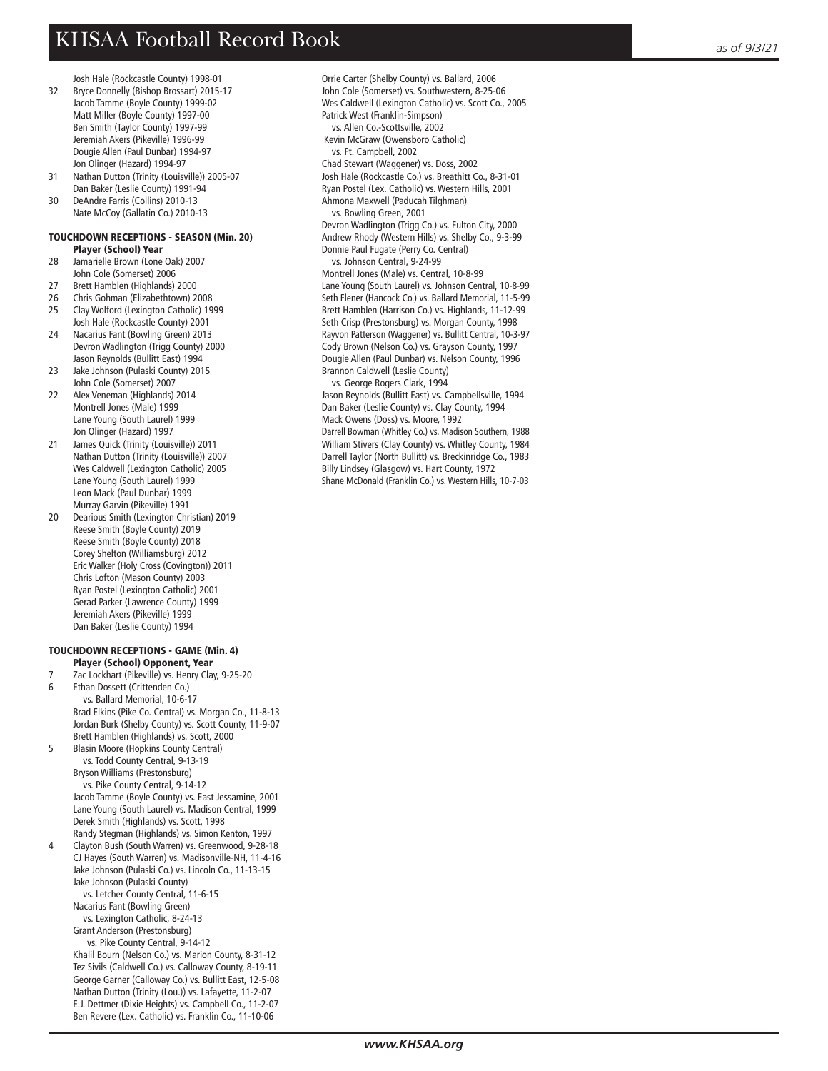Josh Hale (Rockcastle County) 1998-01

32 Bryce Donnelly (Bishop Brossart) 2015-17
Jacob Tamme (Boyle County) 1999-02
Matt Miller (Boyle County) 1997-00
Ben Smith (Taylor County) 1997-99
Jeremiah Akers (Pikeville) 1996-99
Dougie Allen (Paul Dunbar) 1994-97
Jon Olinger (Hazard) 1994-97

31 Nathan Dutton (Trinity (Louisville)) 2005-07
Dan Baker (Leslie County) 1991-94

30 DeAndre Farris (Collins) 2010-13
Nate McCoy (Gallatin Co.) 2010-13

### TOUCHDOWN RECEPTIONS - SEASON (Min. 20)

**Player (School) Year**

28 Jamarielle Brown (Lone Oak) 2007
John Cole (Somerset) 2006

27 Brett Hamblen (Highlands) 2000

26 Chris Gohman (Elizabethtown) 2008

25 Clay Wolford (Lexington Catholic) 1999
Josh Hale (Rockcastle County) 2001

24 Nacarius Fant (Bowling Green) 2013
Devron Wadlington (Trigg County) 2000
Jason Reynolds (Bullitt East) 1994

23 Jake Johnson (Pulaski County) 2015
John Cole (Somerset) 2007

22 Alex Veneman (Highlands) 2014
Montrell Jones (Male) 1999
Lane Young (South Laurel) 1999
Jon Olinger (Hazard) 1997

21 James Quick (Trinity (Louisville)) 2011
Nathan Dutton (Trinity (Louisville)) 2007
Wes Caldwell (Lexington Catholic) 2005
Lane Young (South Laurel) 1999
Leon Mack (Paul Dunbar) 1999
Murray Garvin (Pikeville) 1991

20 Dearious Smith (Lexington Christian) 2019
Reese Smith (Boyle County) 2019
Reese Smith (Boyle County) 2018
Corey Shelton (Williamsburg) 2012
Eric Walker (Holy Cross (Covington)) 2011
Chris Lofton (Mason County) 2003
Ryan Postel (Lexington Catholic) 2001
Gerad Parker (Lawrence County) 1999
Jeremiah Akers (Pikeville) 1999
Dan Baker (Leslie County) 1994

### TOUCHDOWN RECEPTIONS - GAME (Min. 4)

**Player (School) Opponent, Year**

7 Zac Lockhart (Pikeville) vs. Henry Clay, 9-25-20

6 Ethan Dossett (Crittenden Co.) vs. Ballard Memorial, 10-6-17
Brad Elkins (Pike Co. Central) vs. Morgan Co., 11-8-13
Jordan Burk (Shelby County) vs. Scott County, 11-9-07
Brett Hamblen (Highlands) vs. Scott, 2000

5 Blasin Moore (Hopkins County Central) vs. Todd County Central, 9-13-19
Bryson Williams (Prestonsburg) vs. Pike County Central, 9-14-12
Jacob Tamme (Boyle County) vs. East Jessamine, 2001
Lane Young (South Laurel) vs. Madison Central, 1999
Derek Smith (Highlands) vs. Scott, 1998
Randy Stegman (Highlands) vs. Simon Kenton, 1997

4 Clayton Bush (South Warren) vs. Greenwood, 9-28-18
CJ Hayes (South Warren) vs. Madisonville-NH, 11-4-16
Jake Johnson (Pulaski Co.) vs. Lincoln Co., 11-13-15
Jake Johnson (Pulaski County) vs. Letcher County Central, 11-6-15
Nacarius Fant (Bowling Green) vs. Lexington Catholic, 8-24-13
Grant Anderson (Prestonsburg) vs. Pike County Central, 9-14-12
Khalil Bourn (Nelson Co.) vs. Marion County, 8-31-12
Tez Sivils (Caldwell Co.) vs. Calloway County, 8-19-11
George Garner (Calloway Co.) vs. Bullitt East, 12-5-08
Nathan Dutton (Trinity (Lou.)) vs. Lafayette, 11-2-07
E.J. Dettmer (Dixie Heights) vs. Campbell Co., 11-2-07
Ben Revere (Lex. Catholic) vs. Franklin Co., 11-10-06
Orrie Carter (Shelby County) vs. Ballard, 2006
John Cole (Somerset) vs. Southwestern, 8-25-06
Wes Caldwell (Lexington Catholic) vs. Scott Co., 2005
Patrick West (Franklin-Simpson) vs. Allen Co.-Scottsville, 2002
Kevin McGraw (Owensboro Catholic) vs. Ft. Campbell, 2002
Chad Stewart (Waggener) vs. Doss, 2002
Josh Hale (Rockcastle Co.) vs. Breathitt Co., 8-31-01
Ryan Postel (Lex. Catholic) vs. Western Hills, 2001
Ahmona Maxwell (Paducah Tilghman) vs. Bowling Green, 2001
Devron Wadlington (Trigg Co.) vs. Fulton City, 2000
Andrew Rhody (Western Hills) vs. Shelby Co., 9-3-99
Donnie Paul Fugate (Perry Co. Central) vs. Johnson Central, 9-24-99
Montrell Jones (Male) vs. Central, 10-8-99
Lane Young (South Laurel) vs. Johnson Central, 10-8-99
Seth Flener (Hancock Co.) vs. Ballard Memorial, 11-5-99
Brett Hamblen (Harrison Co.) vs. Highlands, 11-12-99
Seth Crisp (Prestonsburg) vs. Morgan County, 1998
Rayvon Patterson (Waggener) vs. Bullitt Central, 10-3-97
Cody Brown (Nelson Co.) vs. Grayson County, 1997
Dougie Allen (Paul Dunbar) vs. Nelson County, 1996
Brannon Caldwell (Leslie County) vs. George Rogers Clark, 1994
Jason Reynolds (Bullitt East) vs. Campbellsville, 1994
Dan Baker (Leslie County) vs. Clay County, 1994
Mack Owens (Doss) vs. Moore, 1992
Darrell Bowman (Whitley Co.) vs. Madison Southern, 1988
William Stivers (Clay County) vs. Whitley County, 1984
Darrell Taylor (North Bullitt) vs. Breckinridge Co., 1983
Billy Lindsey (Glasgow) vs. Hart County, 1972
Shane McDonald (Franklin Co.) vs. Western Hills, 10-7-03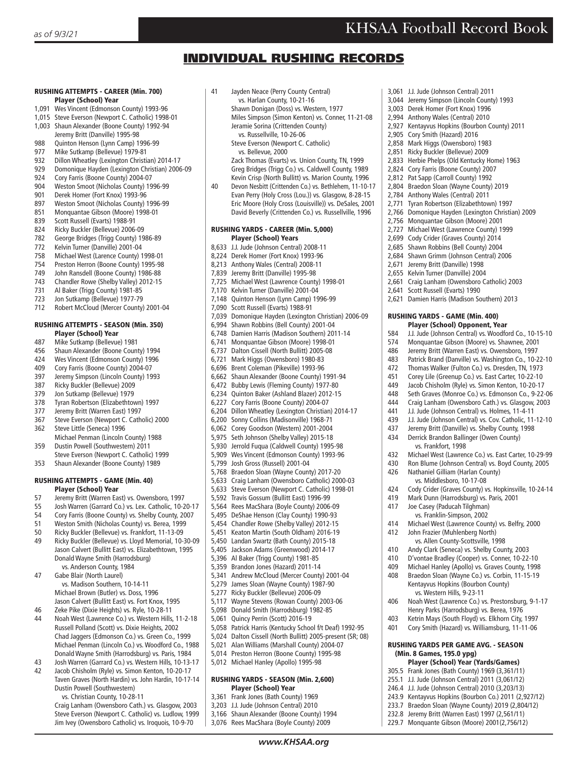# INDIVIDUAL RUSHING RECORDS

### RUSHING ATTEMPTS - CAREER (Min. 700)

**Player (School) Year**

1,091 Wes Vincent (Edmonson County) 1993-96
1,015 Steve Everson (Newport C. Catholic) 1998-01
1,003 Shaun Alexander (Boone County) 1992-94
Jeremy Britt (Danville) 1995-98
988 Quinton Henson (Lynn Camp) 1996-99
977 Mike Sutkamp (Bellevue) 1979-81
932 Dillon Wheatley (Lexington Christian) 2014-17
929 Domonique Hayden (Lexington Christian) 2006-09
924 Cory Farris (Boone County) 2004-07
904 Weston Smoot (Nicholas County) 1996-99
901 Derek Homer (Fort Knox) 1993-96
897 Weston Smoot (Nicholas County) 1996-99
851 Monquantae Gibson (Moore) 1998-01
839 Scott Russell (Evarts) 1988-91
824 Ricky Buckler (Bellevue) 2006-09
782 George Bridges (Trigg County) 1986-89
772 Kelvin Turner (Danville) 2001-04
758 Michael West (Larence County) 1998-01
754 Preston Herron (Boone County) 1995-98
749 John Ransdell (Boone County) 1986-88
743 Chandler Rowe (Shelby Valley) 2012-15
731 Al Baker (Trigg County) 1981-85
723 Jon Sutkamp (Bellevue) 1977-79
712 Robert McCloud (Mercer County) 2001-04

### RUSHING ATTEMPTS - SEASON (Min. 350)

**Player (School) Year**

487 Mike Sutkamp (Bellevue) 1981
456 Shaun Alexander (Boone County) 1994
424 Wes Vincent (Edmonson County) 1996
409 Cory Farris (Boone County) 2004-07
397 Jeremy Simpson (Lincoln County) 1993
387 Ricky Buckler (Bellevue) 2009
379 Jon Sutkamp (Bellevue) 1979
378 Tyran Robertson (Elizabethtown) 1997
377 Jeremy Britt (Warren East) 1997
367 Steve Everson (Newport C. Catholic) 2000
362 Steve Little (Seneca) 1996
Michael Penman (Lincoln County) 1988
359 Dustin Powell (Southwestern) 2011
Steve Everson (Newport C. Catholic) 1999
353 Shaun Alexander (Boone County) 1989

### RUSHING ATTEMPTS - GAME (Min. 40)

**Player (School) Year**

57 Jeremy Britt (Warren East) vs. Owensboro, 1997
55 Josh Warren (Garrard Co.) vs. Lex. Catholic, 10-20-17
54 Cory Farris (Boone County) vs. Shelby County, 2007
51 Weston Smith (Nicholas County) vs. Berea, 1999
50 Ricky Buckler (Bellevue) vs. Frankfort, 11-13-09
49 Ricky Buckler (Bellevue) vs. Lloyd Memorial, 10-30-09
Jason Calvert (Bullitt East) vs. Elizabethtown, 1995
Donald Wayne Smith (Harrodsburg) vs. Anderson County, 1984
47 Gabe Blair (North Laurel) vs. Madison Southern, 10-14-11
Michael Brown (Butler) vs. Doss, 1996
Jason Calvert (Bullitt East) vs. Fort Knox, 1995
46 Zeke Pike (Dixie Heights) vs. Ryle, 10-28-11
44 Noah West (Lawrence Co.) vs. Western Hills, 11-2-18
Russell Polland (Scott) vs. Dixie Heights, 2002
Chad Jaggers (Edmonson Co.) vs. Green Co., 1999
Michael Penman (Lincoln Co.) vs. Woodford Co., 1988
Donald Wayne Smith (Harrodsburg) vs. Paris, 1984
43 Josh Warren (Garrard Co.) vs. Western Hills, 10-13-17
42 Jacob Chisholm (Ryle) vs. Simon Kenton, 10-20-17
Taven Graves (North Hardin) vs. John Hardin, 10-17-14
Dustin Powell (Southwestern) vs. Christian County, 10-28-11
Craig Lanham (Owensboro Cath.) vs. Glasgow, 2003
Steve Everson (Newport C. Catholic) vs. Ludlow, 1999
Jim Ivey (Owensboro Catholic) vs. Iroquois, 10-9-70
41 Jayden Neace (Perry County Central) vs. Harlan County, 10-21-16
Shawn Donigan (Doss) vs. Western, 1977
Miles Simpson (Simon Kenton) vs. Conner, 11-21-08
Jeramie Sorina (Crittenden County) vs. Russellville, 10-26-06
Steve Everson (Newport C. Catholic) vs. Bellevue, 2000
Zack Thomas (Evarts) vs. Union County, TN, 1999
Greg Bridges (Trigg Co.) vs. Caldwell County, 1989
Kevin Crisp (North Bullitt) vs. Marion County, 1996
40 Devon Nesbitt (Crittenden Co.) vs. Bethlehem, 11-10-17
Evan Perry (Holy Cross (Lou.)) vs. Glasgow, 8-28-15
Eric Moore (Holy Cross (Louisville)) vs. DeSales, 2001
David Beverly (Crittenden Co.) vs. Russellville, 1996

### RUSHING YARDS - CAREER (Min. 5,000)

**Player (School) Years**

8,633 J.J. Jude (Johnson Central) 2008-11
8,224 Derek Homer (Fort Knox) 1993-96
8,213 Anthony Wales (Central) 2008-11
7,839 Jeremy Britt (Danville) 1995-98
7,725 Michael West (Lawrence County) 1998-01
7,170 Kelvin Turner (Danville) 2001-04
7,148 Quinton Henson (Lynn Camp) 1996-99
7,090 Scott Russell (Evarts) 1988-91
7,039 Domonique Hayden (Lexington Christian) 2006-09
6,994 Shawn Robbins (Bell County) 2001-04
6,748 Damien Harris (Madison Southern) 2011-14
6,741 Monquantae Gibson (Moore) 1998-01
6,737 Dalton Cissell (North Bullitt) 2005-08
6,721 Mark Higgs (Owensboro) 1980-83
6,696 Brent Coleman (Pikeville) 1993-96
6,662 Shaun Alexander (Boone County) 1991-94
6,472 Bubby Lewis (Fleming County) 1977-80
6,234 Quinton Baker (Ashland Blazer) 2012-15
6,227 Cory Farris (Boone County) 2004-07
6,204 Dillon Wheatley (Lexington Christian) 2014-17
6,200 Sonny Collins (Madisonville) 1968-71
6,062 Corey Goodson (Western) 2001-2004
5,975 Seth Johnson (Shelby Valley) 2015-18
5,930 Jerrold Fuqua (Caldwell County) 1995-98
5,909 Wes Vincent (Edmonson County) 1993-96
5,799 Josh Gross (Russell) 2001-04
5,768 Braedon Sloan (Wayne County) 2017-20
5,633 Craig Lanham (Owensboro Catholic) 2000-03
5,633 Steve Everson (Newport C. Catholic) 1998-01
5,592 Travis Gossum (Bullitt East) 1996-99
5,564 Rees MacShara (Boyle County) 2006-09
5,495 DeShae Henson (Clay County) 1990-93
5,454 Chandler Rowe (Shelby Valley) 2012-15
5,451 Keaton Martin (South Oldham) 2016-19
5,450 Landan Swartz (Bath County) 2015-18
5,405 Jackson Adams (Greenwood) 2014-17
5,396 Al Baker (Trigg County) 1981-85
5,359 Brandon Jones (Hazard) 2011-14
5,341 Andrew McCloud (Mercer County) 2001-04
5,279 James Sloan (Wayne County) 1987-90
5,277 Ricky Buckler (Bellevue) 2006-09
5,117 Wayne Stevens (Rowan County) 2003-06
5,098 Donald Smith (Harrodsburg) 1982-85
5,061 Quincy Perrin (Scott) 2016-19
5,058 Patrick Harris (Kentucky School f/t Deaf) 1992-95
5,024 Dalton Cissell (North Bullitt) 2005-present (SR; 08)
5,021 Alan Williams (Marshall County) 2004-07
5,014 Preston Herron (Boone County) 1995-98
5,012 Michael Hanley (Apollo) 1995-98

### RUSHING YARDS - SEASON (Min. 2,600)

**Player (School) Year**

3,361 Frank Jones (Bath County) 1969
3,203 J.J. Jude (Johnson Central) 2010
3,166 Shaun Alexander (Boone County) 1994
3,076 Rees MacShara (Boyle County) 2009
3,061 J.J. Jude (Johnson Central) 2011
3,044 Jeremy Simpson (Lincoln County) 1993
3,003 Derek Homer (Fort Knox) 1996
2,994 Anthony Wales (Central) 2010
2,927 Kentayvus Hopkins (Bourbon County) 2011
2,905 Cory Smith (Hazard) 2016
2,858 Mark Higgs (Owensboro) 1983
2,851 Ricky Buckler (Bellevue) 2009
2,833 Herbie Phelps (Old Kentucky Home) 1963
2,824 Cory Farris (Boone County) 2007
2,812 Pat Sapp (Carroll County) 1992
2,804 Braedon Sloan (Wayne County) 2019
2,784 Anthony Wales (Central) 2011
2,771 Tyran Robertson (Elizabethtown) 1997
2,766 Domonique Hayden (Lexington Christian) 2009
2,756 Monquantae Gibson (Moore) 2001
2,727 Michael West (Lawrence County) 1999
2,699 Cody Crider (Graves County) 2014
2,685 Shawn Robbins (Bell County) 2004
2,684 Shawn Grimm (Johnson Central) 2006
2,671 Jeremy Britt (Danville) 1998
2,655 Kelvin Turner (Danville) 2004
2,661 Craig Lanham (Owensboro Catholic) 2003
2,641 Scott Russell (Evarts) 1990
2,621 Damien Harris (Madison Southern) 2013

### RUSHING YARDS - GAME (Min. 400)

**Player (School) Opponent, Year**

584 J.J. Jude (Johnson Central) vs. Woodford Co., 10-15-10
574 Monquantae Gibson (Moore) vs. Shawnee, 2001
486 Jeremy Britt (Warren East) vs. Owensboro, 1997
483 Patrick Brand (Danville) vs. Washington Co., 10-22-10
472 Thomas Walker (Fulton Co.) vs. Dresden, TN, 1973
451 Corey Lile (Greenup Co.) vs. East Carter, 10-22-10
449 Jacob Chisholm (Ryle) vs. Simon Kenton, 10-20-17
448 Seth Graves (Monroe Co.) vs. Edmonson Co., 9-22-06
444 Craig Lanham (Owensboro Cath.) vs. Glasgow, 2003
441 J.J. Jude (Johnson Central) vs. Holmes, 11-4-11
439 J.J. Jude (Johnson Central) vs. Cov. Catholic, 11-12-10
437 Jeremy Britt (Danville) vs. Shelby County, 1998
434 Derrick Brandon Ballinger (Owen County) vs. Frankfort, 1998
432 Michael West (Lawrence Co.) vs. East Carter, 10-29-99
430 Ron Blume (Johnson Central) vs. Boyd County, 2005
426 Nathaniel Gilliam (Harlan County) vs. Middlesboro, 10-17-08
424 Cody Crider (Graves County) vs. Hopkinsville, 10-24-14
419 Mark Dunn (Harrodsburg) vs. Paris, 2001
417 Joe Casey (Paducah Tilghman) vs. Franklin-Simpson, 2002
414 Michael West (Lawrence County) vs. Belfry, 2000
412 John Frazier (Muhlenberg North) vs. Allen County-Scottsville, 1998
410 Andy Clark (Seneca) vs. Shelby County, 2003
410 D'vontae Bradley (Cooper) vs. Conner, 10-22-10
409 Michael Hanley (Apollo) vs. Graves County, 1998
408 Braedon Sloan (Wayne Co.) vs. Corbin, 11-15-19
Kentayvus Hopkins (Bourbon County) vs. Western Hills, 9-23-11
406 Noah West (Lawrence Co.) vs. Prestonsburg, 9-1-17
Henry Parks (Harrodsburg) vs. Berea, 1976
403 Ketrin Mays (South Floyd) vs. Elkhorn City, 1997
401 Cory Smith (Hazard) vs. Williamsburg, 11-11-06

### RUSHING YARDS PER GAME AVG. - SEASON (Min. 8 Games, 195.0 ypg)

**Player (School) Year (Yards/Games)**

305.5 Frank Jones (Bath County) 1969 (3,361/11)
255.1 J.J. Jude (Johnson Central) 2011 (3,061/12)
246.4 J.J. Jude (Johnson Central) 2010 (3,203/13)
243.9 Kentayvus Hopkins (Bourbon Co.) 2011 (2,927/12)
233.7 Braedon Sloan (Wayne County) 2019 (2,804/12)
232.8 Jeremy Britt (Warren East) 1997 (2,561/11)
229.7 Monquante Gibson (Moore) 2001(2,756/12)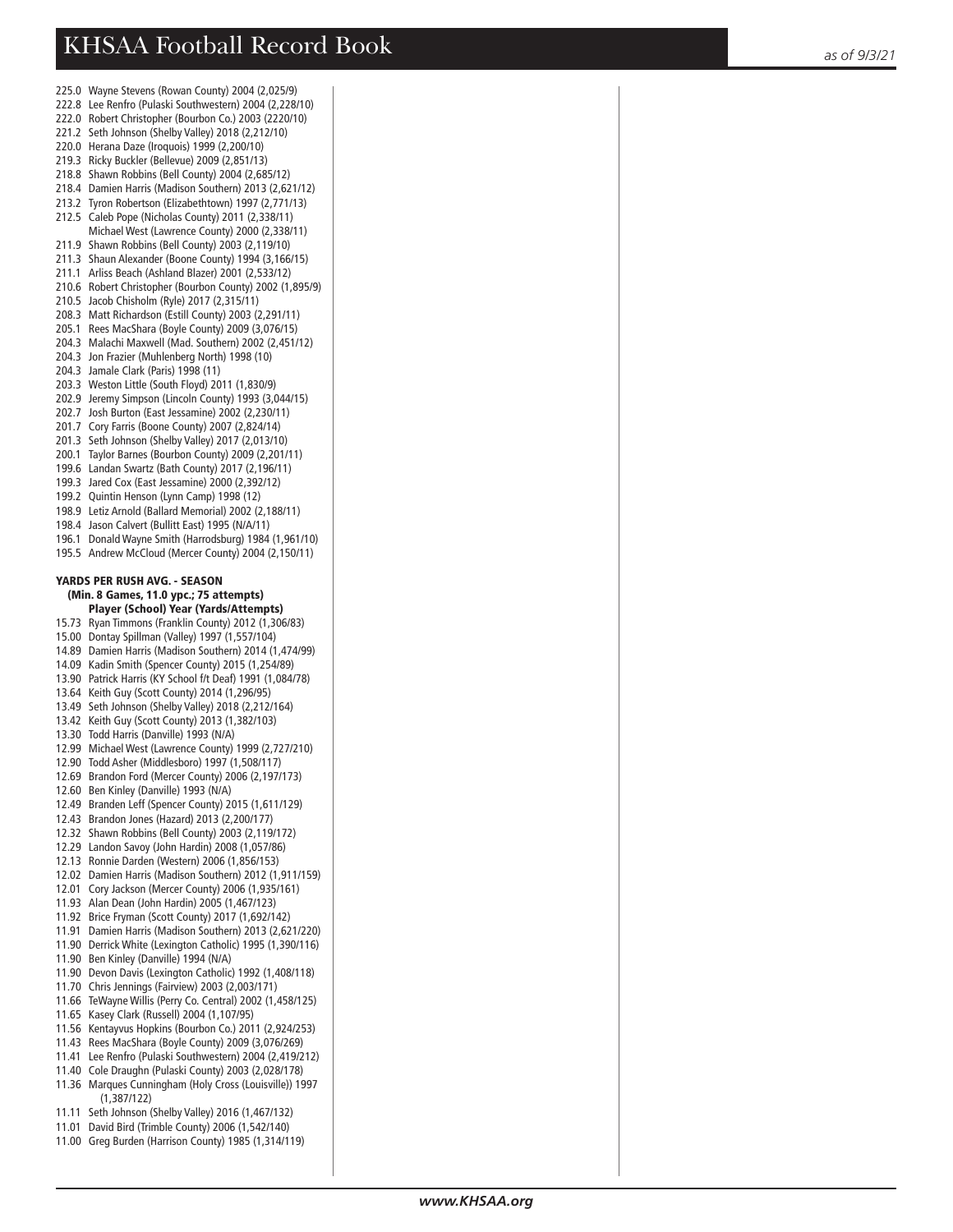225.0 Wayne Stevens (Rowan County) 2004 (2,025/9)
222.8 Lee Renfro (Pulaski Southwestern) 2004 (2,228/10)
222.0 Robert Christopher (Bourbon Co.) 2003 (2220/10)
221.2 Seth Johnson (Shelby Valley) 2018 (2,212/10)
220.0 Herana Daze (Iroquois) 1999 (2,200/10)
219.3 Ricky Buckler (Bellevue) 2009 (2,851/13)
218.8 Shawn Robbins (Bell County) 2004 (2,685/12)
218.4 Damien Harris (Madison Southern) 2013 (2,621/12)
213.2 Tyron Robertson (Elizabethtown) 1997 (2,771/13)
212.5 Caleb Pope (Nicholas County) 2011 (2,338/11)
Michael West (Lawrence County) 2000 (2,338/11)
211.9 Shawn Robbins (Bell County) 2003 (2,119/10)
211.3 Shaun Alexander (Boone County) 1994 (3,166/15)
211.1 Arliss Beach (Ashland Blazer) 2001 (2,533/12)
210.6 Robert Christopher (Bourbon County) 2002 (1,895/9)
210.5 Jacob Chisholm (Ryle) 2017 (2,315/11)
208.3 Matt Richardson (Estill County) 2003 (2,291/11)
205.1 Rees MacShara (Boyle County) 2009 (3,076/15)
204.3 Malachi Maxwell (Mad. Southern) 2002 (2,451/12)
204.3 Jon Frazier (Muhlenberg North) 1998 (10)
204.3 Jamale Clark (Paris) 1998 (11)
203.3 Weston Little (South Floyd) 2011 (1,830/9)
202.9 Jeremy Simpson (Lincoln County) 1993 (3,044/15)
202.7 Josh Burton (East Jessamine) 2002 (2,230/11)
201.7 Cory Farris (Boone County) 2007 (2,824/14)
201.3 Seth Johnson (Shelby Valley) 2017 (2,013/10)
200.1 Taylor Barnes (Bourbon County) 2009 (2,201/11)
199.6 Landan Swartz (Bath County) 2017 (2,196/11)
199.3 Jared Cox (East Jessamine) 2000 (2,392/12)
199.2 Quintin Henson (Lynn Camp) 1998 (12)
198.9 Letiz Arnold (Ballard Memorial) 2002 (2,188/11)
198.4 Jason Calvert (Bullitt East) 1995 (N/A/11)
196.1 Donald Wayne Smith (Harrodsburg) 1984 (1,961/10)
195.5 Andrew McCloud (Mercer County) 2004 (2,150/11)

## YARDS PER RUSH AVG. - SEASON

**(Min. 8 Games, 11.0 ypc.; 75 attempts)**

**Player (School) Year (Yards/Attempts)**

15.73 Ryan Timmons (Franklin County) 2012 (1,306/83)
15.00 Dontay Spillman (Valley) 1997 (1,557/104)
14.89 Damien Harris (Madison Southern) 2014 (1,474/99)
14.09 Kadin Smith (Spencer County) 2015 (1,254/89)
13.90 Patrick Harris (KY School f/t Deaf) 1991 (1,084/78)
13.64 Keith Guy (Scott County) 2014 (1,296/95)
13.49 Seth Johnson (Shelby Valley) 2018 (2,212/164)
13.42 Keith Guy (Scott County) 2013 (1,382/103)
13.30 Todd Harris (Danville) 1993 (N/A)
12.99 Michael West (Lawrence County) 1999 (2,727/210)
12.90 Todd Asher (Middlesboro) 1997 (1,508/117)
12.69 Brandon Ford (Mercer County) 2006 (2,197/173)
12.60 Ben Kinley (Danville) 1993 (N/A)
12.49 Branden Leff (Spencer County) 2015 (1,611/129)
12.43 Brandon Jones (Hazard) 2013 (2,200/177)
12.32 Shawn Robbins (Bell County) 2003 (2,119/172)
12.29 Landon Savoy (John Hardin) 2008 (1,057/86)
12.13 Ronnie Darden (Western) 2006 (1,856/153)
12.02 Damien Harris (Madison Southern) 2012 (1,911/159)
12.01 Cory Jackson (Mercer County) 2006 (1,935/161)
11.93 Alan Dean (John Hardin) 2005 (1,467/123)
11.92 Brice Fryman (Scott County) 2017 (1,692/142)
11.91 Damien Harris (Madison Southern) 2013 (2,621/220)
11.90 Derrick White (Lexington Catholic) 1995 (1,390/116)
11.90 Ben Kinley (Danville) 1994 (N/A)
11.90 Devon Davis (Lexington Catholic) 1992 (1,408/118)
11.70 Chris Jennings (Fairview) 2003 (2,003/171)
11.66 TeWayne Willis (Perry Co. Central) 2002 (1,458/125)
11.65 Kasey Clark (Russell) 2004 (1,107/95)
11.56 Kentayvus Hopkins (Bourbon Co.) 2011 (2,924/253)
11.43 Rees MacShara (Boyle County) 2009 (3,076/269)
11.41 Lee Renfro (Pulaski Southwestern) 2004 (2,419/212)
11.40 Cole Draughn (Pulaski County) 2003 (2,028/178)
11.36 Marques Cunningham (Holy Cross (Louisville)) 1997 (1,387/122)
11.11 Seth Johnson (Shelby Valley) 2016 (1,467/132)
11.01 David Bird (Trimble County) 2006 (1,542/140)
11.00 Greg Burden (Harrison County) 1985 (1,314/119)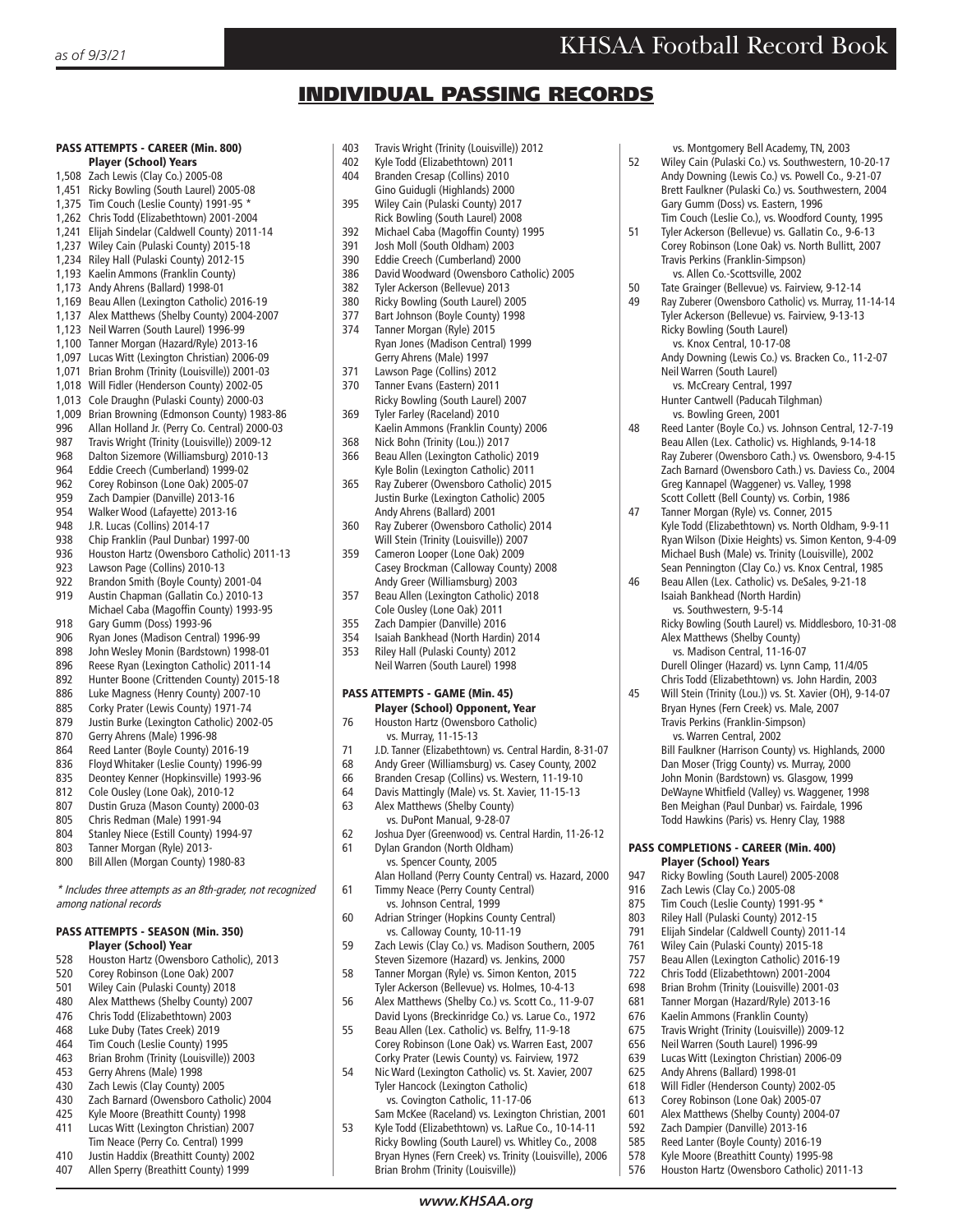# INDIVIDUAL PASSING RECORDS

### PASS ATTEMPTS - CAREER (Min. 800)

**Player (School) Years**

1,508 Zach Lewis (Clay Co.) 2005-08
1,451 Ricky Bowling (South Laurel) 2005-08
1,375 Tim Couch (Leslie County) 1991-95 *
1,262 Chris Todd (Elizabethtown) 2001-2004
1,241 Elijah Sindelar (Caldwell County) 2011-14
1,237 Wiley Cain (Pulaski County) 2015-18
1,234 Riley Hall (Pulaski County) 2012-15
1,193 Kaelin Ammons (Franklin County)
1,173 Andy Ahrens (Ballard) 1998-01
1,169 Beau Allen (Lexington Catholic) 2016-19
1,137 Alex Matthews (Shelby County) 2004-2007
1,123 Neil Warren (South Laurel) 1996-99
1,100 Tanner Morgan (Hazard/Ryle) 2013-16
1,097 Lucas Witt (Lexington Christian) 2006-09
1,071 Brian Brohm (Trinity (Louisville)) 2001-03
1,018 Will Fidler (Henderson County) 2002-05
1,013 Cole Draughn (Pulaski County) 2000-03
1,009 Brian Browning (Edmonson County) 1983-86
996 Allan Holland Jr. (Perry Co. Central) 2000-03
987 Travis Wright (Trinity (Louisville)) 2009-12
968 Dalton Sizemore (Williamsburg) 2010-13
964 Eddie Creech (Cumberland) 1999-02
962 Corey Robinson (Lone Oak) 2005-07
959 Zach Dampier (Danville) 2013-16
954 Walker Wood (Lafayette) 2013-16
948 J.R. Lucas (Collins) 2014-17
938 Chip Franklin (Paul Dunbar) 1997-00
936 Houston Hartz (Owensboro Catholic) 2011-13
923 Lawson Page (Collins) 2010-13
922 Brandon Smith (Boyle County) 2001-04
919 Austin Chapman (Gallatin Co.) 2010-13
Michael Caba (Magoffin County) 1993-95
918 Gary Gumm (Doss) 1993-96
906 Ryan Jones (Madison Central) 1996-99
898 John Wesley Monin (Bardstown) 1998-01
896 Reese Ryan (Lexington Catholic) 2011-14
892 Hunter Boone (Crittenden County) 2015-18
886 Luke Magness (Henry County) 2007-10
885 Corky Prater (Lewis County) 1971-74
879 Justin Burke (Lexington Catholic) 2002-05
870 Gerry Ahrens (Male) 1996-98
864 Reed Lanter (Boyle County) 2016-19
836 Floyd Whitaker (Leslie County) 1996-99
835 Deontey Kenner (Hopkinsville) 1993-96
812 Cole Ousley (Lone Oak), 2010-12
807 Dustin Gruza (Mason County) 2000-03
805 Chris Redman (Male) 1991-94
804 Stanley Niece (Estill County) 1994-97
803 Tanner Morgan (Ryle) 2013-
800 Bill Allen (Morgan County) 1980-83

*\* Includes three attempts as an 8th-grader, not recognized among national records*

### PASS ATTEMPTS - SEASON (Min. 350)

**Player (School) Year**

528 Houston Hartz (Owensboro Catholic), 2013
520 Corey Robinson (Lone Oak) 2007
501 Wiley Cain (Pulaski County) 2018
480 Alex Matthews (Shelby County) 2007
476 Chris Todd (Elizabethtown) 2003
468 Luke Duby (Tates Creek) 2019
464 Tim Couch (Leslie County) 1995
463 Brian Brohm (Trinity (Louisville)) 2003
453 Gerry Ahrens (Male) 1998
430 Zach Lewis (Clay County) 2005
430 Zach Barnard (Owensboro Catholic) 2004
425 Kyle Moore (Breathitt County) 1998
411 Lucas Witt (Lexington Christian) 2007
Tim Neace (Perry Co. Central) 1999
410 Justin Haddix (Breathitt County) 2002
407 Allen Sperry (Breathitt County) 1999
403 Travis Wright (Trinity (Louisville)) 2012
402 Kyle Todd (Elizabethtown) 2011
404 Branden Cresap (Collins) 2010
Gino Guidugli (Highlands) 2000
395 Wiley Cain (Pulaski County) 2017
Rick Bowling (South Laurel) 2008
392 Michael Caba (Magoffin County) 1995
391 Josh Moll (South Oldham) 2003
390 Eddie Creech (Cumberland) 2000
386 David Woodward (Owensboro Catholic) 2005
382 Tyler Ackerson (Bellevue) 2013
380 Ricky Bowling (South Laurel) 2005
377 Bart Johnson (Boyle County) 1998
374 Tanner Morgan (Ryle) 2015
Ryan Jones (Madison Central) 1999
Gerry Ahrens (Male) 1997
371 Lawson Page (Collins) 2012
370 Tanner Evans (Eastern) 2011
Ricky Bowling (South Laurel) 2007
369 Tyler Farley (Raceland) 2010
Kaelin Ammons (Franklin County) 2006
368 Nick Bohn (Trinity (Lou.)) 2017
366 Beau Allen (Lexington Catholic) 2019
Kyle Bolin (Lexington Catholic) 2011
365 Ray Zuberer (Owensboro Catholic) 2015
Justin Burke (Lexington Catholic) 2005
Andy Ahrens (Ballard) 2001
360 Ray Zuberer (Owensboro Catholic) 2014
Will Stein (Trinity (Louisville)) 2007
359 Cameron Looper (Lone Oak) 2009
Casey Brockman (Calloway County) 2008
Andy Greer (Williamsburg) 2003
357 Beau Allen (Lexington Catholic) 2018
Cole Ousley (Lone Oak) 2011
355 Zach Dampier (Danville) 2016
354 Isaiah Bankhead (North Hardin) 2014
353 Riley Hall (Pulaski County) 2012
Neil Warren (South Laurel) 1998

### PASS ATTEMPTS - GAME (Min. 45)

**Player (School) Opponent, Year**

76 Houston Hartz (Owensboro Catholic) vs. Murray, 11-15-13
71 J.D. Tanner (Elizabethtown) vs. Central Hardin, 8-31-07
68 Andy Greer (Williamsburg) vs. Casey County, 2002
66 Branden Cresap (Collins) vs. Western, 11-19-10
64 Davis Mattingly (Male) vs. St. Xavier, 11-15-13
63 Alex Matthews (Shelby County) vs. DuPont Manual, 9-28-07
62 Joshua Dyer (Greenwood) vs. Central Hardin, 11-26-12
61 Dylan Grandon (North Oldham) vs. Spencer County, 2005
Alan Holland (Perry County Central) vs. Hazard, 2000
61 Timmy Neace (Perry County Central) vs. Johnson Central, 1999
60 Adrian Stringer (Hopkins County Central) vs. Calloway County, 10-11-19
59 Zach Lewis (Clay Co.) vs. Madison Southern, 2005
Steven Sizemore (Hazard) vs. Jenkins, 2000
58 Tanner Morgan (Ryle) vs. Simon Kenton, 2015
Tyler Ackerson (Bellevue) vs. Holmes, 10-4-13
56 Alex Matthews (Shelby Co.) vs. Scott Co., 11-9-07
David Lyons (Breckinridge Co.) vs. Larue Co., 1972
55 Beau Allen (Lex. Catholic) vs. Belfry, 11-9-18
Corey Robinson (Lone Oak) vs. Warren East, 2007
Corky Prater (Lewis County) vs. Fairview, 1972
54 Nic Ward (Lexington Catholic) vs. St. Xavier, 2007
Tyler Hancock (Lexington Catholic) vs. Covington Catholic, 11-17-06
Sam McKee (Raceland) vs. Lexington Christian, 2001
53 Kyle Todd (Elizabethtown) vs. LaRue Co., 10-14-11
Ricky Bowling (South Laurel) vs. Whitley Co., 2008
Bryan Hynes (Fern Creek) vs. Trinity (Louisville), 2006
Brian Brohm (Trinity (Louisville)) vs. Montgomery Bell Academy, TN, 2003
52 Wiley Cain (Pulaski Co.) vs. Southwestern, 10-20-17
Andy Downing (Lewis Co.) vs. Powell Co., 9-21-07
Brett Faulkner (Pulaski Co.) vs. Southwestern, 2004
Gary Gumm (Doss) vs. Eastern, 1996
Tim Couch (Leslie Co.), vs. Woodford County, 1995
51 Tyler Ackerson (Bellevue) vs. Gallatin Co., 9-6-13
Corey Robinson (Lone Oak) vs. North Bullitt, 2007
Travis Perkins (Franklin-Simpson) vs. Allen Co.-Scottsville, 2002
50 Tate Grainger (Bellevue) vs. Fairview, 9-12-14
49 Ray Zuberer (Owensboro Catholic) vs. Murray, 11-14-14
Tyler Ackerson (Bellevue) vs. Fairview, 9-13-13
Ricky Bowling (South Laurel) vs. Knox Central, 10-17-08
Andy Downing (Lewis Co.) vs. Bracken Co., 11-2-07
Neil Warren (South Laurel) vs. McCreary Central, 1997
Hunter Cantwell (Paducah Tilghman) vs. Bowling Green, 2001
48 Reed Lanter (Boyle Co.) vs. Johnson Central, 12-7-19
Beau Allen (Lex. Catholic) vs. Highlands, 9-14-18
Ray Zuberer (Owensboro Cath.) vs. Owensboro, 9-4-15
Zach Barnard (Owensboro Cath.) vs. Daviess Co., 2004
Greg Kannapel (Waggener) vs. Valley, 1998
Scott Collett (Bell County) vs. Corbin, 1986
47 Tanner Morgan (Ryle) vs. Conner, 2015
Kyle Todd (Elizabethtown) vs. North Oldham, 9-9-11
Ryan Wilson (Dixie Heights) vs. Simon Kenton, 9-4-09
Michael Bush (Male) vs. Trinity (Louisville), 2002
Sean Pennington (Clay Co.) vs. Knox Central, 1985
46 Beau Allen (Lex. Catholic) vs. DeSales, 9-21-18
Isaiah Bankhead (North Hardin) vs. Southwestern, 9-5-14
Ricky Bowling (South Laurel) vs. Middlesboro, 10-31-08
Alex Matthews (Shelby County) vs. Madison Central, 11-16-07
Durell Olinger (Hazard) vs. Lynn Camp, 11/4/05
Chris Todd (Elizabethtown) vs. John Hardin, 2003
45 Will Stein (Trinity (Lou.)) vs. St. Xavier (OH), 9-14-07
Bryan Hynes (Fern Creek) vs. Male, 2007
Travis Perkins (Franklin-Simpson) vs. Warren Central, 2002
Bill Faulkner (Harrison County) vs. Highlands, 2000
Dan Moser (Trigg County) vs. Murray, 2000
John Monin (Bardstown) vs. Glasgow, 1999
DeWayne Whitfield (Valley) vs. Waggener, 1998
Ben Meighan (Paul Dunbar) vs. Fairdale, 1996
Todd Hawkins (Paris) vs. Henry Clay, 1988

### PASS COMPLETIONS - CAREER (Min. 400)

**Player (School) Years**

947 Ricky Bowling (South Laurel) 2005-2008
916 Zach Lewis (Clay Co.) 2005-08
875 Tim Couch (Leslie County) 1991-95 *
803 Riley Hall (Pulaski County) 2012-15
791 Elijah Sindelar (Caldwell County) 2011-14
761 Wiley Cain (Pulaski County) 2015-18
757 Beau Allen (Lexington Catholic) 2016-19
722 Chris Todd (Elizabethtown) 2001-2004
698 Brian Brohm (Trinity (Louisville) 2001-03
681 Tanner Morgan (Hazard/Ryle) 2013-16
676 Kaelin Ammons (Franklin County)
675 Travis Wright (Trinity (Louisville)) 2009-12
656 Neil Warren (South Laurel) 1996-99
639 Lucas Witt (Lexington Christian) 2006-09
625 Andy Ahrens (Ballard) 1998-01
618 Will Fidler (Henderson County) 2002-05
613 Corey Robinson (Lone Oak) 2005-07
601 Alex Matthews (Shelby County) 2004-07
592 Zach Dampier (Danville) 2013-16
585 Reed Lanter (Boyle County) 2016-19
578 Kyle Moore (Breathitt County) 1995-98
576 Houston Hartz (Owensboro Catholic) 2011-13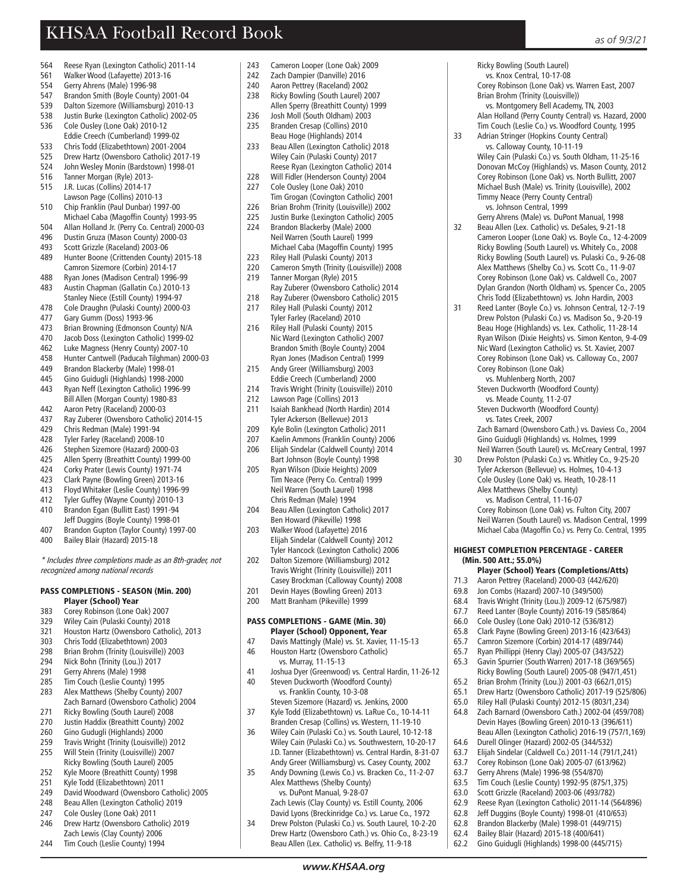564 Reese Ryan (Lexington Catholic) 2011-14
561 Walker Wood (Lafayette) 2013-16
554 Gerry Ahrens (Male) 1996-98
547 Brandon Smith (Boyle County) 2001-04
539 Dalton Sizemore (Williamsburg) 2010-13
538 Justin Burke (Lexington Catholic) 2002-05
536 Cole Ousley (Lone Oak) 2010-12
Eddie Creech (Cumberland) 1999-02
533 Chris Todd (Elizabethtown) 2001-2004
525 Drew Hartz (Owensboro Catholic) 2017-19
524 John Wesley Monin (Bardstown) 1998-01
516 Tanner Morgan (Ryle) 2013-
515 J.R. Lucas (Collins) 2014-17
Lawson Page (Collins) 2010-13
510 Chip Franklin (Paul Dunbar) 1997-00
Michael Caba (Magoffin County) 1993-95
504 Allan Holland Jr. (Perry Co. Central) 2000-03
496 Dustin Gruza (Mason County) 2000-03
493 Scott Grizzle (Raceland) 2003-06
489 Hunter Boone (Crittenden County) 2015-18
Camron Sizemore (Corbin) 2014-17
488 Ryan Jones (Madison Central) 1996-99
483 Austin Chapman (Gallatin Co.) 2010-13
Stanley Niece (Estill County) 1994-97
478 Cole Draughn (Pulaski County) 2000-03
477 Gary Gumm (Doss) 1993-96
473 Brian Browning (Edmonson County) N/A
470 Jacob Doss (Lexington Catholic) 1999-02
462 Luke Magness (Henry County) 2007-10
458 Hunter Cantwell (Paducah Tilghman) 2000-03
449 Brandon Blackerby (Male) 1998-01
445 Gino Guidugli (Highlands) 1998-2000
443 Ryan Neff (Lexington Catholic) 1996-99
Bill Allen (Morgan County) 1980-83
442 Aaron Petry (Raceland) 2000-03
437 Ray Zuberer (Owensboro Catholic) 2014-15
429 Chris Redman (Male) 1991-94
428 Tyler Farley (Raceland) 2008-10
426 Stephen Sizemore (Hazard) 2000-03
425 Allen Sperry (Breathitt County) 1999-00
424 Corky Prater (Lewis County) 1971-74
423 Clark Payne (Bowling Green) 2013-16
413 Floyd Whitaker (Leslie County) 1996-99
412 Tyler Guffey (Wayne County) 2010-13
410 Brandon Egan (Bullitt East) 1991-94
Jeff Duggins (Boyle County) 1998-01
407 Brandon Gupton (Taylor County) 1997-00
400 Bailey Blair (Hazard) 2015-18

*\* Includes three completions made as an 8th-grader, not recognized among national records*

### PASS COMPLETIONS - SEASON (Min. 200)
**Player (School) Year**

383 Corey Robinson (Lone Oak) 2007
329 Wiley Cain (Pulaski County) 2018
321 Houston Hartz (Owensboro Catholic), 2013
303 Chris Todd (Elizabethtown) 2003
298 Brian Brohm (Trinity (Louisville)) 2003
294 Nick Bohn (Trinity (Lou.)) 2017
291 Gerry Ahrens (Male) 1998
285 Tim Couch (Leslie County) 1995
283 Alex Matthews (Shelby County) 2007
Zach Barnard (Owensboro Catholic) 2004
271 Ricky Bowling (South Laurel) 2008
270 Justin Haddix (Breathitt County) 2002
260 Gino Gudugli (Highlands) 2000
259 Travis Wright (Trinity (Louisville)) 2012
255 Will Stein (Trinity (Louisville)) 2007
Ricky Bowling (South Laurel) 2005
252 Kyle Moore (Breathitt County) 1998
251 Kyle Todd (Elizabethtown) 2011
249 David Woodward (Owensboro Catholic) 2005
248 Beau Allen (Lexington Catholic) 2019
247 Cole Ousley (Lone Oak) 2011
246 Drew Hartz (Owensboro Catholic) 2019
Zach Lewis (Clay County) 2006
244 Tim Couch (Leslie County) 1994
243 Cameron Looper (Lone Oak) 2009
242 Zach Dampier (Danville) 2016
240 Aaron Pettrey (Raceland) 2002
238 Ricky Bowling (South Laurel) 2007
Allen Sperry (Breathitt County) 1999
236 Josh Moll (South Oldham) 2003
235 Branden Cresap (Collins) 2010
Beau Hoge (Highlands) 2014
233 Beau Allen (Lexington Catholic) 2018
Wiley Cain (Pulaski County) 2017
Reese Ryan (Lexington Catholic) 2014
228 Will Fidler (Henderson County) 2004
227 Cole Ousley (Lone Oak) 2010
Tim Grogan (Covington Catholic) 2001
226 Brian Brohm (Trinity (Louisville)) 2002
225 Justin Burke (Lexington Catholic) 2005
224 Brandon Blackerby (Male) 2000
Neil Warren (South Laurel) 1999
Michael Caba (Magoffin County) 1995
223 Riley Hall (Pulaski County) 2013
220 Cameron Smyth (Trinity (Louisville)) 2008
219 Tanner Morgan (Ryle) 2015
Ray Zuberer (Owensboro Catholic) 2014
218 Ray Zuberer (Owensboro Catholic) 2015
217 Riley Hall (Pulaski County) 2012
Tyler Farley (Raceland) 2010
216 Riley Hall (Pulaski County) 2015
Nic Ward (Lexington Catholic) 2007
Brandon Smith (Boyle County) 2004
Ryan Jones (Madison Central) 1999
215 Andy Greer (Williamsburg) 2003
Eddie Creech (Cumberland) 2000
214 Travis Wright (Trinity (Louisville)) 2010
212 Lawson Page (Collins) 2013
211 Isaiah Bankhead (North Hardin) 2014
Tyler Ackerson (Bellevue) 2013
209 Kyle Bolin (Lexington Catholic) 2011
207 Kaelin Ammons (Franklin County) 2006
206 Elijah Sindelar (Caldwell County) 2014
Bart Johnson (Boyle County) 1998
205 Ryan Wilson (Dixie Heights) 2009
Tim Neace (Perry Co. Central) 1999
Neil Warren (South Laurel) 1998
Chris Redman (Male) 1994
204 Beau Allen (Lexington Catholic) 2017
Ben Howard (Pikeville) 1998
203 Walker Wood (Lafayette) 2016
Elijah Sindelar (Caldwell County) 2012
Tyler Hancock (Lexington Catholic) 2006
202 Dalton Sizemore (Williamsburg) 2012
Travis Wright (Trinity (Louisville)) 2011
Casey Brockman (Calloway County) 2008
201 Devin Hayes (Bowling Green) 2013
200 Matt Branham (Pikeville) 1999

### PASS COMPLETIONS - GAME (Min. 30)
**Player (School) Opponent, Year**

47 Davis Mattingly (Male) vs. St. Xavier, 11-15-13
46 Houston Hartz (Owensboro Catholic) vs. Murray, 11-15-13
41 Joshua Dyer (Greenwood) vs. Central Hardin, 11-26-12
40 Steven Duckworth (Woodford County) vs. Franklin County, 10-3-08
Steven Sizemore (Hazard) vs. Jenkins, 2000
37 Kyle Todd (Elizabethtown) vs. LaRue Co., 10-14-11
Branden Cresap (Collins) vs. Western, 11-19-10
36 Wiley Cain (Pulaski Co.) vs. South Laurel, 10-12-18
Wiley Cain (Pulaski Co.) vs. Southwestern, 10-20-17
J.D. Tanner (Elizabethtown) vs. Central Hardin, 8-31-07
Andy Greer (Williamsburg) vs. Casey County, 2002
35 Andy Downing (Lewis Co.) vs. Bracken Co., 11-2-07
Alex Matthews (Shelby County) vs. DuPont Manual, 9-28-07
Zach Lewis (Clay County) vs. Estill County, 2006
David Lyons (Breckinridge Co.) vs. Larue Co., 1972
34 Drew Polston (Pulaski Co.) vs. South Laurel, 10-2-20
Drew Hartz (Owensboro Cath.) vs. Ohio Co., 8-23-19
Beau Allen (Lex. Catholic) vs. Belfry, 11-9-18
Ricky Bowling (South Laurel) vs. Knox Central, 10-17-08
Corey Robinson (Lone Oak) vs. Warren East, 2007
Brian Brohm (Trinity (Louisville)) vs. Montgomery Bell Academy, TN, 2003
Alan Holland (Perry County Central) vs. Hazard, 2000
Tim Couch (Leslie Co.) vs. Woodford County, 1995
33 Adrian Stringer (Hopkins County Central) vs. Calloway County, 10-11-19
Wiley Cain (Pulaski Co.) vs. South Oldham, 11-25-16
Donovan McCoy (Highlands) vs. Mason County, 2012
Corey Robinson (Lone Oak) vs. North Bullitt, 2007
Michael Bush (Male) vs. Trinity (Louisville), 2002
Timmy Neace (Perry County Central) vs. Johnson Central, 1999
Gerry Ahrens (Male) vs. DuPont Manual, 1998
32 Beau Allen (Lex. Catholic) vs. DeSales, 9-21-18
Cameron Looper (Lone Oak) vs. Boyle Co., 12-4-2009
Ricky Bowling (South Laurel) vs. Whitely Co., 2008
Ricky Bowling (South Laurel) vs. Pulaski Co., 9-26-08
Alex Matthews (Shelby Co.) vs. Scott Co., 11-9-07
Corey Robinson (Lone Oak) vs. Caldwell Co., 2007
Dylan Grandon (North Oldham) vs. Spencer Co., 2005
Chris Todd (Elizabethtown) vs. John Hardin, 2003
31 Reed Lanter (Boyle Co.) vs. Johnson Central, 12-7-19
Drew Polston (Pulaski Co.) vs. Madison So., 9-20-19
Beau Hoge (Highlands) vs. Lex. Catholic, 11-28-14
Ryan Wilson (Dixie Heights) vs. Simon Kenton, 9-4-09
Nic Ward (Lexington Catholic) vs. St. Xavier, 2007
Corey Robinson (Lone Oak) vs. Calloway Co., 2007
Corey Robinson (Lone Oak) vs. Muhlenberg North, 2007
Steven Duckworth (Woodford County) vs. Meade County, 11-2-07
Steven Duckworth (Woodford County) vs. Tates Creek, 2007
Zach Barnard (Owensboro Cath.) vs. Daviess Co., 2004
Gino Guidugli (Highlands) vs. Holmes, 1999
Neil Warren (South Laurel) vs. McCreary Central, 1997
30 Drew Polston (Pulaski Co.) vs. Whitley Co., 9-25-20
Tyler Ackerson (Bellevue) vs. Holmes, 10-4-13
Cole Ousley (Lone Oak) vs. Heath, 10-28-11
Alex Matthews (Shelby County) vs. Madison Central, 11-16-07
Corey Robinson (Lone Oak) vs. Fulton City, 2007
Neil Warren (South Laurel) vs. Madison Central, 1999
Michael Caba (Magoffin Co.) vs. Perry Co. Central, 1995

### HIGHEST COMPLETION PERCENTAGE - CAREER (Min. 500 Att.; 55.0%)
**Player (School) Years (Completions/Atts)**

71.3 Aaron Pettrey (Raceland) 2000-03 (442/620)
69.8 Jon Combs (Hazard) 2007-10 (349/500)
68.4 Travis Wright (Trinity (Lou.)) 2009-12 (675/987)
67.7 Reed Lanter (Boyle County) 2016-19 (585/864)
66.0 Cole Ousley (Lone Oak) 2010-12 (536/812)
65.8 Clark Payne (Bowling Green) 2013-16 (423/643)
65.7 Camron Sizemore (Corbin) 2014-17 (489/744)
65.7 Ryan Phillippi (Henry Clay) 2005-07 (343/522)
65.3 Gavin Spurrier (South Warren) 2017-18 (369/565)
Ricky Bowling (South Laurel) 2005-08 (947/1,451)
65.2 Brian Brohm (Trinity (Lou.)) 2001-03 (662/1,015)
65.1 Drew Hartz (Owensboro Catholic) 2017-19 (525/806)
65.0 Riley Hall (Pulaski County) 2012-15 (803/1,234)
64.8 Zach Barnard (Owensboro Cath.) 2002-04 (459/708)
Devin Hayes (Bowling Green) 2010-13 (396/611)
Beau Allen (Lexington Catholic) 2016-19 (757/1,169)
64.6 Durell Olinger (Hazard) 2002-05 (344/532)
63.7 Elijah Sindelar (Caldwell Co.) 2011-14 (791/1,241)
63.7 Corey Robinson (Lone Oak) 2005-07 (613/962)
63.7 Gerry Ahrens (Male) 1996-98 (554/870)
63.5 Tim Couch (Leslie County) 1992-95 (875/1,375)
63.0 Scott Grizzle (Raceland) 2003-06 (493/782)
62.9 Reese Ryan (Lexington Catholic) 2011-14 (564/896)
62.8 Jeff Duggins (Boyle County) 1998-01 (410/653)
62.8 Brandon Blackerby (Male) 1998-01 (449/715)
62.4 Bailey Blair (Hazard) 2015-18 (400/641)
62.2 Gino Guidugli (Highlands) 1998-00 (445/715)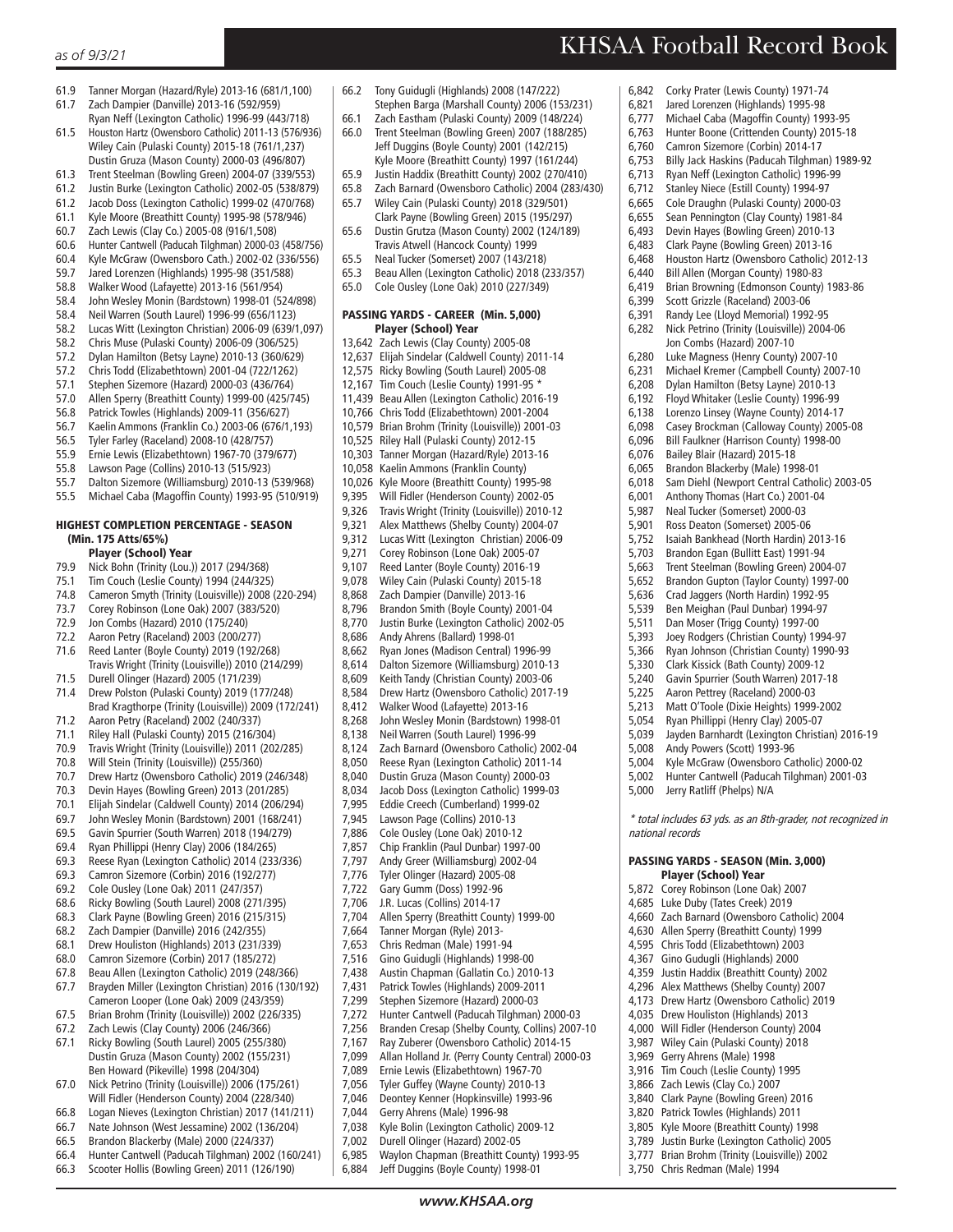61.9 Tanner Morgan (Hazard/Ryle) 2013-16 (681/1,100)
61.7 Zach Dampier (Danville) 2013-16 (592/959)
Ryan Neff (Lexington Catholic) 1996-99 (443/718)
61.5 Houston Hartz (Owensboro Catholic) 2011-13 (576/936)
Wiley Cain (Pulaski County) 2015-18 (761/1,237)
Dustin Gruza (Mason County) 2000-03 (496/807)
61.3 Trent Steelman (Bowling Green) 2004-07 (339/553)
61.2 Justin Burke (Lexington Catholic) 2002-05 (538/879)
61.2 Jacob Doss (Lexington Catholic) 1999-02 (470/768)
61.1 Kyle Moore (Breathitt County) 1995-98 (578/946)
60.7 Zach Lewis (Clay Co.) 2005-08 (916/1,508)
60.6 Hunter Cantwell (Paducah Tilghman) 2000-03 (458/756)
60.4 Kyle McGraw (Owensboro Cath.) 2002-02 (336/556)
59.7 Jared Lorenzen (Highlands) 1995-98 (351/588)
58.8 Walker Wood (Lafayette) 2013-16 (561/954)
58.4 John Wesley Monin (Bardstown) 1998-01 (524/898)
58.4 Neil Warren (South Laurel) 1996-99 (656/1123)
58.2 Lucas Witt (Lexington Christian) 2006-09 (639/1,097)
58.2 Chris Muse (Pulaski County) 2006-09 (306/525)
57.2 Dylan Hamilton (Betsy Layne) 2010-13 (360/629)
57.2 Chris Todd (Elizabethtown) 2001-04 (722/1262)
57.1 Stephen Sizemore (Hazard) 2000-03 (436/764)
57.0 Allen Sperry (Breathitt County) 1999-00 (425/745)
56.8 Patrick Towles (Highlands) 2009-11 (356/627)
56.7 Kaelin Ammons (Franklin Co.) 2003-06 (676/1,193)
56.5 Tyler Farley (Raceland) 2008-10 (428/757)
55.9 Ernie Lewis (Elizabethtown) 1967-70 (379/677)
55.8 Lawson Page (Collins) 2010-13 (515/923)
55.7 Dalton Sizemore (Williamsburg) 2010-13 (539/968)
55.5 Michael Caba (Magoffin County) 1993-95 (510/919)

### HIGHEST COMPLETION PERCENTAGE - SEASON (Min. 175 Atts/65%)

**Player (School) Year**

79.9 Nick Bohn (Trinity (Lou.)) 2017 (294/368)
75.1 Tim Couch (Leslie County) 1994 (244/325)
74.8 Cameron Smyth (Trinity (Louisville)) 2008 (220-294)
73.7 Corey Robinson (Lone Oak) 2007 (383/520)
72.9 Jon Combs (Hazard) 2010 (175/240)
72.2 Aaron Petry (Raceland) 2003 (200/277)
71.6 Reed Lanter (Boyle County) 2019 (192/268)
Travis Wright (Trinity (Louisville)) 2010 (214/299)
71.5 Durell Olinger (Hazard) 2005 (171/239)
71.4 Drew Polston (Pulaski County) 2019 (177/248)
Brad Kragthorpe (Trinity (Louisville)) 2009 (172/241)
71.2 Aaron Petry (Raceland) 2002 (240/337)
71.1 Riley Hall (Pulaski County) 2015 (216/304)
70.9 Travis Wright (Trinity (Louisville)) 2011 (202/285)
70.8 Will Stein (Trinity (Louisville)) (255/360)
70.7 Drew Hartz (Owensboro Catholic) 2019 (246/348)
70.3 Devin Hayes (Bowling Green) 2013 (201/285)
70.1 Elijah Sindelar (Caldwell County) 2014 (206/294)
69.7 John Wesley Monin (Bardstown) 2001 (168/241)
69.5 Gavin Spurrier (South Warren) 2018 (194/279)
69.4 Ryan Phillippi (Henry Clay) 2006 (184/265)
69.3 Reese Ryan (Lexington Catholic) 2014 (233/336)
69.3 Camron Sizemore (Corbin) 2016 (192/277)
69.2 Cole Ousley (Lone Oak) 2011 (247/357)
68.6 Ricky Bowling (South Laurel) 2008 (271/395)
68.3 Clark Payne (Bowling Green) 2016 (215/315)
68.2 Zach Dampier (Danville) 2016 (242/355)
68.1 Drew Houliston (Highlands) 2013 (231/339)
68.0 Camron Sizemore (Corbin) 2017 (185/272)
67.8 Beau Allen (Lexington Catholic) 2019 (248/366)
67.7 Brayden Miller (Lexington Christian) 2016 (130/192)
Cameron Looper (Lone Oak) 2009 (243/359)
67.5 Brian Brohm (Trinity (Louisville)) 2002 (226/335)
67.2 Zach Lewis (Clay County) 2006 (246/366)
67.1 Ricky Bowling (South Laurel) 2005 (255/380)
Dustin Gruza (Mason County) 2002 (155/231)
Ben Howard (Pikeville) 1998 (204/304)
67.0 Nick Petrino (Trinity (Louisville)) 2006 (175/261)
Will Fidler (Henderson County) 2004 (228/340)
66.8 Logan Nieves (Lexington Christian) 2017 (141/211)
66.7 Nate Johnson (West Jessamine) 2002 (136/204)
66.5 Brandon Blackerby (Male) 2000 (224/337)
66.4 Hunter Cantwell (Paducah Tilghman) 2002 (160/241)
66.3 Scooter Hollis (Bowling Green) 2011 (126/190)
66.2 Tony Guidugli (Highlands) 2008 (147/222)
Stephen Barga (Marshall County) 2006 (153/231)
66.1 Zach Eastham (Pulaski County) 2009 (148/224)
66.0 Trent Steelman (Bowling Green) 2007 (188/285)
Jeff Duggins (Boyle County) 2001 (142/215)
Kyle Moore (Breathitt County) 1997 (161/244)
65.9 Justin Haddix (Breathitt County) 2002 (270/410)
65.8 Zach Barnard (Owensboro Catholic) 2004 (283/430)
65.7 Wiley Cain (Pulaski County) 2018 (329/501)
Clark Payne (Bowling Green) 2015 (195/297)
65.6 Dustin Grutza (Mason County) 2002 (124/189)
Travis Atwell (Hancock County) 1999
65.5 Neal Tucker (Somerset) 2007 (143/218)
65.3 Beau Allen (Lexington Catholic) 2018 (233/357)
65.0 Cole Ousley (Lone Oak) 2010 (227/349)

### PASSING YARDS - CAREER (Min. 5,000)

**Player (School) Year**

13,642 Zach Lewis (Clay County) 2005-08
12,637 Elijah Sindelar (Caldwell County) 2011-14
12,575 Ricky Bowling (South Laurel) 2005-08
12,167 Tim Couch (Leslie County) 1991-95 *
11,439 Beau Allen (Lexington Catholic) 2016-19
10,766 Chris Todd (Elizabethtown) 2001-2004
10,579 Brian Brohm (Trinity (Louisville)) 2001-03
10,525 Riley Hall (Pulaski County) 2012-15
10,303 Tanner Morgan (Hazard/Ryle) 2013-16
10,058 Kaelin Ammons (Franklin County)
10,026 Kyle Moore (Breathitt County) 1995-98
9,395 Will Fidler (Henderson County) 2002-05
9,326 Travis Wright (Trinity (Louisville)) 2010-12
9,321 Alex Matthews (Shelby County) 2004-07
9,312 Lucas Witt (Lexington Christian) 2006-09
9,271 Corey Robinson (Lone Oak) 2005-07
9,107 Reed Lanter (Boyle County) 2016-19
9,078 Wiley Cain (Pulaski County) 2015-18
8,868 Zach Dampier (Danville) 2013-16
8,796 Brandon Smith (Boyle County) 2001-04
8,770 Justin Burke (Lexington Catholic) 2002-05
8,686 Andy Ahrens (Ballard) 1998-01
8,662 Ryan Jones (Madison Central) 1996-99
8,614 Dalton Sizemore (Williamsburg) 2010-13
8,609 Keith Tandy (Christian County) 2003-06
8,584 Drew Hartz (Owensboro Catholic) 2017-19
8,412 Walker Wood (Lafayette) 2013-16
8,268 John Wesley Monin (Bardstown) 1998-01
8,138 Neil Warren (South Laurel) 1996-99
8,124 Zach Barnard (Owensboro Catholic) 2002-04
8,050 Reese Ryan (Lexington Catholic) 2011-14
8,040 Dustin Gruza (Mason County) 2000-03
8,034 Jacob Doss (Lexington Catholic) 1999-03
7,995 Eddie Creech (Cumberland) 1999-02
7,945 Lawson Page (Collins) 2010-13
7,886 Cole Ousley (Lone Oak) 2010-12
7,857 Chip Franklin (Paul Dunbar) 1997-00
7,797 Andy Greer (Williamsburg) 2002-04
7,776 Tyler Olinger (Hazard) 2005-08
7,722 Gary Gumm (Doss) 1992-96
7,706 J.R. Lucas (Collins) 2014-17
7,704 Allen Sperry (Breathitt County) 1999-00
7,664 Tanner Morgan (Ryle) 2013-
7,653 Chris Redman (Male) 1991-94
7,516 Gino Guidugli (Highlands) 1998-00
7,438 Austin Chapman (Gallatin Co.) 2010-13
7,431 Patrick Towles (Highlands) 2009-2011
7,299 Stephen Sizemore (Hazard) 2000-03
7,272 Hunter Cantwell (Paducah Tilghman) 2000-03
7,256 Branden Cresap (Shelby County, Collins) 2007-10
7,167 Ray Zuberer (Owensboro Catholic) 2014-15
7,099 Allan Holland Jr. (Perry County Central) 2000-03
7,089 Ernie Lewis (Elizabethtown) 1967-70
7,056 Tyler Guffey (Wayne County) 2010-13
7,046 Deontey Kenner (Hopkinsville) 1993-96
7,044 Gerry Ahrens (Male) 1996-98
7,038 Kyle Bolin (Lexington Catholic) 2009-12
7,002 Durell Olinger (Hazard) 2002-05
6,985 Waylon Chapman (Breathitt County) 1993-95
6,884 Jeff Duggins (Boyle County) 1998-01
6,842 Corky Prater (Lewis County) 1971-74
6,821 Jared Lorenzen (Highlands) 1995-98
6,777 Michael Caba (Magoffin County) 1993-95
6,763 Hunter Boone (Crittenden County) 2015-18
6,760 Camron Sizemore (Corbin) 2014-17
6,753 Billy Jack Haskins (Paducah Tilghman) 1989-92
6,713 Ryan Neff (Lexington Catholic) 1996-99
6,712 Stanley Niece (Estill County) 1994-97
6,665 Cole Draughn (Pulaski County) 2000-03
6,655 Sean Pennington (Clay County) 1981-84
6,493 Devin Hayes (Bowling Green) 2010-13
6,483 Clark Payne (Bowling Green) 2013-16
6,468 Houston Hartz (Owensboro Catholic) 2012-13
6,440 Bill Allen (Morgan County) 1980-83
6,419 Brian Browning (Edmonson County) 1983-86
6,399 Scott Grizzle (Raceland) 2003-06
6,391 Randy Lee (Lloyd Memorial) 1992-95
6,282 Nick Petrino (Trinity (Louisville)) 2004-06
Jon Combs (Hazard) 2007-10
6,280 Luke Magness (Henry County) 2007-10
6,231 Michael Kremer (Campbell County) 2007-10
6,208 Dylan Hamilton (Betsy Layne) 2010-13
6,192 Floyd Whitaker (Leslie County) 1996-99
6,138 Lorenzo Linsey (Wayne County) 2014-17
6,098 Casey Brockman (Calloway County) 2005-08
6,096 Bill Faulkner (Harrison County) 1998-00
6,076 Bailey Blair (Hazard) 2015-18
6,065 Brandon Blackerby (Male) 1998-01
6,018 Sam Diehl (Newport Central Catholic) 2003-05
6,001 Anthony Thomas (Hart Co.) 2001-04
5,987 Neal Tucker (Somerset) 2000-03
5,901 Ross Deaton (Somerset) 2005-06
5,752 Isaiah Bankhead (North Hardin) 2013-16
5,703 Brandon Egan (Bullitt East) 1991-94
5,663 Trent Steelman (Bowling Green) 2004-07
5,652 Brandon Gupton (Taylor County) 1997-00
5,636 Crad Jaggers (North Hardin) 1992-95
5,539 Ben Meighan (Paul Dunbar) 1994-97
5,511 Dan Moser (Trigg County) 1997-00
5,393 Joey Rodgers (Christian County) 1994-97
5,366 Ryan Johnson (Christian County) 1990-93
5,330 Clark Kissick (Bath County) 2009-12
5,240 Gavin Spurrier (South Warren) 2017-18
5,225 Aaron Pettrey (Raceland) 2000-03
5,213 Matt O'Toole (Dixie Heights) 1999-2002
5,054 Ryan Phillippi (Henry Clay) 2005-07
5,039 Jayden Barnhardt (Lexington Christian) 2016-19
5,008 Andy Powers (Scott) 1993-96
5,004 Kyle McGraw (Owensboro Catholic) 2000-02
5,002 Hunter Cantwell (Paducah Tilghman) 2001-03
5,000 Jerry Ratliff (Phelps) N/A

*\* total includes 63 yds. as an 8th-grader, not recognized in national records*

### PASSING YARDS - SEASON (Min. 3,000)

**Player (School) Year**

5,872 Corey Robinson (Lone Oak) 2007
4,685 Luke Duby (Tates Creek) 2019
4,660 Zach Barnard (Owensboro Catholic) 2004
4,630 Allen Sperry (Breathitt County) 1999
4,595 Chris Todd (Elizabethtown) 2003
4,367 Gino Gudugli (Highlands) 2000
4,359 Justin Haddix (Breathitt County) 2002
4,296 Alex Matthews (Shelby County) 2007
4,173 Drew Hartz (Owensboro Catholic) 2019
4,035 Drew Houliston (Highlands) 2013
4,000 Will Fidler (Henderson County) 2004
3,987 Wiley Cain (Pulaski County) 2018
3,969 Gerry Ahrens (Male) 1998
3,916 Tim Couch (Leslie County) 1995
3,866 Zach Lewis (Clay Co.) 2007
3,840 Clark Payne (Bowling Green) 2016
3,820 Patrick Towles (Highlands) 2011
3,805 Kyle Moore (Breathitt County) 1998
3,789 Justin Burke (Lexington Catholic) 2005
3,777 Brian Brohm (Trinity (Louisville)) 2002
3,750 Chris Redman (Male) 1994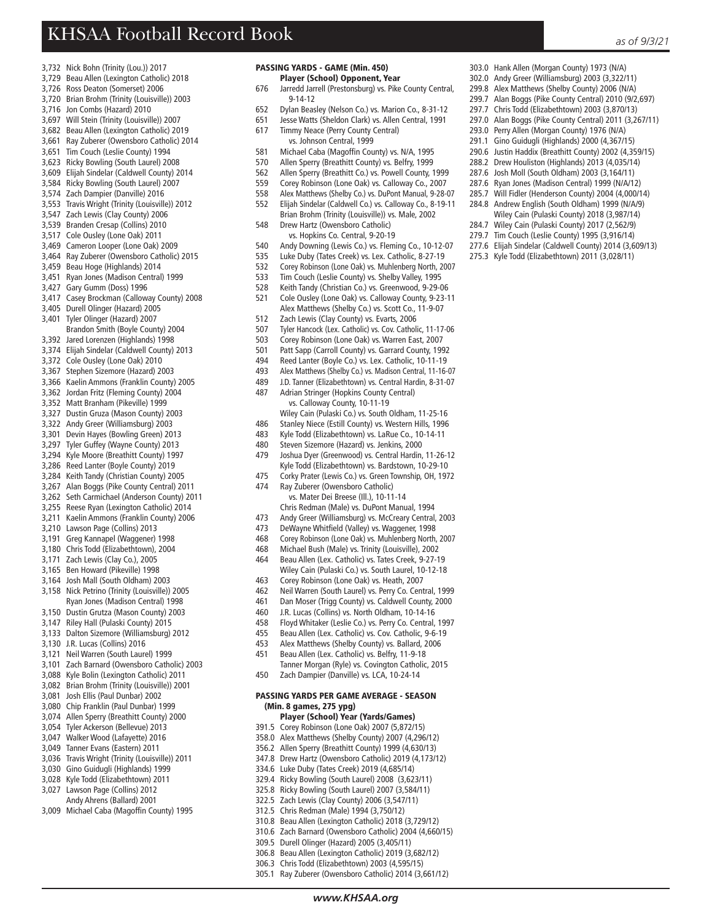3,732 Nick Bohn (Trinity (Lou.)) 2017
3,729 Beau Allen (Lexington Catholic) 2018
3,726 Ross Deaton (Somerset) 2006
3,720 Brian Brohm (Trinity (Louisville)) 2003
3,716 Jon Combs (Hazard) 2010
3,697 Will Stein (Trinity (Louisville)) 2007
3,682 Beau Allen (Lexington Catholic) 2019
3,661 Ray Zuberer (Owensboro Catholic) 2014
3,651 Tim Couch (Leslie County) 1994
3,623 Ricky Bowling (South Laurel) 2008
3,609 Elijah Sindelar (Caldwell County) 2014
3,584 Ricky Bowling (South Laurel) 2007
3,574 Zach Dampier (Danville) 2016
3,553 Travis Wright (Trinity (Louisville)) 2012
3,547 Zach Lewis (Clay County) 2006
3,539 Branden Cresap (Collins) 2010
3,517 Cole Ousley (Lone Oak) 2011
3,469 Cameron Looper (Lone Oak) 2009
3,464 Ray Zuberer (Owensboro Catholic) 2015
3,459 Beau Hoge (Highlands) 2014
3,451 Ryan Jones (Madison Central) 1999
3,427 Gary Gumm (Doss) 1996
3,417 Casey Brockman (Calloway County) 2008
3,405 Durell Olinger (Hazard) 2005
3,401 Tyler Olinger (Hazard) 2007
Brandon Smith (Boyle County) 2004
3,392 Jared Lorenzen (Highlands) 1998
3,374 Elijah Sindelar (Caldwell County) 2013
3,372 Cole Ousley (Lone Oak) 2010
3,367 Stephen Sizemore (Hazard) 2003
3,366 Kaelin Ammons (Franklin County) 2005
3,362 Jordan Fritz (Fleming County) 2004
3,352 Matt Branham (Pikeville) 1999
3,327 Dustin Gruza (Mason County) 2003
3,322 Andy Greer (Williamsburg) 2003
3,301 Devin Hayes (Bowling Green) 2013
3,297 Tyler Guffey (Wayne County) 2013
3,294 Kyle Moore (Breathitt County) 1997
3,286 Reed Lanter (Boyle County) 2019
3,284 Keith Tandy (Christian County) 2005
3,267 Alan Boggs (Pike County Central) 2011
3,262 Seth Carmichael (Anderson County) 2011
3,255 Reese Ryan (Lexington Catholic) 2014
3,211 Kaelin Ammons (Franklin County) 2006
3,210 Lawson Page (Collins) 2013
3,191 Greg Kannapel (Waggener) 1998
3,180 Chris Todd (Elizabethtown), 2004
3,171 Zach Lewis (Clay Co.), 2005
3,165 Ben Howard (Pikeville) 1998
3,164 Josh Mall (South Oldham) 2003
3,158 Nick Petrino (Trinity (Louisville)) 2005
Ryan Jones (Madison Central) 1998
3,150 Dustin Grutza (Mason County) 2003
3,147 Riley Hall (Pulaski County) 2015
3,133 Dalton Sizemore (Williamsburg) 2012
3,130 J.R. Lucas (Collins) 2016
3,121 Neil Warren (South Laurel) 1999
3,101 Zach Barnard (Owensboro Catholic) 2003
3,088 Kyle Bolin (Lexington Catholic) 2011
3,082 Brian Brohm (Trinity (Louisville)) 2001
3,081 Josh Ellis (Paul Dunbar) 2002
3,080 Chip Franklin (Paul Dunbar) 1999
3,074 Allen Sperry (Breathitt County) 2000
3,054 Tyler Ackerson (Bellevue) 2013
3,047 Walker Wood (Lafayette) 2016
3,049 Tanner Evans (Eastern) 2011
3,036 Travis Wright (Trinity (Louisville)) 2011
3,030 Gino Guidugli (Highlands) 1999
3,028 Kyle Todd (Elizabethtown) 2011
3,027 Lawson Page (Collins) 2012
Andy Ahrens (Ballard) 2001
3,009 Michael Caba (Magoffin County) 1995

## PASSING YARDS - GAME (Min. 450)

**Player (School) Opponent, Year**

676 Jarredd Jarrell (Prestonsburg) vs. Pike County Central, 9-14-12
652 Dylan Beasley (Nelson Co.) vs. Marion Co., 8-31-12
651 Jesse Watts (Sheldon Clark) vs. Allen Central, 1991
617 Timmy Neace (Perry County Central) vs. Johnson Central, 1999
581 Michael Caba (Magoffin County) vs. N/A, 1995
570 Allen Sperry (Breathitt County) vs. Belfry, 1999
562 Allen Sperry (Breathitt Co.) vs. Powell County, 1999
559 Corey Robinson (Lone Oak) vs. Calloway Co., 2007
558 Alex Matthews (Shelby Co.) vs. DuPont Manual, 9-28-07
552 Elijah Sindelar (Caldwell Co.) vs. Calloway Co., 8-19-11
Brian Brohm (Trinity (Louisville)) vs. Male, 2002
548 Drew Hartz (Owensboro Catholic) vs. Hopkins Co. Central, 9-20-19
540 Andy Downing (Lewis Co.) vs. Fleming Co., 10-12-07
535 Luke Duby (Tates Creek) vs. Lex. Catholic, 8-27-19
532 Corey Robinson (Lone Oak) vs. Muhlenberg North, 2007
533 Tim Couch (Leslie County) vs. Shelby Valley, 1995
528 Keith Tandy (Christian Co.) vs. Greenwood, 9-29-06
521 Cole Ousley (Lone Oak) vs. Calloway County, 9-23-11
Alex Matthews (Shelby Co.) vs. Scott Co., 11-9-07
512 Zach Lewis (Clay County) vs. Evarts, 2006
507 Tyler Hancock (Lex. Catholic) vs. Cov. Catholic, 11-17-06
503 Corey Robinson (Lone Oak) vs. Warren East, 2007
501 Patt Sapp (Carroll County) vs. Garrard County, 1992
494 Reed Lanter (Boyle Co.) vs. Lex. Catholic, 10-11-19
493 Alex Matthews (Shelby Co.) vs. Madison Central, 11-16-07
489 J.D. Tanner (Elizabethtown) vs. Central Hardin, 8-31-07
487 Adrian Stringer (Hopkins County Central) vs. Calloway County, 10-11-19
Wiley Cain (Pulaski Co.) vs. South Oldham, 11-25-16
486 Stanley Niece (Estill County) vs. Western Hills, 1996
483 Kyle Todd (Elizabethtown) vs. LaRue Co., 10-14-11
480 Steven Sizemore (Hazard) vs. Jenkins, 2000
479 Joshua Dyer (Greenwood) vs. Central Hardin, 11-26-12
Kyle Todd (Elizabethtown) vs. Bardstown, 10-29-10
475 Corky Prater (Lewis Co.) vs. Green Township, OH, 1972
474 Ray Zuberer (Owensboro Catholic) vs. Mater Dei Breese (Ill.), 10-11-14
Chris Redman (Male) vs. DuPont Manual, 1994
473 Andy Greer (Williamsburg) vs. McCreary Central, 2003
473 DeWayne Whitfield (Valley) vs. Waggener, 1998
468 Corey Robinson (Lone Oak) vs. Muhlenberg North, 2007
468 Michael Bush (Male) vs. Trinity (Louisville), 2002
464 Beau Allen (Lex. Catholic) vs. Tates Creek, 9-27-19
Wiley Cain (Pulaski Co.) vs. South Laurel, 10-12-18
463 Corey Robinson (Lone Oak) vs. Heath, 2007
462 Neil Warren (South Laurel) vs. Perry Co. Central, 1999
461 Dan Moser (Trigg County) vs. Caldwell County, 2000
460 J.R. Lucas (Collins) vs. North Oldham, 10-14-16
458 Floyd Whitaker (Leslie Co.) vs. Perry Co. Central, 1997
455 Beau Allen (Lex. Catholic) vs. Cov. Catholic, 9-6-19
453 Alex Matthews (Shelby County) vs. Ballard, 2006
451 Beau Allen (Lex. Catholic) vs. Belfry, 11-9-18
Tanner Morgan (Ryle) vs. Covington Catholic, 2015
450 Zach Dampier (Danville) vs. LCA, 10-24-14

## PASSING YARDS PER GAME AVERAGE - SEASON (Min. 8 games, 275 ypg)

**Player (School) Year (Yards/Games)**

391.5 Corey Robinson (Lone Oak) 2007 (5,872/15)
358.0 Alex Matthews (Shelby County) 2007 (4,296/12)
356.2 Allen Sperry (Breathitt County) 1999 (4,630/13)
347.8 Drew Hartz (Owensboro Catholic) 2019 (4,173/12)
334.6 Luke Duby (Tates Creek) 2019 (4,685/14)
329.4 Ricky Bowling (South Laurel) 2008 (3,623/11)
325.8 Ricky Bowling (South Laurel) 2007 (3,584/11)
322.5 Zach Lewis (Clay County) 2006 (3,547/11)
312.5 Chris Redman (Male) 1994 (3,750/12)
310.8 Beau Allen (Lexington Catholic) 2018 (3,729/12)
310.6 Zach Barnard (Owensboro Catholic) 2004 (4,660/15)
309.5 Durell Olinger (Hazard) 2005 (3,405/11)
306.8 Beau Allen (Lexington Catholic) 2019 (3,682/12)
306.3 Chris Todd (Elizabethtown) 2003 (4,595/15)
305.1 Ray Zuberer (Owensboro Catholic) 2014 (3,661/12)
303.0 Hank Allen (Morgan County) 1973 (N/A)
302.0 Andy Greer (Williamsburg) 2003 (3,322/11)
299.8 Alex Matthews (Shelby County) 2006 (N/A)
299.7 Alan Boggs (Pike County Central) 2010 (9/2,697)
297.7 Chris Todd (Elizabethtown) 2003 (3,870/13)
297.0 Alan Boggs (Pike County Central) 2011 (3,267/11)
293.0 Perry Allen (Morgan County) 1976 (N/A)
291.1 Gino Guidugli (Highlands) 2000 (4,367/15)
290.6 Justin Haddix (Breathitt County) 2002 (4,359/15)
288.2 Drew Houliston (Highlands) 2013 (4,035/14)
287.6 Josh Moll (South Oldham) 2003 (3,164/11)
287.6 Ryan Jones (Madison Central) 1999 (N/A/12)
285.7 Will Fidler (Henderson County) 2004 (4,000/14)
284.8 Andrew English (South Oldham) 1999 (N/A/9)
Wiley Cain (Pulaski County) 2018 (3,987/14)
284.7 Wiley Cain (Pulaski County) 2017 (2,562/9)
279.7 Tim Couch (Leslie County) 1995 (3,916/14)
277.6 Elijah Sindelar (Caldwell County) 2014 (3,609/13)
275.3 Kyle Todd (Elizabethtown) 2011 (3,028/11)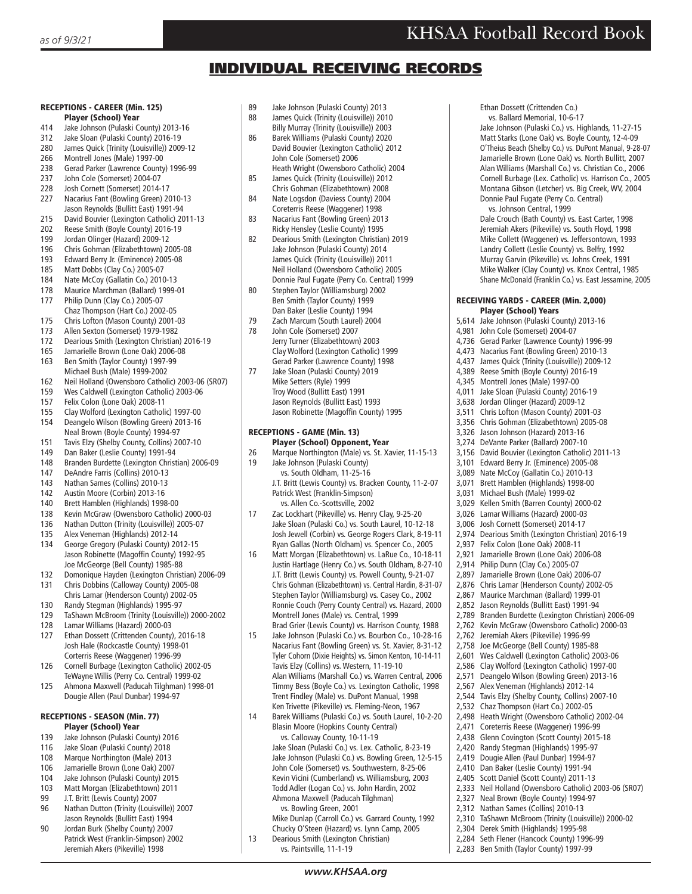# INDIVIDUAL RECEIVING RECORDS

## RECEPTIONS - CAREER (Min. 125)

**Player (School) Year**

414 Jake Johnson (Pulaski County) 2013-16
312 Jake Sloan (Pulaski County) 2016-19
280 James Quick (Trinity (Louisville)) 2009-12
266 Montrell Jones (Male) 1997-00
238 Gerad Parker (Lawrence County) 1996-99
237 John Cole (Somerset) 2004-07
228 Josh Cornett (Somerset) 2014-17
227 Nacarius Fant (Bowling Green) 2010-13
Jason Reynolds (Bullitt East) 1991-94
215 David Bouvier (Lexington Catholic) 2011-13
202 Reese Smith (Boyle County) 2016-19
199 Jordan Olinger (Hazard) 2009-12
196 Chris Gohman (Elizabethtown) 2005-08
193 Edward Berry Jr. (Eminence) 2005-08
185 Matt Dobbs (Clay Co.) 2005-07
184 Nate McCoy (Gallatin Co.) 2010-13
178 Maurice Marchman (Ballard) 1999-01
177 Philip Dunn (Clay Co.) 2005-07
Chaz Thompson (Hart Co.) 2002-05
175 Chris Lofton (Mason County) 2001-03
173 Allen Sexton (Somerset) 1979-1982
172 Dearious Smith (Lexington Christian) 2016-19
165 Jamarielle Brown (Lone Oak) 2006-08
163 Ben Smith (Taylor County) 1997-99
Michael Bush (Male) 1999-2002
162 Neil Holland (Owensboro Catholic) 2003-06 (SR07)
159 Wes Caldwell (Lexington Catholic) 2003-06
157 Felix Colon (Lone Oak) 2008-11
155 Clay Wolford (Lexington Catholic) 1997-00
154 Deangelo Wilson (Bowling Green) 2013-16
Neal Brown (Boyle County) 1994-97
151 Tavis Elzy (Shelby County, Collins) 2007-10
149 Dan Baker (Leslie County) 1991-94
148 Branden Burdette (Lexington Christian) 2006-09
147 DeAndre Farris (Collins) 2010-13
143 Nathan Sames (Collins) 2010-13
142 Austin Moore (Corbin) 2013-16
140 Brett Hamblen (Highlands) 1998-00
138 Kevin McGraw (Owensboro Catholic) 2000-03
136 Nathan Dutton (Trinity (Louisville)) 2005-07
135 Alex Veneman (Highlands) 2012-14
134 George Gregory (Pulaski County) 2012-15
Jason Robinette (Magoffin County) 1992-95
Joe McGeorge (Bell County) 1985-88
132 Domonique Hayden (Lexington Christian) 2006-09
131 Chris Dobbins (Calloway County) 2005-08
Chris Lamar (Henderson County) 2002-05
130 Randy Stegman (Highlands) 1995-97
129 TaShawn McBroom (Trinity (Louisville)) 2000-2002
128 Lamar Williams (Hazard) 2000-03
127 Ethan Dossett (Crittenden County), 2016-18
Josh Hale (Rockcastle County) 1998-01
Corterris Reese (Waggener) 1996-99
126 Cornell Burbage (Lexington Catholic) 2002-05
TeWayne Willis (Perry Co. Central) 1999-02
125 Ahmona Maxwell (Paducah Tilghman) 1998-01
Dougie Allen (Paul Dunbar) 1994-97

## RECEPTIONS - SEASON (Min. 77)

**Player (School) Year**

139 Jake Johnson (Pulaski County) 2016
116 Jake Sloan (Pulaski County) 2018
108 Marque Northington (Male) 2013
106 Jamarielle Brown (Lone Oak) 2007
104 Jake Johnson (Pulaski County) 2015
103 Matt Morgan (Elizabethtown) 2011
99 J.T. Britt (Lewis County) 2007
96 Nathan Dutton (Trinity (Louisville)) 2007
Jason Reynolds (Bullitt East) 1994
90 Jordan Burk (Shelby County) 2007
Patrick West (Franklin-Simpson) 2002
Jeremiah Akers (Pikeville) 1998
89 Jake Johnson (Pulaski County) 2013
88 James Quick (Trinity (Louisville)) 2010
Billy Murray (Trinity (Louisville)) 2003
86 Barek Williams (Pulaski County) 2020
David Bouvier (Lexington Catholic) 2012
John Cole (Somerset) 2006
Heath Wright (Owensboro Catholic) 2004
85 James Quick (Trinity (Louisville)) 2012
Chris Gohman (Elizabethtown) 2008
84 Nate Logsdon (Daviess County) 2004
Coreterris Reese (Waggener) 1998
83 Nacarius Fant (Bowling Green) 2013
Ricky Hensley (Leslie County) 1995
82 Dearious Smith (Lexington Christian) 2019
Jake Johnson (Pulaski County) 2014
James Quick (Trinity (Louisville)) 2011
Neil Holland (Owensboro Catholic) 2005
Donnie Paul Fugate (Perry Co. Central) 1999
80 Stephen Taylor (Williamsburg) 2002
Ben Smith (Taylor County) 1999
Dan Baker (Leslie County) 1994
79 Zach Marcum (South Laurel) 2004
78 John Cole (Somerset) 2007
Jerry Turner (Elizabethtown) 2003
Clay Wolford (Lexington Catholic) 1999
Gerad Parker (Lawrence County) 1998
77 Jake Sloan (Pulaski County) 2019
Mike Setters (Ryle) 1999
Troy Wood (Bullitt East) 1991
Jason Reynolds (Bullitt East) 1993
Jason Robinette (Magoffin County) 1995

## RECEPTIONS - GAME (Min. 13)

**Player (School) Opponent, Year**

26 Marque Northington (Male) vs. St. Xavier, 11-15-13
19 Jake Johnson (Pulaski County) vs. South Oldham, 11-25-16
J.T. Britt (Lewis County) vs. Bracken County, 11-2-07
Patrick West (Franklin-Simpson) vs. Allen Co.-Scottsville, 2002
17 Zac Lockhart (Pikeville) vs. Henry Clay, 9-25-20
Jake Sloan (Pulaski Co.) vs. South Laurel, 10-12-18
Josh Jewell (Corbin) vs. George Rogers Clark, 8-19-11
Ryan Gallas (North Oldham) vs. Spencer Co., 2005
16 Matt Morgan (Elizabethtown) vs. LaRue Co., 10-18-11
Justin Hartlage (Henry Co.) vs. South Oldham, 8-27-10
J.T. Britt (Lewis County) vs. Powell County, 9-21-07
Chris Gohman (Elizabethtown) vs. Central Hardin, 8-31-07
Stephen Taylor (Williamsburg) vs. Casey Co., 2002
Ronnie Couch (Perry County Central) vs. Hazard, 2000
Montrell Jones (Male) vs. Central, 1999
Brad Grier (Lewis County) vs. Harrison County, 1988
15 Jake Johnson (Pulaski Co.) vs. Bourbon Co., 10-28-16
Nacarius Fant (Bowling Green) vs. St. Xavier, 8-31-12
Tyler Cohorn (Dixie Heights) vs. Simon Kenton, 10-14-11
Tavis Elzy (Collins) vs. Western, 11-19-10
Alan Williams (Marshall Co.) vs. Warren Central, 2006
Timmy Bess (Boyle Co.) vs. Lexington Catholic, 1998
Trent Findley (Male) vs. DuPont Manual, 1998
Ken Trivette (Pikeville) vs. Fleming-Neon, 1967
14 Barek Williams (Pulaski Co.) vs. South Laurel, 10-2-20
Blasin Moore (Hopkins County Central) vs. Calloway County, 10-11-19
Jake Sloan (Pulaski Co.) vs. Lex. Catholic, 8-23-19
Jake Johnson (Pulaski Co.) vs. Bowling Green, 12-5-15
John Cole (Somerset) vs. Southwestern, 8-25-06
Kevin Vicini (Cumberland) vs. Williamsburg, 2003
Todd Adler (Logan Co.) vs. John Hardin, 2002
Ahmona Maxwell (Paducah Tilghman) vs. Bowling Green, 2001
Mike Dunlap (Carroll Co.) vs. Garrard County, 1992
Chucky O'Steen (Hazard) vs. Lynn Camp, 2005
13 Dearious Smith (Lexington Christian) vs. Paintsville, 11-1-19
Ethan Dossett (Crittenden Co.) vs. Ballard Memorial, 10-6-17
Jake Johnson (Pulaski Co.) vs. Highlands, 11-27-15
Matt Starks (Lone Oak) vs. Boyle County, 12-4-09
O'Theius Beach (Shelby Co.) vs. DuPont Manual, 9-28-07
Jamarielle Brown (Lone Oak) vs. North Bullitt, 2007
Alan Williams (Marshall Co.) vs. Christian Co., 2006
Cornell Burbage (Lex. Catholic) vs. Harrison Co., 2005
Montana Gibson (Letcher) vs. Big Creek, WV, 2004
Donnie Paul Fugate (Perry Co. Central) vs. Johnson Central, 1999
Dale Crouch (Bath County) vs. East Carter, 1998
Jeremiah Akers (Pikeville) vs. South Floyd, 1998
Mike Collett (Waggener) vs. Jeffersontown, 1993
Landry Collett (Leslie County) vs. Belfry, 1992
Murray Garvin (Pikeville) vs. Johns Creek, 1991
Mike Walker (Clay County) vs. Knox Central, 1985
Shane McDonald (Franklin Co.) vs. East Jessamine, 2005

## RECEIVING YARDS - CAREER (Min. 2,000)

**Player (School) Years**

5,614 Jake Johnson (Pulaski County) 2013-16
4,981 John Cole (Somerset) 2004-07
4,736 Gerad Parker (Lawrence County) 1996-99
4,473 Nacarius Fant (Bowling Green) 2010-13
4,437 James Quick (Trinity (Louisville)) 2009-12
4,389 Reese Smith (Boyle County) 2016-19
4,345 Montrell Jones (Male) 1997-00
4,011 Jake Sloan (Pulaski County) 2016-19
3,638 Jordan Olinger (Hazard) 2009-12
3,511 Chris Lofton (Mason County) 2001-03
3,356 Chris Gohman (Elizabethtown) 2005-08
3,326 Jason Johnson (Hazard) 2013-16
3,274 DeVante Parker (Ballard) 2007-10
3,156 David Bouvier (Lexington Catholic) 2011-13
3,101 Edward Berry Jr. (Eminence) 2005-08
3,089 Nate McCoy (Gallatin Co.) 2010-13
3,071 Brett Hamblen (Highlands) 1998-00
3,031 Michael Bush (Male) 1999-02
3,029 Kellen Smith (Barren County) 2000-02
3,026 Lamar Williams (Hazard) 2000-03
3,006 Josh Cornett (Somerset) 2014-17
2,974 Dearious Smith (Lexington Christian) 2016-19
2,937 Felix Colon (Lone Oak) 2008-11
2,921 Jamarielle Brown (Lone Oak) 2006-08
2,914 Philip Dunn (Clay Co.) 2005-07
2,897 Jamarielle Brown (Lone Oak) 2006-07
2,876 Chris Lamar (Henderson County) 2002-05
2,867 Maurice Marchman (Ballard) 1999-01
2,852 Jason Reynolds (Bullitt East) 1991-94
2,789 Branden Burdette (Lexington Christian) 2006-09
2,762 Kevin McGraw (Owensboro Catholic) 2000-03
2,762 Jeremiah Akers (Pikeville) 1996-99
2,758 Joe McGeorge (Bell County) 1985-88
2,601 Wes Caldwell (Lexington Catholic) 2003-06
2,586 Clay Wolford (Lexington Catholic) 1997-00
2,571 Deangelo Wilson (Bowling Green) 2013-16
2,567 Alex Veneman (Highlands) 2012-14
2,544 Tavis Elzy (Shelby County, Collins) 2007-10
2,532 Chaz Thompson (Hart Co.) 2002-05
2,498 Heath Wright (Owensboro Catholic) 2002-04
2,471 Coreterris Reese (Waggener) 1996-99
2,438 Glenn Covington (Scott County) 2015-18
2,420 Randy Stegman (Highlands) 1995-97
2,419 Dougie Allen (Paul Dunbar) 1994-97
2,410 Dan Baker (Leslie County) 1991-94
2,405 Scott Daniel (Scott County) 2011-13
2,333 Neil Holland (Owensboro Catholic) 2003-06 (SR07)
2,327 Neal Brown (Boyle County) 1994-97
2,312 Nathan Sames (Collins) 2010-13
2,310 TaShawn McBroom (Trinity (Louisville)) 2000-02
2,304 Derek Smith (Highlands) 1995-98
2,284 Seth Flener (Hancock County) 1996-99
2,283 Ben Smith (Taylor County) 1997-99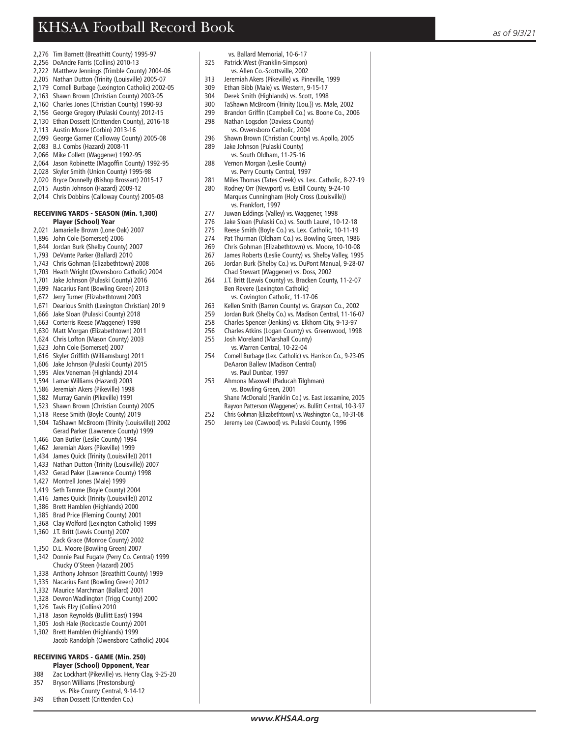2,276 Tim Barnett (Breathitt County) 1995-97
2,256 DeAndre Farris (Collins) 2010-13
2,222 Matthew Jennings (Trimble County) 2004-06
2,205 Nathan Dutton (Trinity (Louisville) 2005-07
2,179 Cornell Burbage (Lexington Catholic) 2002-05
2,163 Shawn Brown (Christian County) 2003-05
2,160 Charles Jones (Christian County) 1990-93
2,156 George Gregory (Pulaski County) 2012-15
2,130 Ethan Dossett (Crittenden County), 2016-18
2,113 Austin Moore (Corbin) 2013-16
2,099 George Garner (Calloway County) 2005-08
2,083 B.J. Combs (Hazard) 2008-11
2,066 Mike Collett (Waggener) 1992-95
2,064 Jason Robinette (Magoffin County) 1992-95
2,028 Skyler Smith (Union County) 1995-98
2,020 Bryce Donnelly (Bishop Brossart) 2015-17
2,015 Austin Johnson (Hazard) 2009-12
2,014 Chris Dobbins (Calloway County) 2005-08

### RECEIVING YARDS - SEASON (Min. 1,300)

**Player (School) Year**

2,021 Jamarielle Brown (Lone Oak) 2007
1,896 John Cole (Somerset) 2006
1,844 Jordan Burk (Shelby County) 2007
1,793 DeVante Parker (Ballard) 2010
1,743 Chris Gohman (Elizabethtown) 2008
1,703 Heath Wright (Owensboro Catholic) 2004
1,701 Jake Johnson (Pulaski County) 2016
1,699 Nacarius Fant (Bowling Green) 2013
1,672 Jerry Turner (Elizabethtown) 2003
1,671 Dearious Smith (Lexington Christian) 2019
1,666 Jake Sloan (Pulaski County) 2018
1,663 Corterris Reese (Waggener) 1998
1,630 Matt Morgan (Elizabethtown) 2011
1,624 Chris Lofton (Mason County) 2003
1,623 John Cole (Somerset) 2007
1,616 Skyler Griffith (Williamsburg) 2011
1,606 Jake Johnson (Pulaski County) 2015
1,595 Alex Veneman (Highlands) 2014
1,594 Lamar Williams (Hazard) 2003
1,586 Jeremiah Akers (Pikeville) 1998
1,582 Murray Garvin (Pikeville) 1991
1,523 Shawn Brown (Christian County) 2005
1,518 Reese Smith (Boyle County) 2019
1,504 TaShawn McBroom (Trinity (Louisville)) 2002
Gerad Parker (Lawrence County) 1999
1,466 Dan Butler (Leslie County) 1994
1,462 Jeremiah Akers (Pikeville) 1999
1,434 James Quick (Trinity (Louisville)) 2011
1,433 Nathan Dutton (Trinity (Louisville)) 2007
1,432 Gerad Paker (Lawrence County) 1998
1,427 Montrell Jones (Male) 1999
1,419 Seth Tamme (Boyle County) 2004
1,416 James Quick (Trinity (Louisville)) 2012
1,386 Brett Hamblen (Highlands) 2000
1,385 Brad Price (Fleming County) 2001
1,368 Clay Wolford (Lexington Catholic) 1999
1,360 J.T. Britt (Lewis County) 2007
Zack Grace (Monroe County) 2002
1,350 D.L. Moore (Bowling Green) 2007
1,342 Donnie Paul Fugate (Perry Co. Central) 1999
Chucky O'Steen (Hazard) 2005
1,338 Anthony Johnson (Breathitt County) 1999
1,335 Nacarius Fant (Bowling Green) 2012
1,332 Maurice Marchman (Ballard) 2001
1,328 Devron Wadlington (Trigg County) 2000
1,326 Tavis Elzy (Collins) 2010
1,318 Jason Reynolds (Bullitt East) 1994
1,305 Josh Hale (Rockcastle County) 2001
1,302 Brett Hamblen (Highlands) 1999
Jacob Randolph (Owensboro Catholic) 2004

### RECEIVING YARDS - GAME (Min. 250)

**Player (School) Opponent, Year**

388 Zac Lockhart (Pikeville) vs. Henry Clay, 9-25-20
357 Bryson Williams (Prestonsburg) vs. Pike County Central, 9-14-12
349 Ethan Dossett (Crittenden Co.) vs. Ballard Memorial, 10-6-17
325 Patrick West (Franklin-Simpson) vs. Allen Co.-Scottsville, 2002
313 Jeremiah Akers (Pikeville) vs. Pineville, 1999
309 Ethan Bibb (Male) vs. Western, 9-15-17
304 Derek Smith (Highlands) vs. Scott, 1998
300 TaShawn McBroom (Trinity (Lou.)) vs. Male, 2002
299 Brandon Griffin (Campbell Co.) vs. Boone Co., 2006
298 Nathan Logsdon (Daviess County) vs. Owensboro Catholic, 2004
296 Shawn Brown (Christian County) vs. Apollo, 2005
289 Jake Johnson (Pulaski County) vs. South Oldham, 11-25-16
288 Vernon Morgan (Leslie County) vs. Perry County Central, 1997
281 Miles Thomas (Tates Creek) vs. Lex. Catholic, 8-27-19
280 Rodney Orr (Newport) vs. Estill County, 9-24-10
Marques Cunningham (Holy Cross (Louisville)) vs. Frankfort, 1997
277 Juwan Eddings (Valley) vs. Waggener, 1998
276 Jake Sloan (Pulaski Co.) vs. South Laurel, 10-12-18
275 Reese Smith (Boyle Co.) vs. Lex. Catholic, 10-11-19
274 Pat Thurman (Oldham Co.) vs. Bowling Green, 1986
269 Chris Gohman (Elizabethtown) vs. Moore, 10-10-08
267 James Roberts (Leslie County) vs. Shelby Valley, 1995
266 Jordan Burk (Shelby Co.) vs. DuPont Manual, 9-28-07
Chad Stewart (Waggener) vs. Doss, 2002
264 J.T. Britt (Lewis County) vs. Bracken County, 11-2-07
Ben Revere (Lexington Catholic) vs. Covington Catholic, 11-17-06
263 Kellen Smith (Barren County) vs. Grayson Co., 2002
259 Jordan Burk (Shelby Co.) vs. Madison Central, 11-16-07
258 Charles Spencer (Jenkins) vs. Elkhorn City, 9-13-97
256 Charles Atkins (Logan County) vs. Greenwood, 1998
255 Josh Moreland (Marshall County) vs. Warren Central, 10-22-04
254 Cornell Burbage (Lex. Catholic) vs. Harrison Co., 9-23-05
DeAaron Ballew (Madison Central) vs. Paul Dunbar, 1997
253 Ahmona Maxwell (Paducah Tilghman) vs. Bowling Green, 2001
Shane McDonald (Franklin Co.) vs. East Jessamine, 2005
Rayvon Patterson (Waggener) vs. Bullitt Central, 10-3-97
252 Chris Gohman (Elizabethtown) vs. Washington Co., 10-31-08
250 Jeremy Lee (Cawood) vs. Pulaski County, 1996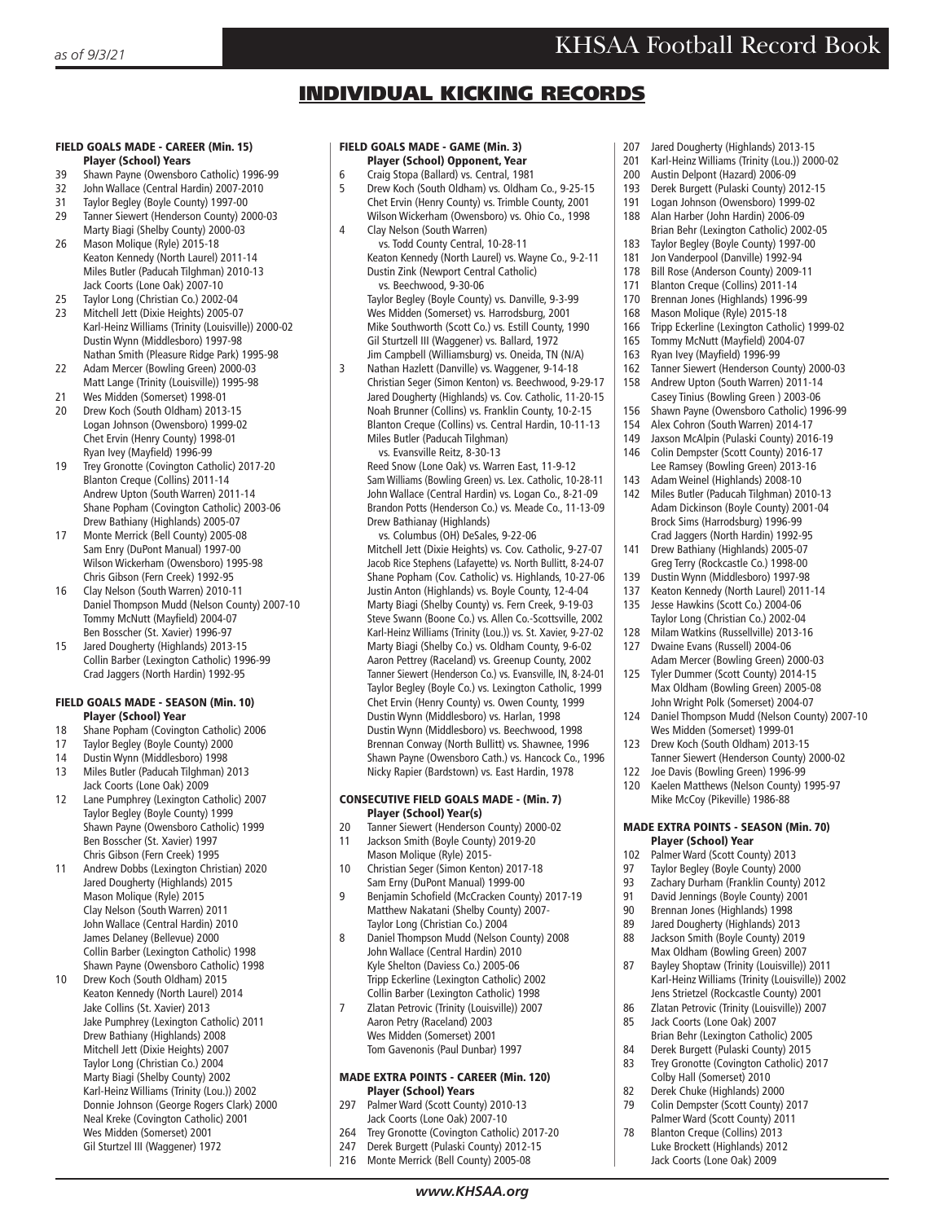# INDIVIDUAL KICKING RECORDS

### FIELD GOALS MADE - CAREER (Min. 15)

**Player (School) Years**

- 39 Shawn Payne (Owensboro Catholic) 1996-99
- 32 John Wallace (Central Hardin) 2007-2010
- 31 Taylor Begley (Boyle County) 1997-00
- 29 Tanner Siewert (Henderson County) 2000-03
  Marty Biagi (Shelby County) 2000-03
- 26 Mason Molique (Ryle) 2015-18
  Keaton Kennedy (North Laurel) 2011-14
  Miles Butler (Paducah Tilghman) 2010-13
  Jack Coorts (Lone Oak) 2007-10
- 25 Taylor Long (Christian Co.) 2002-04
- 23 Mitchell Jett (Dixie Heights) 2005-07
  Karl-Heinz Williams (Trinity (Louisville)) 2000-02
  Dustin Wynn (Middlesboro) 1997-98
  Nathan Smith (Pleasure Ridge Park) 1995-98
- 22 Adam Mercer (Bowling Green) 2000-03
  Matt Lange (Trinity (Louisville)) 1995-98
- 21 Wes Midden (Somerset) 1998-01
- 20 Drew Koch (South Oldham) 2013-15
  Logan Johnson (Owensboro) 1999-02
  Chet Ervin (Henry County) 1998-01
  Ryan Ivey (Mayfield) 1996-99
- 19 Trey Gronotte (Covington Catholic) 2017-20
  Blanton Creque (Collins) 2011-14
  Andrew Upton (South Warren) 2011-14
  Shane Popham (Covington Catholic) 2003-06
  Drew Bathiany (Highlands) 2005-07
- 17 Monte Merrick (Bell County) 2005-08
  Sam Enry (DuPont Manual) 1997-00
  Wilson Wickerham (Owensboro) 1995-98
  Chris Gibson (Fern Creek) 1992-95
- 16 Clay Nelson (South Warren) 2010-11
  Daniel Thompson Mudd (Nelson County) 2007-10
  Tommy McNutt (Mayfield) 2004-07
  Ben Bosscher (St. Xavier) 1996-97
- 15 Jared Dougherty (Highlands) 2013-15
  Collin Barber (Lexington Catholic) 1996-99
  Crad Jaggers (North Hardin) 1992-95

### FIELD GOALS MADE - SEASON (Min. 10)

**Player (School) Year**

- 18 Shane Popham (Covington Catholic) 2006
- 17 Taylor Begley (Boyle County) 2000
- 14 Dustin Wynn (Middlesboro) 1998
- 13 Miles Butler (Paducah Tilghman) 2013
  Jack Coorts (Lone Oak) 2009
- 12 Lane Pumphrey (Lexington Catholic) 2007
  Taylor Begley (Boyle County) 1999
  Shawn Payne (Owensboro Catholic) 1999
  Ben Bosscher (St. Xavier) 1997
  Chris Gibson (Fern Creek) 1995
- 11 Andrew Dobbs (Lexington Christian) 2020
  Jared Dougherty (Highlands) 2015
  Mason Molique (Ryle) 2015
  Clay Nelson (South Warren) 2011
  John Wallace (Central Hardin) 2010
  James Delaney (Bellevue) 2000
  Collin Barber (Lexington Catholic) 1998
  Shawn Payne (Owensboro Catholic) 1998
- 10 Drew Koch (South Oldham) 2015
  Keaton Kennedy (North Laurel) 2014
  Jake Collins (St. Xavier) 2013
  Jake Pumphrey (Lexington Catholic) 2011
  Drew Bathiany (Highlands) 2008
  Mitchell Jett (Dixie Heights) 2007
  Taylor Long (Christian Co.) 2004
  Marty Biagi (Shelby County) 2002
  Karl-Heinz Williams (Trinity (Lou.)) 2002
  Donnie Johnson (George Rogers Clark) 2000
  Neal Kreke (Covington Catholic) 2001
  Wes Midden (Somerset) 2001
  Gil Sturtzell III (Waggener) 1972

### FIELD GOALS MADE - GAME (Min. 3)

**Player (School) Opponent, Year**

- 6 Craig Stopa (Ballard) vs. Central, 1981
- 5 Drew Koch (South Oldham) vs. Oldham Co., 9-25-15
  Chet Ervin (Henry County) vs. Trimble County, 2001
  Wilson Wickerham (Owensboro) vs. Ohio Co., 1998
- 4 Clay Nelson (South Warren) vs. Todd County Central, 10-28-11
  Keaton Kennedy (North Laurel) vs. Wayne Co., 9-2-11
  Dustin Zink (Newport Central Catholic) vs. Beechwood, 9-30-06
  Taylor Begley (Boyle County) vs. Danville, 9-3-99
  Wes Midden (Somerset) vs. Harrodsburg, 2001
  Mike Southworth (Scott Co.) vs. Estill County, 1990
  Gil Sturtzell III (Waggener) vs. Ballard, 1972
  Jim Campbell (Williamsburg) vs. Oneida, TN (N/A)
- 3 Nathan Hazlett (Danville) vs. Waggener, 9-14-18
  Christian Seger (Simon Kenton) vs. Beechwood, 9-29-17
  Jared Dougherty (Highlands) vs. Cov. Catholic, 11-20-15
  Noah Brunner (Collins) vs. Franklin County, 10-2-15
  Blanton Creque (Collins) vs. Central Hardin, 10-11-13
  Miles Butler (Paducah Tilghman) vs. Evansville Reitz, 8-30-13
  Reed Snow (Lone Oak) vs. Warren East, 11-9-12
  Sam Williams (Bowling Green) vs. Lex. Catholic, 10-28-11
  John Wallace (Central Hardin) vs. Logan Co., 8-21-09
  Brandon Potts (Henderson Co.) vs. Meade Co., 11-13-09
  Drew Bathianay (Highlands) vs. Columbus (OH) DeSales, 9-22-06
  Mitchell Jett (Dixie Heights) vs. Cov. Catholic, 9-27-07
  Jacob Rice Stephens (Lafayette) vs. North Bullitt, 8-24-07
  Shane Popham (Cov. Catholic) vs. Highlands, 10-27-06
  Justin Anton (Highlands) vs. Boyle County, 12-4-04
  Marty Biagi (Shelby County) vs. Fern Creek, 9-19-03
  Steve Swann (Boone Co.) vs. Allen Co.-Scottsville, 2002
  Karl-Heinz Williams (Trinity (Lou.)) vs. St. Xavier, 9-27-02
  Marty Biagi (Shelby Co.) vs. Oldham County, 9-6-02
  Aaron Pettrey (Raceland) vs. Greenup County, 2002
  Tanner Siewert (Henderson Co.) vs. Evansville, IN, 8-24-01
  Taylor Begley (Boyle Co.) vs. Lexington Catholic, 1999
  Chet Ervin (Henry County) vs. Owen County, 1999
  Dustin Wynn (Middlesboro) vs. Harlan, 1998
  Dustin Wynn (Middlesboro) vs. Beechwood, 1998
  Brennan Conway (North Bullitt) vs. Shawnee, 1996
  Shawn Payne (Owensboro Cath.) vs. Hancock Co., 1996
  Nicky Rapier (Bardstown) vs. East Hardin, 1978

### CONSECUTIVE FIELD GOALS MADE - (Min. 7)

**Player (School) Year(s)**

- 20 Tanner Siewert (Henderson County) 2000-02
- 11 Jackson Smith (Boyle County) 2019-20
  Mason Molique (Ryle) 2015-
- 10 Christian Seger (Simon Kenton) 2017-18
  Sam Erny (DuPont Manual) 1999-00
- 9 Benjamin Schofield (McCracken County) 2017-19
  Matthew Nakatani (Shelby County) 2007-
  Taylor Long (Christian Co.) 2004
- 8 Daniel Thompson Mudd (Nelson County) 2008
  John Wallace (Central Hardin) 2010
  Kyle Shelton (Daviess Co.) 2005-06
  Tripp Eckerline (Lexington Catholic) 2002
  Collin Barber (Lexington Catholic) 1998
- 7 Zlatan Petrovic (Trinity (Louisville)) 2007
  Aaron Petry (Raceland) 2003
  Wes Midden (Somerset) 2001
  Tom Gavenonis (Paul Dunbar) 1997

### MADE EXTRA POINTS - CAREER (Min. 120)

**Player (School) Years**

- 297 Palmer Ward (Scott County) 2010-13
  Jack Coorts (Lone Oak) 2007-10
- 264 Trey Gronotte (Covington Catholic) 2017-20
- 247 Derek Burgett (Pulaski County) 2012-15
- 216 Monte Merrick (Bell County) 2005-08
- 207 Jared Dougherty (Highlands) 2013-15
- 201 Karl-Heinz Williams (Trinity (Lou.)) 2000-02
- 200 Austin Delpont (Hazard) 2006-09
- 193 Derek Burgett (Pulaski County) 2012-15
- 191 Logan Johnson (Owensboro) 1999-02
- 188 Alan Harber (John Hardin) 2006-09
  Brian Behr (Lexington Catholic) 2002-05
- 183 Taylor Begley (Boyle County) 1997-00
- 181 Jon Vanderpool (Danville) 1992-94
- 178 Bill Rose (Anderson County) 2009-11
- 171 Blanton Creque (Collins) 2011-14
- 170 Brennan Jones (Highlands) 1996-99
- 168 Mason Molique (Ryle) 2015-18
- 166 Tripp Eckerline (Lexington Catholic) 1999-02
- 165 Tommy McNutt (Mayfield) 2004-07
- 163 Ryan Ivey (Mayfield) 1996-99
- 162 Tanner Siewert (Henderson County) 2000-03
- 158 Andrew Upton (South Warren) 2011-14
  Casey Tinius (Bowling Green ) 2003-06
- 156 Shawn Payne (Owensboro Catholic) 1996-99
- 154 Alex Cohron (South Warren) 2014-17
- 149 Jaxson McAlpin (Pulaski County) 2016-19
- 146 Colin Dempster (Scott County) 2016-17
  Lee Ramsey (Bowling Green) 2013-16
- 143 Adam Weinel (Highlands) 2008-10
- 142 Miles Butler (Paducah Tilghman) 2010-13
  Adam Dickinson (Boyle County) 2001-04
  Brock Sims (Harrodsburg) 1996-99
  Crad Jaggers (North Hardin) 1992-95
- 141 Drew Bathiany (Highlands) 2005-07
  Greg Terry (Rockcastle Co.) 1998-00
- 139 Dustin Wynn (Middlesboro) 1997-98
- 137 Keaton Kennedy (North Laurel) 2011-14
- 135 Jesse Hawkins (Scott Co.) 2004-06
  Taylor Long (Christian Co.) 2002-04
- 128 Milam Watkins (Russellville) 2013-16
- 127 Dwaine Evans (Russell) 2004-06
  Adam Mercer (Bowling Green) 2000-03
- 125 Tyler Dummer (Scott County) 2014-15
  Max Oldham (Bowling Green) 2005-08
  John Wright Polk (Somerset) 2004-07
- 124 Daniel Thompson Mudd (Nelson County) 2007-10
  Wes Midden (Somerset) 1999-01
- 123 Drew Koch (South Oldham) 2013-15
  Tanner Siewert (Henderson County) 2000-02
- 122 Joe Davis (Bowling Green) 1996-99
- 120 Kaelen Matthews (Nelson County) 1995-97
  Mike McCoy (Pikeville) 1986-88

### MADE EXTRA POINTS - SEASON (Min. 70)

**Player (School) Year**

- 102 Palmer Ward (Scott County) 2013
- 97 Taylor Begley (Boyle County) 2000
- 93 Zachary Durham (Franklin County) 2012
- 91 David Jennings (Boyle County) 2001
- 90 Brennan Jones (Highlands) 1998
- 89 Jared Dougherty (Highlands) 2013
- 88 Jackson Smith (Boyle County) 2019
  Max Oldham (Bowling Green) 2007
- 87 Bayley Shoptaw (Trinity (Louisville)) 2011
  Karl-Heinz Williams (Trinity (Louisville)) 2002
  Jens Strietzel (Rockcastle County) 2001
- 86 Zlatan Petrovic (Trinity (Louisville)) 2007
- 85 Jack Coorts (Lone Oak) 2007
  Brian Behr (Lexington Catholic) 2005
- 84 Derek Burgett (Pulaski County) 2015
- 83 Trey Gronotte (Covington Catholic) 2017
  Colby Hall (Somerset) 2010
- 82 Derek Chuke (Highlands) 2000
- 79 Colin Dempster (Scott County) 2017
  Palmer Ward (Scott County) 2011
- 78 Blanton Creque (Collins) 2013
  Luke Brockett (Highlands) 2012
  Jack Coorts (Lone Oak) 2009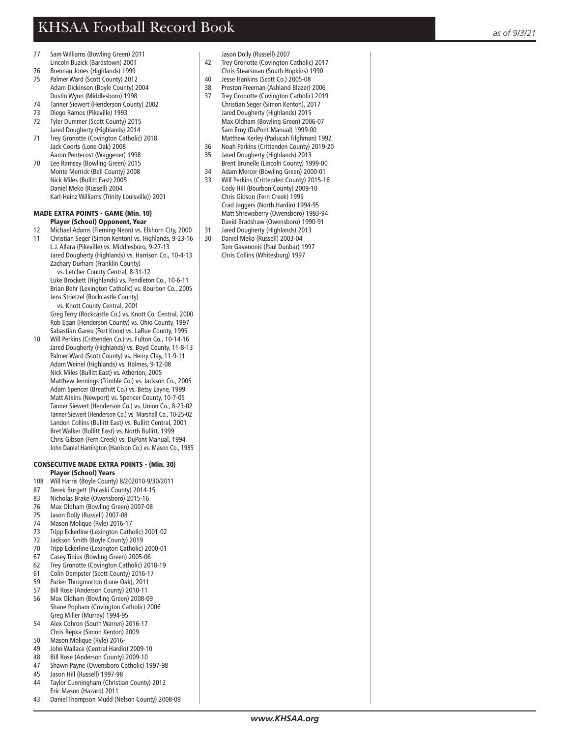77 Sam Williams (Bowling Green) 2011
Lincoln Buzick (Bardstown) 2001
76 Brennan Jones (Highlands) 1999
75 Palmer Ward (Scott County) 2012
Adam Dickinson (Boyle County) 2004
Dustin Wynn (Middlesboro) 1998
74 Tanner Siewert (Henderson County) 2002
73 Diego Ramos (Pikeville) 1993
72 Tyler Dummer (Scott County) 2015
Jared Dougherty (Highlands) 2014
71 Trey Gronotte (Covington Catholic) 2018
Jack Coorts (Lone Oak) 2008
Aaron Pentecost (Waggener) 1998
70 Lee Ramsey (Bowling Green) 2015
Monte Merrick (Bell County) 2008
Nick Miles (Bullitt East) 2005
Daniel Meko (Russell) 2004
Karl-Heinz Williams (Trinity Louisville)) 2001

### MADE EXTRA POINTS - GAME (Min. 10)
**Player (School) Opponent, Year**

12 Michael Adams (Fleming-Neon) vs. Elkhorn City, 2000
11 Christian Seger (Simon Kenton) vs. Highlands, 9-23-16
L.J. Allara (Pikeville) vs. Middlesboro, 9-27-13
Jared Dougherty (Highlands) vs. Harrison Co., 10-4-13
Zachary Durham (Franklin County) vs. Letcher County Central, 8-31-12
Luke Brockett (Highlands) vs. Pendleton Co., 10-6-11
Brian Behr (Lexington Catholic) vs. Bourbon Co., 2005
Jens Strietzel (Rockcastle County) vs. Knott County Central, 2001
Greg Terry (Rockcastle Co.) vs. Knott Co. Central, 2000
Rob Egan (Henderson County) vs. Ohio County, 1997
Sabastian Gareu (Fort Knox) vs. LaRue County, 1995
10 Will Perkins (Crittenden Co.) vs. Fulton Co., 10-14-16
Jared Dougherty (Highlands) vs. Boyd County, 11-8-13
Palmer Ward (Scott County) vs. Henry Clay, 11-9-11
Adam Weinel (Highlands) vs. Holmes, 9-12-08
Nick Miles (Bullitt East) vs. Atherton, 2005
Matthew Jennings (Trimble Co.) vs. Jackson Co., 2005
Adam Spencer (Breathitt Co.) vs. Betsy Layne, 1999
Matt Atkins (Newport) vs. Spencer County, 10-7-05
Tanner Siewert (Henderson Co.) vs. Union Co., 8-23-02
Tanner Siewert (Henderson Co.) vs. Marshall Co., 10-25-02
Landon Collins (Bullitt East) vs. Bullitt Central, 2001
Bret Walker (Bullitt East) vs. North Bullitt, 1999
Chris Gibson (Fern Creek) vs. DuPont Manual, 1994
John Daniel Harrington (Harrison Co.) vs. Mason Co., 1985

### CONSECUTIVE MADE EXTRA POINTS - (Min. 30)
**Player (School) Years**

108 Will Harris (Boyle County) 8/202010-9/30/2011
87 Derek Burgett (Pulaski County) 2014-15
83 Nicholas Brake (Owensboro) 2015-16
76 Max Oldham (Bowling Green) 2007-08
75 Jason Dolly (Russell) 2007-08
74 Mason Molique (Ryle) 2016-17
73 Tripp Eckerline (Lexington Catholic) 2001-02
72 Jackson Smith (Boyle County) 2019
70 Tripp Eckerline (Lexington Catholic) 2000-01
67 Casey Tinius (Bowling Green) 2005-06
62 Trey Gronotte (Covington Catholic) 2018-19
61 Colin Dempster (Scott County) 2016-17
59 Parker Throgmorton (Lone Oak), 2011
57 Bill Rose (Anderson County) 2010-11
56 Max Oldham (Bowling Green) 2008-09
Shane Popham (Covington Catholic) 2006
Greg Miller (Murray) 1994-95
54 Alex Cohron (South Warren) 2016-17
Chris Repka (Simon Kenton) 2009
50 Mason Molique (Ryle) 2016-
49 John Wallace (Central Hardin) 2009-10
48 Bill Rose (Anderson County) 2009-10
47 Shawn Payne (Owensboro Catholic) 1997-98
45 Jason Hill (Russell) 1997-98
44 Taylor Cunningham (Christian County) 2012
Eric Mason (Hazard) 2011
43 Daniel Thompson Mudd (Nelson County) 2008-09
Jason Dolly (Russell) 2007
42 Trey Gronotte (Covington Catholic) 2017
Chris Stearsman (South Hopkins) 1990
40 Jesse Hankins (Scott Co.) 2005-08
38 Preston Freeman (Ashland Blazer) 2006
37 Trey Gronotte (Covington Catholic) 2019
Christian Seger (Simon Kenton), 2017
Jared Dougherty (Highlands) 2015
Max Oldham (Bowling Green) 2006-07
Sam Erny (DuPont Manual) 1999-00
Matthew Kerley (Paducah Tilghman) 1992
36 Noah Perkins (Crittenden County) 2019-20
35 Jared Dougherty (Highlands) 2013
Brent Brunelle (Lincoln County) 1999-00
34 Adam Mercer (Bowling Green) 2000-01
33 Will Perkins (Crittenden County) 2015-16
Cody Hill (Bourbon County) 2009-10
Chris Gibson (Fern Creek) 1995
Crad Jaggers (North Hardin) 1994-95
Matt Shrewsberry (Owensboro) 1993-94
David Bradshaw (Owensboro) 1990-91
31 Jared Dougherty (Highlands) 2013
30 Daniel Meko (Russell) 2003-04
Tom Gavenonis (Paul Dunbar) 1997
Chris Collins (Whitesburg) 1997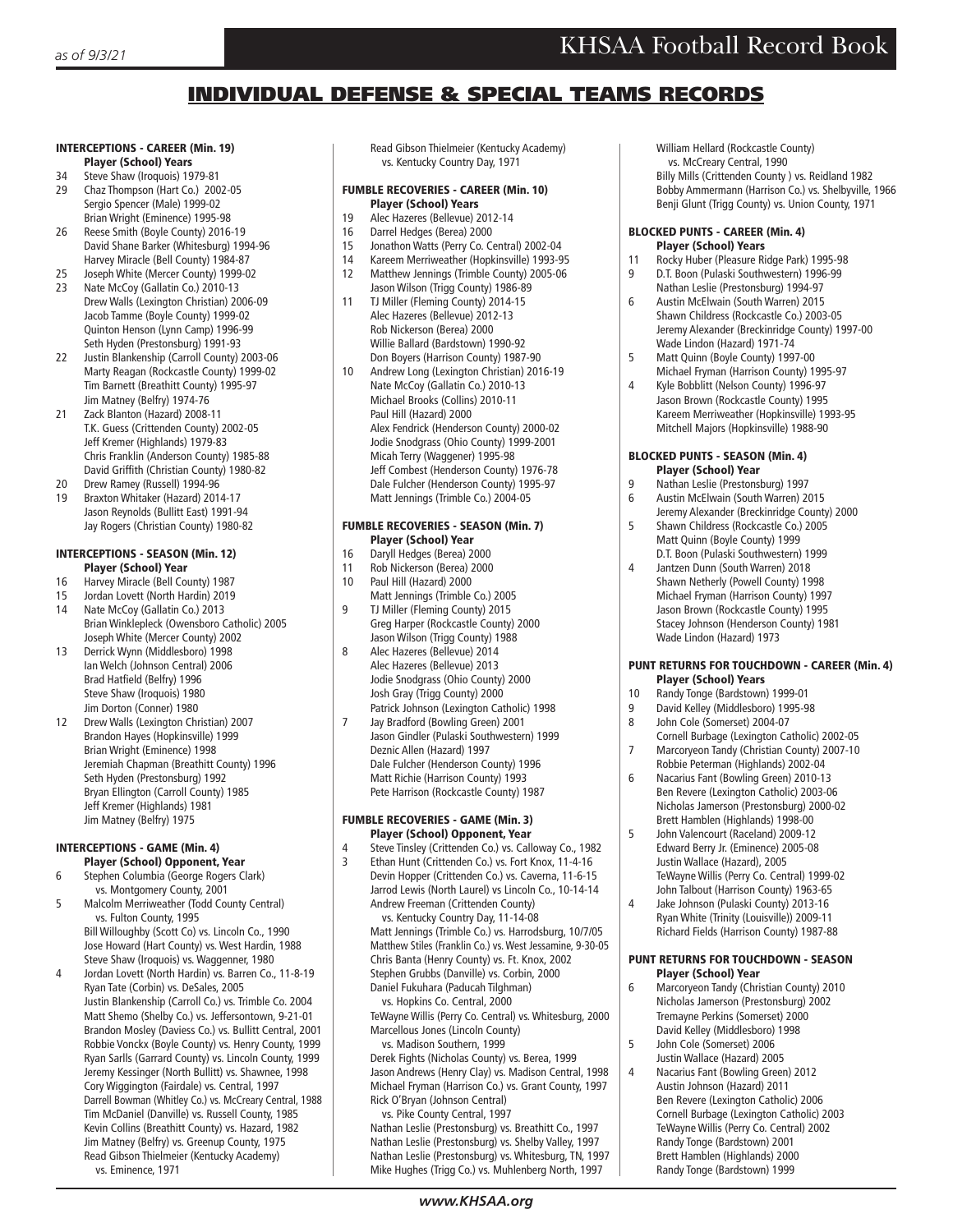# INDIVIDUAL DEFENSE & SPECIAL TEAMS RECORDS

### INTERCEPTIONS - CAREER (Min. 19)

**Player (School) Years**

34 Steve Shaw (Iroquois) 1979-81
29 Chaz Thompson (Hart Co.) 2002-05
Sergio Spencer (Male) 1999-02
Brian Wright (Eminence) 1995-98
26 Reese Smith (Boyle County) 2016-19
David Shane Barker (Whitesburg) 1994-96
Harvey Miracle (Bell County) 1984-87
25 Joseph White (Mercer County) 1999-02
23 Nate McCoy (Gallatin Co.) 2010-13
Drew Walls (Lexington Christian) 2006-09
Jacob Tamme (Boyle County) 1999-02
Quinton Henson (Lynn Camp) 1996-99
Seth Hyden (Prestonsburg) 1991-93
22 Justin Blankenship (Carroll County) 2003-06
Marty Reagan (Rockcastle County) 1999-02
Tim Barnett (Breathitt County) 1995-97
Jim Matney (Belfry) 1974-76
21 Zack Blanton (Hazard) 2008-11
T.K. Guess (Crittenden County) 2002-05
Jeff Kremer (Highlands) 1979-83
Chris Franklin (Anderson County) 1985-88
David Griffith (Christian County) 1980-82
20 Drew Ramey (Russell) 1994-96
19 Braxton Whitaker (Hazard) 2014-17
Jason Reynolds (Bullitt East) 1991-94
Jay Rogers (Christian County) 1980-82

### INTERCEPTIONS - SEASON (Min. 12)

**Player (School) Year**

16 Harvey Miracle (Bell County) 1987
15 Jordan Lovett (North Hardin) 2019
14 Nate McCoy (Gallatin Co.) 2013
Brian Winklepleck (Owensboro Catholic) 2005
Joseph White (Mercer County) 2002
13 Derrick Wynn (Middlesboro) 1998
Ian Welch (Johnson Central) 2006
Brad Hatfield (Belfry) 1996
Steve Shaw (Iroquois) 1980
Jim Dorton (Conner) 1980
12 Drew Walls (Lexington Christian) 2007
Brandon Hayes (Hopkinsville) 1999
Brian Wright (Eminence) 1998
Jeremiah Chapman (Breathitt County) 1996
Seth Hyden (Prestonsburg) 1992
Bryan Ellington (Carroll County) 1985
Jeff Kremer (Highlands) 1981
Jim Matney (Belfry) 1975

### INTERCEPTIONS - GAME (Min. 4)

**Player (School) Opponent, Year**

6 Stephen Columbia (George Rogers Clark) vs. Montgomery County, 2001
5 Malcolm Merriweather (Todd County Central) vs. Fulton County, 1995
Bill Willoughby (Scott Co) vs. Lincoln Co., 1990
Jose Howard (Hart County) vs. West Hardin, 1988
Steve Shaw (Iroquois) vs. Waggenner, 1980
4 Jordan Lovett (North Hardin) vs. Barren Co., 11-8-19
Ryan Tate (Corbin) vs. DeSales, 2005
Justin Blankenship (Carroll Co.) vs. Trimble Co. 2004
Matt Shemo (Shelby Co.) vs. Jeffersontown, 9-21-01
Brandon Mosley (Daviess Co.) vs. Bullitt Central, 2001
Robbie Vonckx (Boyle County) vs. Henry County, 1999
Ryan Sarlls (Garrard County) vs. Lincoln County, 1999
Jeremy Kessinger (North Bullitt) vs. Shawnee, 1998
Cory Wiggington (Fairdale) vs. Central, 1997
Darrell Bowman (Whitley Co.) vs. McCreary Central, 1988
Tim McDaniel (Danville) vs. Russell County, 1985
Kevin Collins (Breathitt County) vs. Hazard, 1982
Jim Matney (Belfry) vs. Greenup County, 1975
Read Gibson Thielmeier (Kentucky Academy) vs. Eminence, 1971
Read Gibson Thielmeier (Kentucky Academy) vs. Kentucky Country Day, 1971

### FUMBLE RECOVERIES - CAREER (Min. 10)

**Player (School) Years**

19 Alec Hazeres (Bellevue) 2012-14
16 Darrel Hedges (Berea) 2000
15 Jonathon Watts (Perry Co. Central) 2002-04
14 Kareem Merriweather (Hopkinsville) 1993-95
12 Matthew Jennings (Trimble County) 2005-06
Jason Wilson (Trigg County) 1986-89
11 TJ Miller (Fleming County) 2014-15
Alec Hazeres (Bellevue) 2012-13
Rob Nickerson (Berea) 2000
Willie Ballard (Bardstown) 1990-92
Don Boyers (Harrison County) 1987-90
10 Andrew Long (Lexington Christian) 2016-19
Nate McCoy (Gallatin Co.) 2010-13
Michael Brooks (Collins) 2010-11
Paul Hill (Hazard) 2000
Alex Fendrick (Henderson County) 2000-02
Jodie Snodgrass (Ohio County) 1999-2001
Micah Terry (Waggener) 1995-98
Jeff Combest (Henderson County) 1976-78
Dale Fulcher (Henderson County) 1995-97
Matt Jennings (Trimble Co.) 2004-05

### FUMBLE RECOVERIES - SEASON (Min. 7)

**Player (School) Year**

16 Daryll Hedges (Berea) 2000
11 Rob Nickerson (Berea) 2000
10 Paul Hill (Hazard) 2000
Matt Jennings (Trimble Co.) 2005
9 TJ Miller (Fleming County) 2015
Greg Harper (Rockcastle County) 2000
Jason Wilson (Trigg County) 1988
8 Alec Hazeres (Bellevue) 2014
Alec Hazeres (Bellevue) 2013
Jodie Snodgrass (Ohio County) 2000
Josh Gray (Trigg County) 2000
Patrick Johnson (Lexington Catholic) 1998
7 Jay Bradford (Bowling Green) 2001
Jason Gindler (Pulaski Southwestern) 1999
Deznic Allen (Hazard) 1997
Dale Fulcher (Henderson County) 1996
Matt Richie (Harrison County) 1993
Pete Harrison (Rockcastle County) 1987

### FUMBLE RECOVERIES - GAME (Min. 3)

**Player (School) Opponent, Year**

4 Steve Tinsley (Crittenden Co.) vs. Calloway Co., 1982
3 Ethan Hunt (Crittenden Co.) vs. Fort Knox, 11-4-16
Devin Hopper (Crittenden Co.) vs. Caverna, 11-6-15
Jarrod Lewis (North Laurel) vs Lincoln Co., 10-14-14
Andrew Freeman (Crittenden County) vs. Kentucky Country Day, 11-14-08
Matt Jennings (Trimble Co.) vs. Harrodsburg, 10/7/05
Matthew Stiles (Franklin Co.) vs. West Jessamine, 9-30-05
Chris Banta (Henry County) vs. Ft. Knox, 2002
Stephen Grubbs (Danville) vs. Corbin, 2000
Daniel Fukuhara (Paducah Tilghman) vs. Hopkins Co. Central, 2000
TeWayne Willis (Perry Co. Central) vs. Whitesburg, 2000
Marcellous Jones (Lincoln County) vs. Madison Southern, 1999
Derek Fights (Nicholas County) vs. Berea, 1999
Jason Andrews (Henry Clay) vs. Madison Central, 1998
Michael Fryman (Harrison Co.) vs. Grant County, 1997
Rick O'Bryan (Johnson Central) vs. Pike County Central, 1997
Nathan Leslie (Prestonsburg) vs. Breathitt Co., 1997
Nathan Leslie (Prestonsburg) vs. Shelby Valley, 1997
Nathan Leslie (Prestonsburg) vs. Whitesburg, TN, 1997
Mike Hughes (Trigg Co.) vs. Muhlenberg North, 1997
William Hellard (Rockcastle County) vs. McCreary Central, 1990
Billy Mills (Crittenden County ) vs. Reidland 1982
Bobby Ammermann (Harrison Co.) vs. Shelbyville, 1966
Benji Glunt (Trigg County) vs. Union County, 1971

### BLOCKED PUNTS - CAREER (Min. 4)

**Player (School) Years**

11 Rocky Huber (Pleasure Ridge Park) 1995-98
9 D.T. Boon (Pulaski Southwestern) 1996-99
Nathan Leslie (Prestonsburg) 1994-97
6 Austin McElwain (South Warren) 2015
Shawn Childress (Rockcastle Co.) 2003-05
Jeremy Alexander (Breckinridge County) 1997-00
Wade Lindon (Hazard) 1971-74
5 Matt Quinn (Boyle County) 1997-00
Michael Fryman (Harrison County) 1995-97
4 Kyle Bobblitt (Nelson County) 1996-97
Jason Brown (Rockcastle County) 1995
Kareem Merriweather (Hopkinsville) 1993-95
Mitchell Majors (Hopkinsville) 1988-90

### BLOCKED PUNTS - SEASON (Min. 4)

**Player (School) Year**

9 Nathan Leslie (Prestonsburg) 1997
6 Austin McElwain (South Warren) 2015
Jeremy Alexander (Breckinridge County) 2000
5 Shawn Childress (Rockcastle Co.) 2005
Matt Quinn (Boyle County) 1999
D.T. Boon (Pulaski Southwestern) 1999
4 Jantzen Dunn (South Warren) 2018
Shawn Netherly (Powell County) 1998
Michael Fryman (Harrison County) 1997
Jason Brown (Rockcastle County) 1995
Stacey Johnson (Henderson County) 1981
Wade Lindon (Hazard) 1973

### PUNT RETURNS FOR TOUCHDOWN - CAREER (Min. 4)

**Player (School) Years**

10 Randy Tonge (Bardstown) 1999-01
9 David Kelley (Middlesboro) 1995-98
8 John Cole (Somerset) 2004-07
Cornell Burbage (Lexington Catholic) 2002-05
7 Marcoryeon Tandy (Christian County) 2007-10
Robbie Peterman (Highlands) 2002-04
6 Nacarius Fant (Bowling Green) 2010-13
Ben Revere (Lexington Catholic) 2003-06
Nicholas Jamerson (Prestonsburg) 2000-02
Brett Hamblen (Highlands) 1998-00
5 John Valencourt (Raceland) 2009-12
Edward Berry Jr. (Eminence) 2005-08
Justin Wallace (Hazard), 2005
TeWayne Willis (Perry Co. Central) 1999-02
John Talbout (Harrison County) 1963-65
4 Jake Johnson (Pulaski County) 2013-16
Ryan White (Trinity (Louisville)) 2009-11
Richard Fields (Harrison County) 1987-88

### PUNT RETURNS FOR TOUCHDOWN - SEASON

**Player (School) Year**

6 Marcoryeon Tandy (Christian County) 2010
Nicholas Jamerson (Prestonsburg) 2002
Tremayne Perkins (Somerset) 2000
David Kelley (Middlesboro) 1998
5 John Cole (Somerset) 2006
Justin Wallace (Hazard) 2005
4 Nacarius Fant (Bowling Green) 2012
Austin Johnson (Hazard) 2011
Ben Revere (Lexington Catholic) 2006
Cornell Burbage (Lexington Catholic) 2003
TeWayne Willis (Perry Co. Central) 2002
Randy Tonge (Bardstown) 2001
Brett Hamblen (Highlands) 2000
Randy Tonge (Bardstown) 1999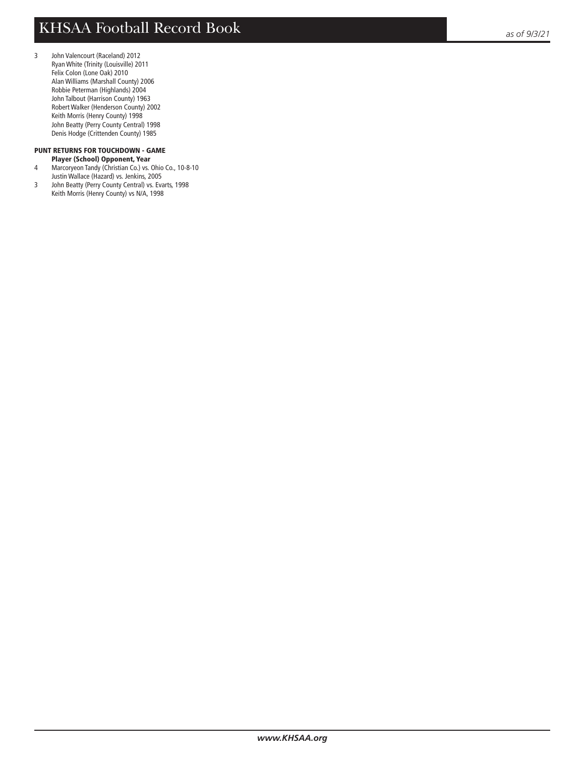3 John Valencourt (Raceland) 2012
Ryan White (Trinity (Louisville) 2011
Felix Colon (Lone Oak) 2010
Alan Williams (Marshall County) 2006
Robbie Peterman (Highlands) 2004
John Talbout (Harrison County) 1963
Robert Walker (Henderson County) 2002
Keith Morris (Henry County) 1998
John Beatty (Perry County Central) 1998
Denis Hodge (Crittenden County) 1985

**PUNT RETURNS FOR TOUCHDOWN - GAME**
**Player (School) Opponent, Year**

4 Marcoryeon Tandy (Christian Co.) vs. Ohio Co., 10-8-10
Justin Wallace (Hazard) vs. Jenkins, 2005

3 John Beatty (Perry County Central) vs. Evarts, 1998
Keith Morris (Henry County) vs N/A, 1998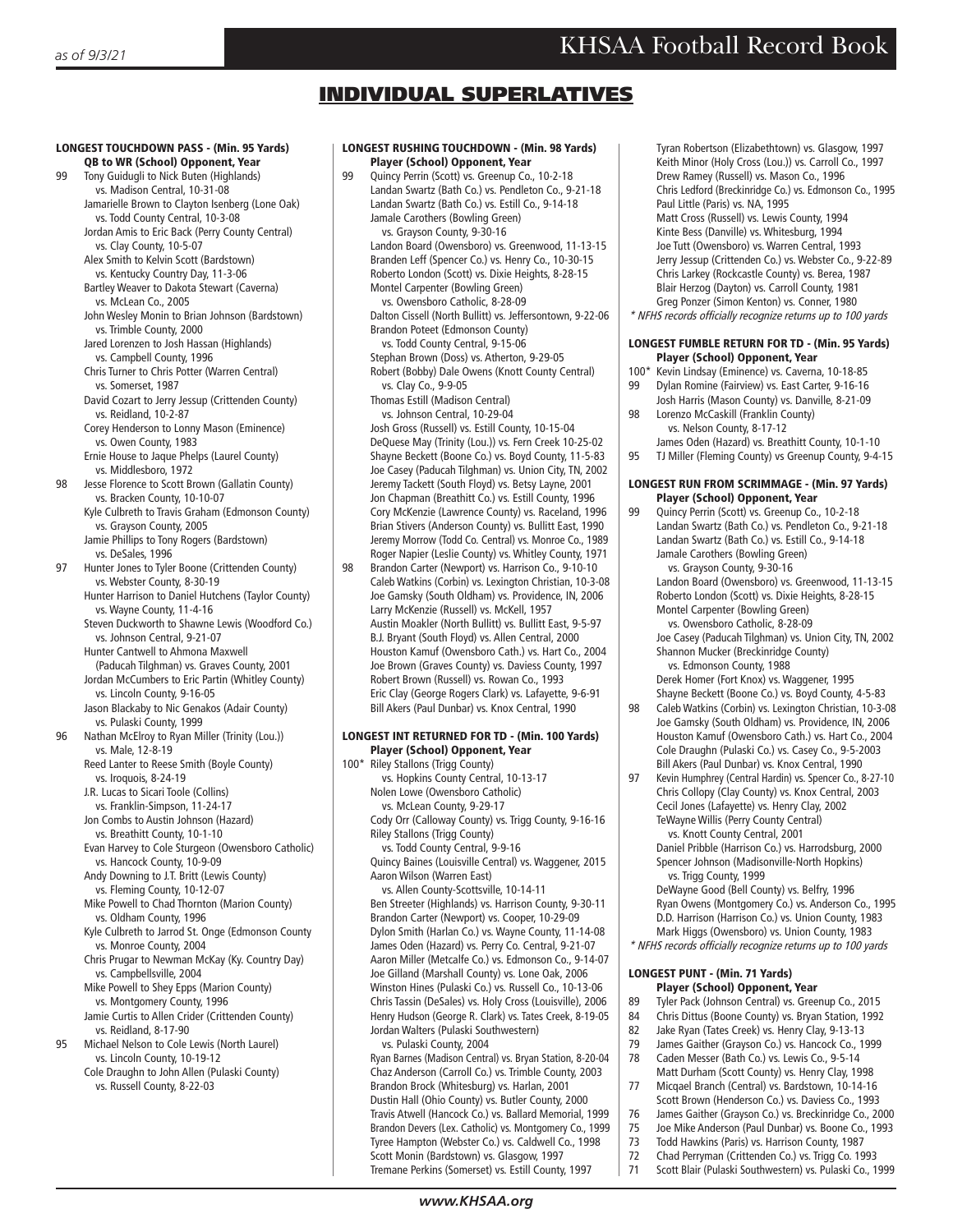# INDIVIDUAL SUPERLATIVES

### LONGEST TOUCHDOWN PASS - (Min. 95 Yards)
**QB to WR (School) Opponent, Year**

99 Tony Guidugli to Nick Buten (Highlands) vs. Madison Central, 10-31-08
Jamarielle Brown to Clayton Isenberg (Lone Oak) vs. Todd County Central, 10-3-08
Jordan Amis to Eric Back (Perry County Central) vs. Clay County, 10-5-07
Alex Smith to Kelvin Scott (Bardstown) vs. Kentucky Country Day, 11-3-06
Bartley Weaver to Dakota Stewart (Caverna) vs. McLean Co., 2005
John Wesley Monin to Brian Johnson (Bardstown) vs. Trimble County, 2000
Jared Lorenzen to Josh Hassan (Highlands) vs. Campbell County, 1996
Chris Turner to Chris Potter (Warren Central) vs. Somerset, 1987
David Cozart to Jerry Jessup (Crittenden County) vs. Reidland, 10-2-87
Corey Henderson to Lonny Mason (Eminence) vs. Owen County, 1983
Ernie House to Jaque Phelps (Laurel County) vs. Middlesboro, 1972

98 Jesse Florence to Scott Brown (Gallatin County) vs. Bracken County, 10-10-07
Kyle Culbreth to Travis Graham (Edmonson County) vs. Grayson County, 2005
Jamie Phillips to Tony Rogers (Bardstown) vs. DeSales, 1996

97 Hunter Jones to Tyler Boone (Crittenden County) vs. Webster County, 8-30-19
Hunter Harrison to Daniel Hutchens (Taylor County) vs. Wayne County, 11-4-16
Steven Duckworth to Shawne Lewis (Woodford Co.) vs. Johnson Central, 9-21-07
Hunter Cantwell to Ahmona Maxwell (Paducah Tilghman) vs. Graves County, 2001
Jordan McCumbers to Eric Partin (Whitley County) vs. Lincoln County, 9-16-05
Jason Blackaby to Nic Genakos (Adair County) vs. Pulaski County, 1999

96 Nathan McElroy to Ryan Miller (Trinity (Lou.)) vs. Male, 12-8-19
Reed Lanter to Reese Smith (Boyle County) vs. Iroquois, 8-24-19
J.R. Lucas to Sicari Toole (Collins) vs. Franklin-Simpson, 11-24-17
Jon Combs to Austin Johnson (Hazard) vs. Breathitt County, 10-1-10
Evan Harvey to Cole Sturgeon (Owensboro Catholic) vs. Hancock County, 10-9-09
Andy Downing to J.T. Britt (Lewis County) vs. Fleming County, 10-12-07
Mike Powell to Chad Thornton (Marion County) vs. Oldham County, 1996
Kyle Culbreth to Jarrod St. Onge (Edmonson County vs. Monroe County, 2004
Chris Prugar to Newman McKay (Ky. Country Day) vs. Campbellsville, 2004
Mike Powell to Shey Epps (Marion County) vs. Montgomery County, 1996
Jamie Curtis to Allen Crider (Crittenden County) vs. Reidland, 8-17-90

95 Michael Nelson to Cole Lewis (North Laurel) vs. Lincoln County, 10-19-12
Cole Draughn to John Allen (Pulaski County) vs. Russell County, 8-22-03

### LONGEST RUSHING TOUCHDOWN - (Min. 98 Yards)
**Player (School) Opponent, Year**

99 Quincy Perrin (Scott) vs. Greenup Co., 10-2-18
Landan Swartz (Bath Co.) vs. Pendleton Co., 9-21-18
Landan Swartz (Bath Co.) vs. Estill Co., 9-14-18
Jamale Carothers (Bowling Green) vs. Grayson County, 9-30-16
Landon Board (Owensboro) vs. Greenwood, 11-13-15
Branden Leff (Spencer Co.) vs. Henry Co., 10-30-15
Roberto London (Scott) vs. Dixie Heights, 8-28-15
Montel Carpenter (Bowling Green) vs. Owensboro Catholic, 8-28-09
Dalton Cissell (North Bullitt) vs. Jeffersontown, 9-22-06
Brandon Poteet (Edmonson County) vs. Todd County Central, 9-15-06
Stephan Brown (Doss) vs. Atherton, 9-29-05
Robert (Bobby) Dale Owens (Knott County Central) vs. Clay Co., 9-9-05
Thomas Estill (Madison Central) vs. Johnson Central, 10-29-04
Josh Gross (Russell) vs. Estill County, 10-15-04
DeQuese May (Trinity (Lou.)) vs. Fern Creek 10-25-02
Shayne Beckett (Boone Co.) vs. Boyd County, 11-5-83
Joe Casey (Paducah Tilghman) vs. Union City, TN, 2002
Jeremy Tackett (South Floyd) vs. Betsy Layne, 2001
Jon Chapman (Breathitt Co.) vs. Estill County, 1996
Cory McKenzie (Lawrence County) vs. Raceland, 1996
Brian Stivers (Anderson County) vs. Bullitt East, 1990
Jeremy Morrow (Todd Co. Central) vs. Monroe Co., 1989
Roger Napier (Leslie County) vs. Whitley County, 1971

98 Brandon Carter (Newport) vs. Harrison Co., 9-10-10
Caleb Watkins (Corbin) vs. Lexington Christian, 10-3-08
Joe Gamsky (South Oldham) vs. Providence, IN, 2006
Larry McKenzie (Russell) vs. McKell, 1957
Austin Moakler (North Bullitt) vs. Bullitt East, 9-5-97
B.J. Bryant (South Floyd) vs. Allen Central, 2000
Houston Kamuf (Owensboro Cath.) vs. Hart Co., 2004
Joe Brown (Graves County) vs. Daviess County, 1997
Robert Brown (Russell) vs. Rowan Co., 1993
Eric Clay (George Rogers Clark) vs. Lafayette, 9-6-91
Bill Akers (Paul Dunbar) vs. Knox Central, 1990

### LONGEST INT RETURNED FOR TD - (Min. 100 Yards)
**Player (School) Opponent, Year**

100* Riley Stallons (Trigg County) vs. Hopkins County Central, 10-13-17
Nolen Lowe (Owensboro Catholic) vs. McLean County, 9-29-17
Cody Orr (Calloway County) vs. Trigg County, 9-16-16
Riley Stallons (Trigg County) vs. Todd County Central, 9-9-16
Quincy Baines (Louisville Central) vs. Waggener, 2015
Aaron Wilson (Warren East) vs. Allen County-Scottsville, 10-14-11
Ben Streeter (Highlands) vs. Harrison County, 9-30-11
Brandon Carter (Newport) vs. Cooper, 10-29-09
Dylon Smith (Harlan Co.) vs. Wayne County, 11-14-08
James Oden (Hazard) vs. Perry Co. Central, 9-21-07
Aaron Miller (Metcalfe Co.) vs. Edmonson Co., 9-14-07
Joe Gilland (Marshall County) vs. Lone Oak, 2006
Winston Hines (Pulaski Co.) vs. Russell Co., 10-13-06
Chris Tassin (DeSales) vs. Holy Cross (Louisville), 2006
Henry Hudson (George R. Clark) vs. Tates Creek, 8-19-05
Jordan Walters (Pulaski Southwestern) vs. Pulaski County, 2004
Ryan Barnes (Madison Central) vs. Bryan Station, 8-20-04
Chaz Anderson (Carroll Co.) vs. Trimble County, 2003
Brandon Brock (Whitesburg) vs. Harlan, 2001
Dustin Hall (Ohio County) vs. Butler County, 2000
Travis Atwell (Hancock Co.) vs. Ballard Memorial, 1999
Brandon Devers (Lex. Catholic) vs. Montgomery Co., 1999
Tyree Hampton (Webster Co.) vs. Caldwell Co., 1998
Scott Monin (Bardstown) vs. Glasgow, 1997
Tremane Perkins (Somerset) vs. Estill County, 1997
Tyran Robertson (Elizabethtown) vs. Glasgow, 1997
Keith Minor (Holy Cross (Lou.)) vs. Carroll Co., 1997
Drew Ramey (Russell) vs. Mason Co., 1996
Chris Ledford (Breckinridge Co.) vs. Edmonson Co., 1995
Paul Little (Paris) vs. NA, 1995
Matt Cross (Russell) vs. Lewis County, 1994
Kinte Bess (Danville) vs. Whitesburg, 1994
Joe Tutt (Owensboro) vs. Warren Central, 1993
Jerry Jessup (Crittenden Co.) vs. Webster Co., 9-22-89
Chris Larkey (Rockcastle County) vs. Berea, 1987
Blair Herzog (Dayton) vs. Carroll County, 1981
Greg Ponzer (Simon Kenton) vs. Conner, 1980

*\* NFHS records officially recognize returns up to 100 yards*

### LONGEST FUMBLE RETURN FOR TD - (Min. 95 Yards)
**Player (School) Opponent, Year**

100* Kevin Lindsay (Eminence) vs. Caverna, 10-18-85
99 Dylan Romine (Fairview) vs. East Carter, 9-16-16
Josh Harris (Mason County) vs. Danville, 8-21-09
98 Lorenzo McCaskill (Franklin County) vs. Nelson County, 8-17-12
James Oden (Hazard) vs. Breathitt County, 10-1-10
95 TJ Miller (Fleming County) vs Greenup County, 9-4-15

### LONGEST RUN FROM SCRIMMAGE - (Min. 97 Yards)
**Player (School) Opponent, Year**

99 Quincy Perrin (Scott) vs. Greenup Co., 10-2-18
Landan Swartz (Bath Co.) vs. Pendleton Co., 9-21-18
Landan Swartz (Bath Co.) vs. Estill Co., 9-14-18
Jamale Carothers (Bowling Green) vs. Grayson County, 9-30-16
Landon Board (Owensboro) vs. Greenwood, 11-13-15
Roberto London (Scott) vs. Dixie Heights, 8-28-15
Montel Carpenter (Bowling Green) vs. Owensboro Catholic, 8-28-09
Joe Casey (Paducah Tilghman) vs. Union City, TN, 2002
Shannon Mucker (Breckinridge County) vs. Edmonson County, 1988
Derek Homer (Fort Knox) vs. Waggener, 1995
Shayne Beckett (Boone Co.) vs. Boyd County, 4-5-83

98 Caleb Watkins (Corbin) vs. Lexington Christian, 10-3-08
Joe Gamsky (South Oldham) vs. Providence, IN, 2006
Houston Kamuf (Owensboro Cath.) vs. Hart Co., 2004
Cole Draughn (Pulaski Co.) vs. Casey Co., 9-5-2003
Bill Akers (Paul Dunbar) vs. Knox Central, 1990

97 Kevin Humphrey (Central Hardin) vs. Spencer Co., 8-27-10
Chris Collopy (Clay County) vs. Knox Central, 2003
Cecil Jones (Lafayette) vs. Henry Clay, 2002
TeWayne Willis (Perry County Central) vs. Knott County Central, 2001
Daniel Pribble (Harrison Co.) vs. Harrodsburg, 2000
Spencer Johnson (Madisonville-North Hopkins) vs. Trigg County, 1999
DeWayne Good (Bell County) vs. Belfry, 1996
Ryan Owens (Montgomery Co.) vs. Anderson Co., 1995
D.D. Harrison (Harrison Co.) vs. Union County, 1983
Mark Higgs (Owensboro) vs. Union County, 1983

*\* NFHS records officially recognize returns up to 100 yards*

### LONGEST PUNT - (Min. 71 Yards)
**Player (School) Opponent, Year**

89 Tyler Pack (Johnson Central) vs. Greenup Co., 2015
84 Chris Dittus (Boone County) vs. Bryan Station, 1992
82 Jake Ryan (Tates Creek) vs. Henry Clay, 9-13-13
79 James Gaither (Grayson Co.) vs. Hancock Co., 1999
78 Caden Messer (Bath Co.) vs. Lewis Co., 9-5-14
Matt Durham (Scott County) vs. Henry Clay, 1998
77 Micqael Branch (Central) vs. Bardstown, 10-14-16
Scott Brown (Henderson Co.) vs. Daviess Co., 1993
76 James Gaither (Grayson Co.) vs. Breckinridge Co., 2000
75 Joe Mike Anderson (Paul Dunbar) vs. Boone Co., 1993
73 Todd Hawkins (Paris) vs. Harrison County, 1987
72 Chad Perryman (Crittenden Co.) vs. Trigg Co. 1993
71 Scott Blair (Pulaski Southwestern) vs. Pulaski Co., 1999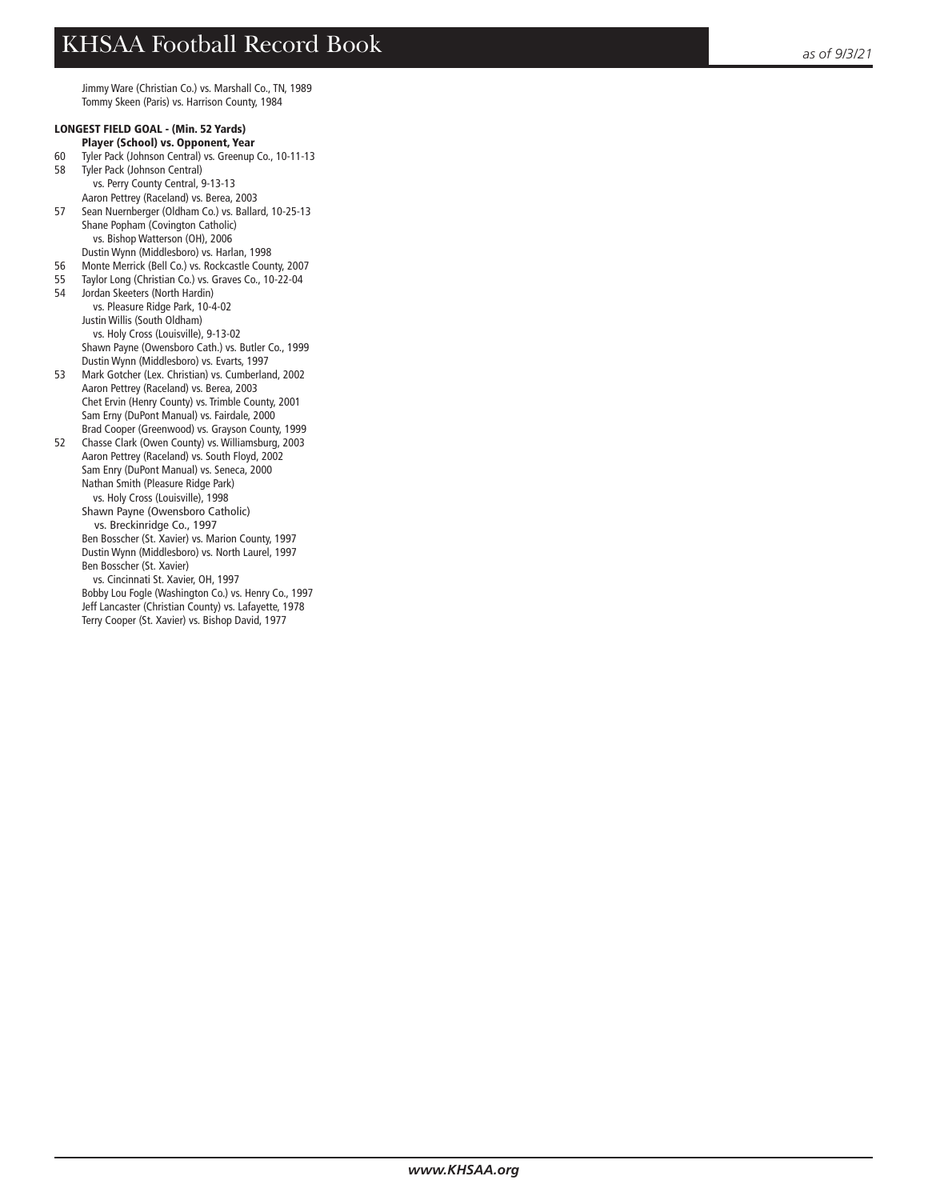Jimmy Ware (Christian Co.) vs. Marshall Co., TN, 1989
Tommy Skeen (Paris) vs. Harrison County, 1984

**LONGEST FIELD GOAL - (Min. 52 Yards)**

**Player (School) vs. Opponent, Year**

60 Tyler Pack (Johnson Central) vs. Greenup Co., 10-11-13

58 Tyler Pack (Johnson Central)
vs. Perry County Central, 9-13-13
Aaron Pettrey (Raceland) vs. Berea, 2003

57 Sean Nuernberger (Oldham Co.) vs. Ballard, 10-25-13
Shane Popham (Covington Catholic)
vs. Bishop Watterson (OH), 2006
Dustin Wynn (Middlesboro) vs. Harlan, 1998

56 Monte Merrick (Bell Co.) vs. Rockcastle County, 2007

55 Taylor Long (Christian Co.) vs. Graves Co., 10-22-04

54 Jordan Skeeters (North Hardin)
vs. Pleasure Ridge Park, 10-4-02
Justin Willis (South Oldham)
vs. Holy Cross (Louisville), 9-13-02
Shawn Payne (Owensboro Cath.) vs. Butler Co., 1999
Dustin Wynn (Middlesboro) vs. Evarts, 1997

53 Mark Gotcher (Lex. Christian) vs. Cumberland, 2002
Aaron Pettrey (Raceland) vs. Berea, 2003
Chet Ervin (Henry County) vs. Trimble County, 2001
Sam Erny (DuPont Manual) vs. Fairdale, 2000
Brad Cooper (Greenwood) vs. Grayson County, 1999

52 Chasse Clark (Owen County) vs. Williamsburg, 2003
Aaron Pettrey (Raceland) vs. South Floyd, 2002
Sam Enry (DuPont Manual) vs. Seneca, 2000
Nathan Smith (Pleasure Ridge Park)
vs. Holy Cross (Louisville), 1998
Shawn Payne (Owensboro Catholic)
vs. Breckinridge Co., 1997
Ben Bosscher (St. Xavier) vs. Marion County, 1997
Dustin Wynn (Middlesboro) vs. North Laurel, 1997
Ben Bosscher (St. Xavier)
vs. Cincinnati St. Xavier, OH, 1997
Bobby Lou Fogle (Washington Co.) vs. Henry Co., 1997
Jeff Lancaster (Christian County) vs. Lafayette, 1978
Terry Cooper (St. Xavier) vs. Bishop David, 1977